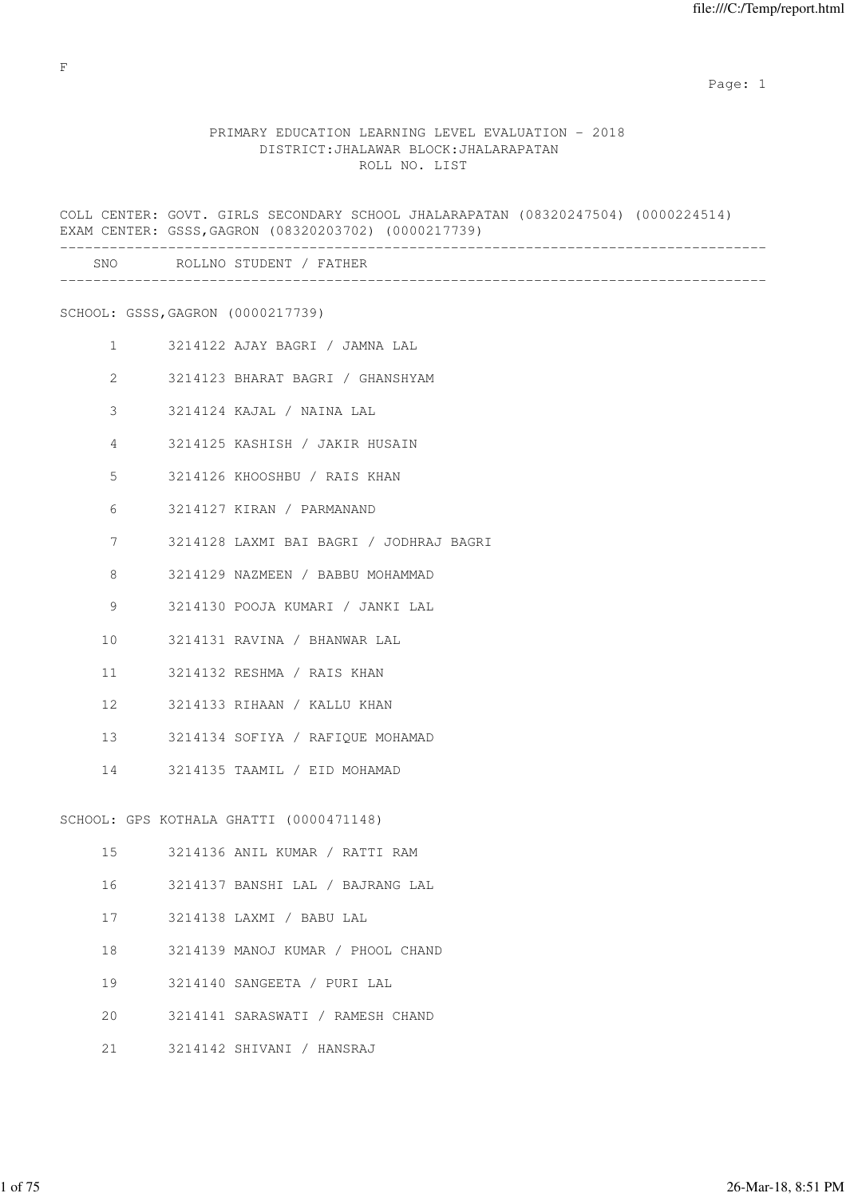F

PRIMARY EDUCATION LEARNING LEVEL EVALUATION - 2018
DISTRICT:JHALAWAR BLOCK:JHALARAPATAN
ROLL NO. LIST

COLL CENTER: GOVT. GIRLS SECONDARY SCHOOL JHALARAPATAN (08320247504) (0000224514)
EXAM CENTER: GSSS,GAGRON (08320203702) (0000217739)

| SNO | ROLLNO | STUDENT / FATHER |
|---|---|---|
| **SCHOOL: GSSS,GAGRON (0000217739)** | | |
| 1 | 3214122 | AJAY BAGRI / JAMNA LAL |
| 2 | 3214123 | BHARAT BAGRI / GHANSHYAM |
| 3 | 3214124 | KAJAL / NAINA LAL |
| 4 | 3214125 | KASHISH / JAKIR HUSAIN |
| 5 | 3214126 | KHOOSHBU / RAIS KHAN |
| 6 | 3214127 | KIRAN / PARMANAND |
| 7 | 3214128 | LAXMI BAI BAGRI / JODHRAJ BAGRI |
| 8 | 3214129 | NAZMEEN / BABBU MOHAMMAD |
| 9 | 3214130 | POOJA KUMARI / JANKI LAL |
| 10 | 3214131 | RAVINA / BHANWAR LAL |
| 11 | 3214132 | RESHMA / RAIS KHAN |
| 12 | 3214133 | RIHAAN / KALLU KHAN |
| 13 | 3214134 | SOFIYA / RAFIQUE MOHAMAD |
| 14 | 3214135 | TAAMIL / EID MOHAMAD |
| **SCHOOL: GPS KOTHALA GHATTI (0000471148)** | | |
| 15 | 3214136 | ANIL KUMAR / RATTI RAM |
| 16 | 3214137 | BANSHI LAL / BAJRANG LAL |
| 17 | 3214138 | LAXMI / BABU LAL |
| 18 | 3214139 | MANOJ KUMAR / PHOOL CHAND |
| 19 | 3214140 | SANGEETA / PURI LAL |
| 20 | 3214141 | SARASWATI / RAMESH CHAND |
| 21 | 3214142 | SHIVANI / HANSRAJ |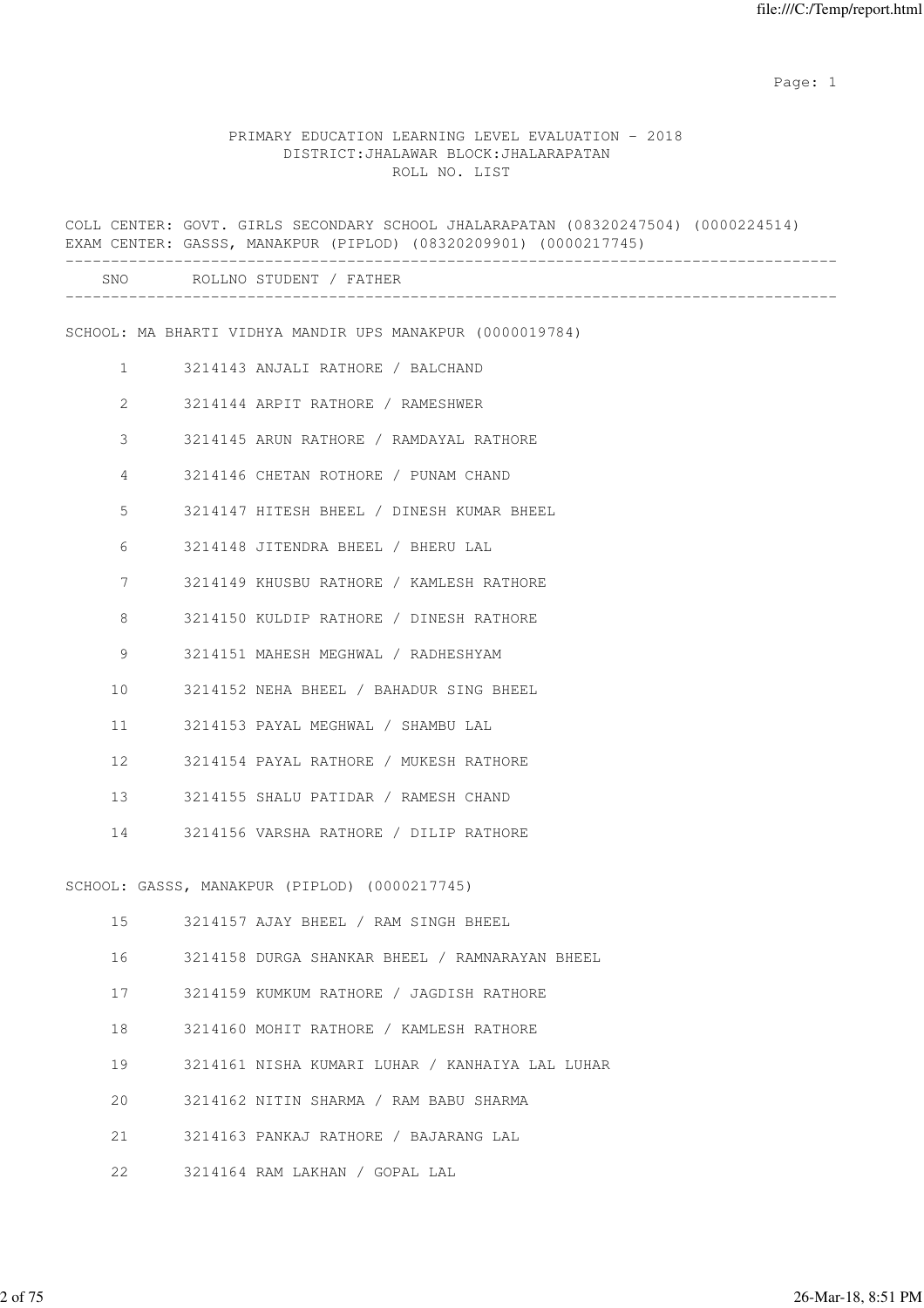PRIMARY EDUCATION LEARNING LEVEL EVALUATION - 2018
DISTRICT:JHALAWAR BLOCK:JHALARAPATAN
ROLL NO. LIST

COLL CENTER: GOVT. GIRLS SECONDARY SCHOOL JHALARAPATAN (08320247504) (0000224514)
EXAM CENTER: GASSS, MANAKPUR (PIPLOD) (08320209901) (0000217745)

| SNO | ROLLNO | STUDENT / FATHER |
|---|---|---|
| **SCHOOL: MA BHARTI VIDHYA MANDIR UPS MANAKPUR (0000019784)** | | |
| 1 | 3214143 | ANJALI RATHORE / BALCHAND |
| 2 | 3214144 | ARPIT RATHORE / RAMESHWER |
| 3 | 3214145 | ARUN RATHORE / RAMDAYAL RATHORE |
| 4 | 3214146 | CHETAN ROTHORE / PUNAM CHAND |
| 5 | 3214147 | HITESH BHEEL / DINESH KUMAR BHEEL |
| 6 | 3214148 | JITENDRA BHEEL / BHERU LAL |
| 7 | 3214149 | KHUSBU RATHORE / KAMLESH RATHORE |
| 8 | 3214150 | KULDIP RATHORE / DINESH RATHORE |
| 9 | 3214151 | MAHESH MEGHWAL / RADHESHYAM |
| 10 | 3214152 | NEHA BHEEL / BAHADUR SING BHEEL |
| 11 | 3214153 | PAYAL MEGHWAL / SHAMBU LAL |
| 12 | 3214154 | PAYAL RATHORE / MUKESH RATHORE |
| 13 | 3214155 | SHALU PATIDAR / RAMESH CHAND |
| 14 | 3214156 | VARSHA RATHORE / DILIP RATHORE |
| **SCHOOL: GASSS, MANAKPUR (PIPLOD) (0000217745)** | | |
| 15 | 3214157 | AJAY BHEEL / RAM SINGH BHEEL |
| 16 | 3214158 | DURGA SHANKAR BHEEL / RAMNARAYAN BHEEL |
| 17 | 3214159 | KUMKUM RATHORE / JAGDISH RATHORE |
| 18 | 3214160 | MOHIT RATHORE / KAMLESH RATHORE |
| 19 | 3214161 | NISHA KUMARI LUHAR / KANHAIYA LAL LUHAR |
| 20 | 3214162 | NITIN SHARMA / RAM BABU SHARMA |
| 21 | 3214163 | PANKAJ RATHORE / BAJARANG LAL |
| 22 | 3214164 | RAM LAKHAN / GOPAL LAL |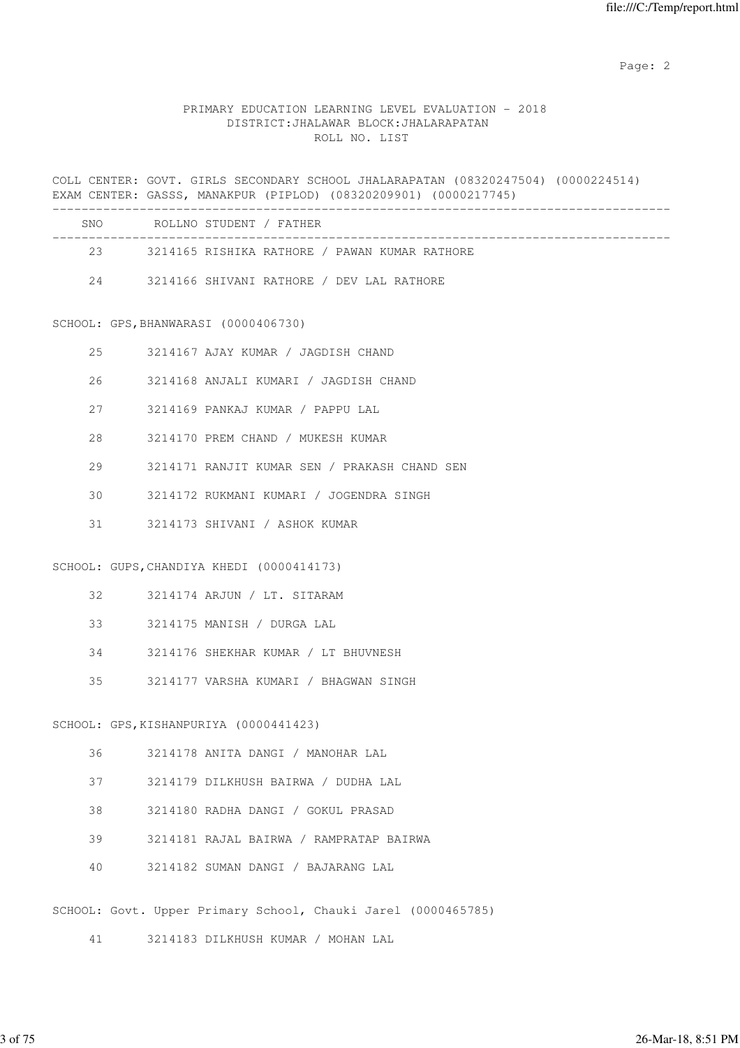PRIMARY EDUCATION LEARNING LEVEL EVALUATION - 2018
DISTRICT:JHALAWAR BLOCK:JHALARAPATAN
ROLL NO. LIST

COLL CENTER: GOVT. GIRLS SECONDARY SCHOOL JHALARAPATAN (08320247504) (0000224514)
EXAM CENTER: GASSS, MANAKPUR (PIPLOD) (08320209901) (0000217745)

| SNO | ROLLNO | STUDENT / FATHER |
|---|---|---|
| 23 | 3214165 | RISHIKA RATHORE / PAWAN KUMAR RATHORE |
| 24 | 3214166 | SHIVANI RATHORE / DEV LAL RATHORE |

SCHOOL: GPS,BHANWARASI (0000406730)

| SNO | ROLLNO | STUDENT / FATHER |
|---|---|---|
| 25 | 3214167 | AJAY KUMAR / JAGDISH CHAND |
| 26 | 3214168 | ANJALI KUMARI / JAGDISH CHAND |
| 27 | 3214169 | PANKAJ KUMAR / PAPPU LAL |
| 28 | 3214170 | PREM CHAND / MUKESH KUMAR |
| 29 | 3214171 | RANJIT KUMAR SEN / PRAKASH CHAND SEN |
| 30 | 3214172 | RUKMANI KUMARI / JOGENDRA SINGH |
| 31 | 3214173 | SHIVANI / ASHOK KUMAR |

SCHOOL: GUPS,CHANDIYA KHEDI (0000414173)

| SNO | ROLLNO | STUDENT / FATHER |
|---|---|---|
| 32 | 3214174 | ARJUN / LT. SITARAM |
| 33 | 3214175 | MANISH / DURGA LAL |
| 34 | 3214176 | SHEKHAR KUMAR / LT BHUVNESH |
| 35 | 3214177 | VARSHA KUMARI / BHAGWAN SINGH |

SCHOOL: GPS,KISHANPURIYA (0000441423)

| SNO | ROLLNO | STUDENT / FATHER |
|---|---|---|
| 36 | 3214178 | ANITA DANGI / MANOHAR LAL |
| 37 | 3214179 | DILKHUSH BAIRWA / DUDHA LAL |
| 38 | 3214180 | RADHA DANGI / GOKUL PRASAD |
| 39 | 3214181 | RAJAL BAIRWA / RAMPRATAP BAIRWA |
| 40 | 3214182 | SUMAN DANGI / BAJARANG LAL |

SCHOOL: Govt. Upper Primary School, Chauki Jarel (0000465785)

| SNO | ROLLNO | STUDENT / FATHER |
|---|---|---|
| 41 | 3214183 | DILKHUSH KUMAR / MOHAN LAL |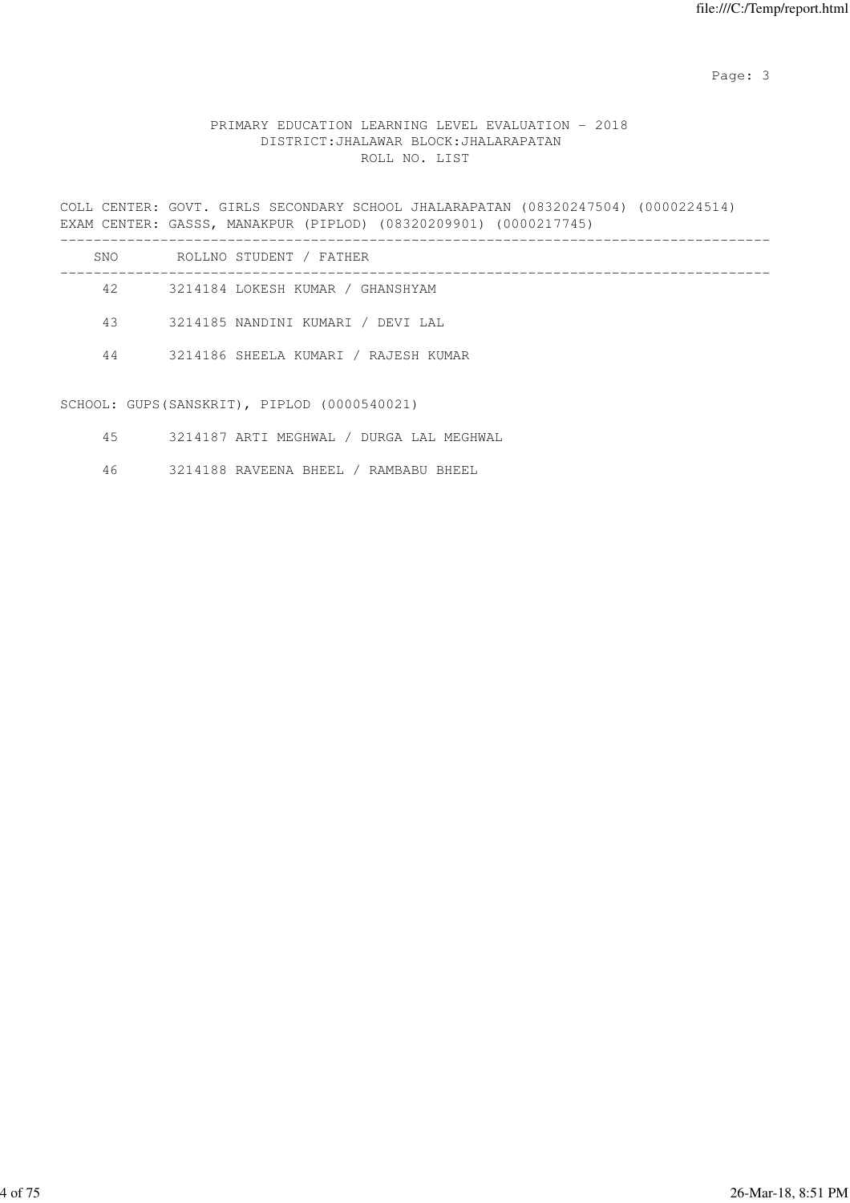PRIMARY EDUCATION LEARNING LEVEL EVALUATION - 2018
DISTRICT:JHALAWAR BLOCK:JHALARAPATAN
ROLL NO. LIST

COLL CENTER: GOVT. GIRLS SECONDARY SCHOOL JHALARAPATAN (08320247504) (0000224514)
EXAM CENTER: GASSS, MANAKPUR (PIPLOD) (08320209901) (0000217745)

| SNO | ROLLNO | STUDENT / FATHER |
|---|---|---|
| 42 | 3214184 | LOKESH KUMAR / GHANSHYAM |
| 43 | 3214185 | NANDINI KUMARI / DEVI LAL |
| 44 | 3214186 | SHEELA KUMARI / RAJESH KUMAR |

SCHOOL: GUPS(SANSKRIT), PIPLOD (0000540021)

| SNO | ROLLNO | STUDENT / FATHER |
|---|---|---|
| 45 | 3214187 | ARTI MEGHWAL / DURGA LAL MEGHWAL |
| 46 | 3214188 | RAVEENA BHEEL / RAMBABU BHEEL |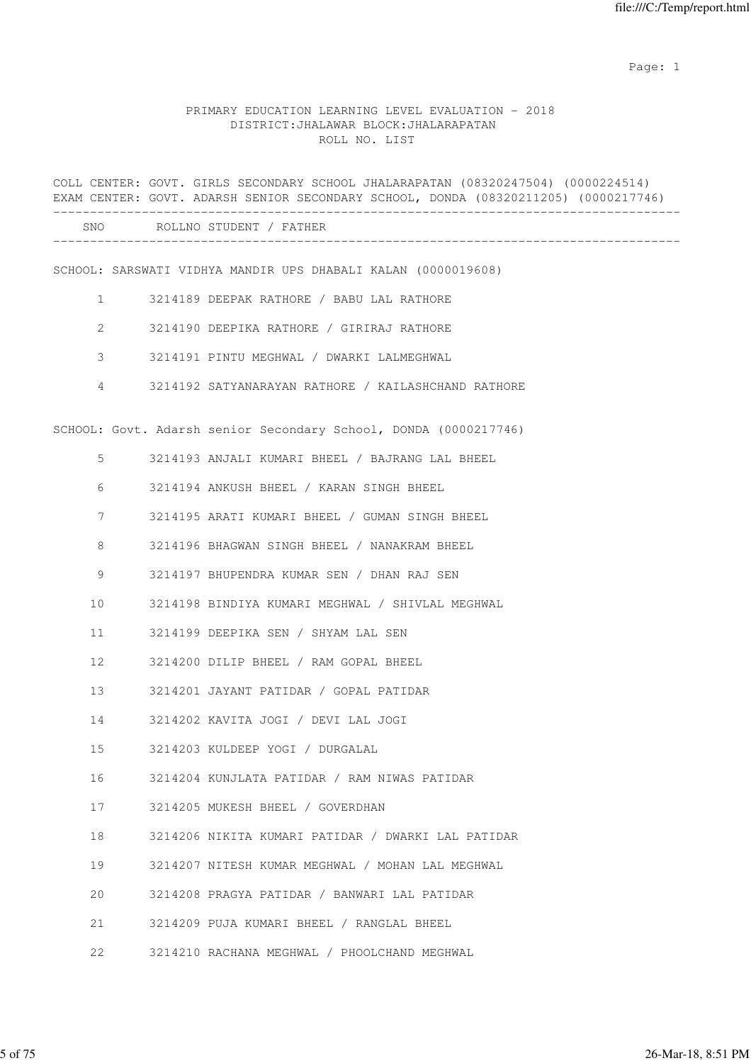PRIMARY EDUCATION LEARNING LEVEL EVALUATION - 2018
DISTRICT:JHALAWAR BLOCK:JHALARAPATAN
ROLL NO. LIST

COLL CENTER: GOVT. GIRLS SECONDARY SCHOOL JHALARAPATAN (08320247504) (0000224514)
EXAM CENTER: GOVT. ADARSH SENIOR SECONDARY SCHOOL, DONDA (08320211205) (0000217746)

| SNO | ROLLNO | STUDENT / FATHER |
|---|---|---|
| SCHOOL: SARSWATI VIDHYA MANDIR UPS DHABALI KALAN (0000019608) | | |
| 1 | 3214189 | DEEPAK RATHORE / BABU LAL RATHORE |
| 2 | 3214190 | DEEPIKA RATHORE / GIRIRAJ RATHORE |
| 3 | 3214191 | PINTU MEGHWAL / DWARKI LALMEGHWAL |
| 4 | 3214192 | SATYANARAYAN RATHORE / KAILASHCHAND RATHORE |
| SCHOOL: Govt. Adarsh senior Secondary School, DONDA (0000217746) | | |
| 5 | 3214193 | ANJALI KUMARI BHEEL / BAJRANG LAL BHEEL |
| 6 | 3214194 | ANKUSH BHEEL / KARAN SINGH BHEEL |
| 7 | 3214195 | ARATI KUMARI BHEEL / GUMAN SINGH BHEEL |
| 8 | 3214196 | BHAGWAN SINGH BHEEL / NANAKRAM BHEEL |
| 9 | 3214197 | BHUPENDRA KUMAR SEN / DHAN RAJ SEN |
| 10 | 3214198 | BINDIYA KUMARI MEGHWAL / SHIVLAL MEGHWAL |
| 11 | 3214199 | DEEPIKA SEN / SHYAM LAL SEN |
| 12 | 3214200 | DILIP BHEEL / RAM GOPAL BHEEL |
| 13 | 3214201 | JAYANT PATIDAR / GOPAL PATIDAR |
| 14 | 3214202 | KAVITA JOGI / DEVI LAL JOGI |
| 15 | 3214203 | KULDEEP YOGI / DURGALAL |
| 16 | 3214204 | KUNJLATA PATIDAR / RAM NIWAS PATIDAR |
| 17 | 3214205 | MUKESH BHEEL / GOVERDHAN |
| 18 | 3214206 | NIKITA KUMARI PATIDAR / DWARKI LAL PATIDAR |
| 19 | 3214207 | NITESH KUMAR MEGHWAL / MOHAN LAL MEGHWAL |
| 20 | 3214208 | PRAGYA PATIDAR / BANWARI LAL PATIDAR |
| 21 | 3214209 | PUJA KUMARI BHEEL / RANGLAL BHEEL |
| 22 | 3214210 | RACHANA MEGHWAL / PHOOLCHAND MEGHWAL |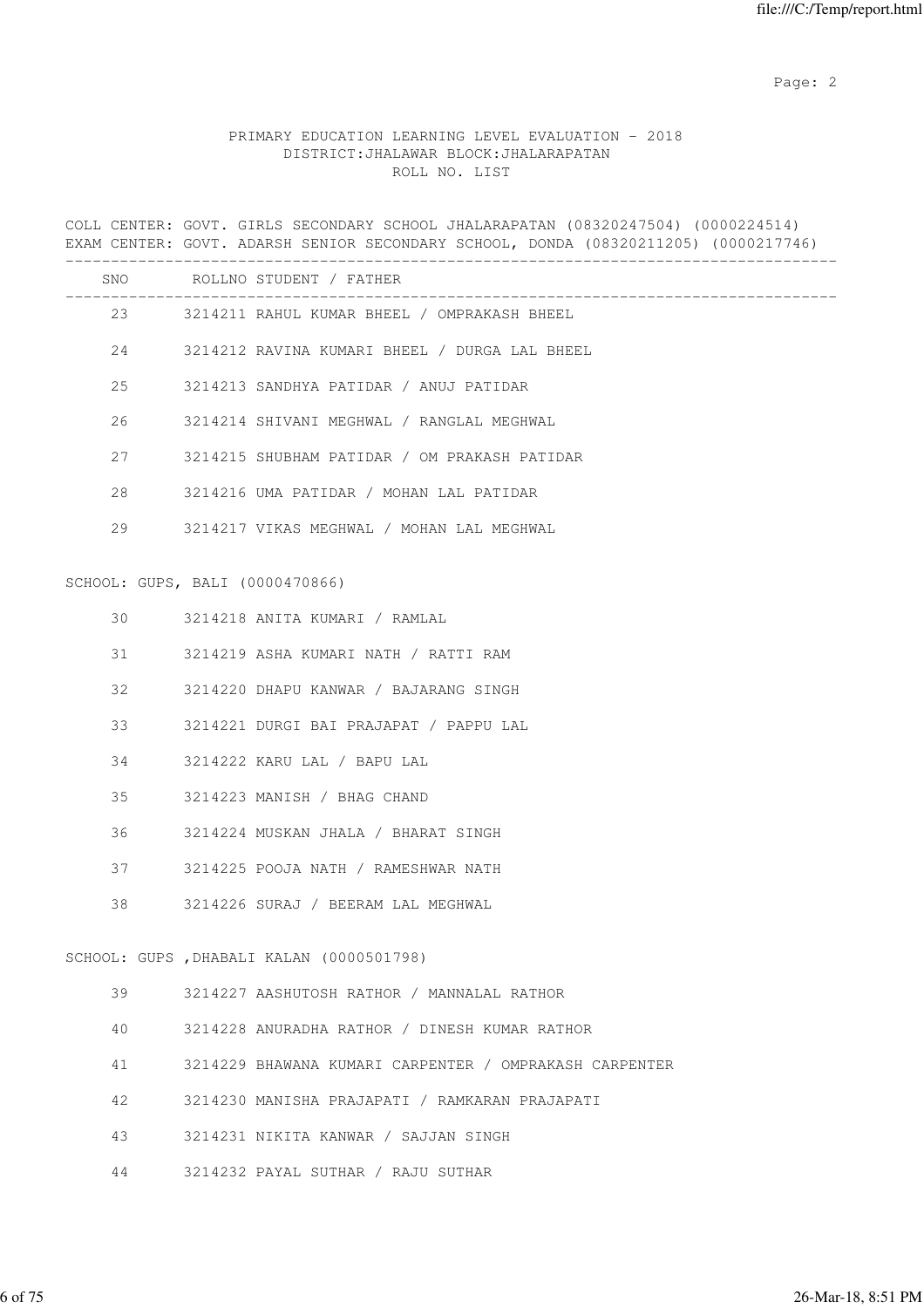PRIMARY EDUCATION LEARNING LEVEL EVALUATION - 2018
DISTRICT:JHALAWAR BLOCK:JHALARAPATAN
ROLL NO. LIST

COLL CENTER: GOVT. GIRLS SECONDARY SCHOOL JHALARAPATAN (08320247504) (0000224514)
EXAM CENTER: GOVT. ADARSH SENIOR SECONDARY SCHOOL, DONDA (08320211205) (0000217746)

| SNO | ROLLNO | STUDENT / FATHER |
|---|---|---|
| 23 | 3214211 | RAHUL KUMAR BHEEL / OMPRAKASH BHEEL |
| 24 | 3214212 | RAVINA KUMARI BHEEL / DURGA LAL BHEEL |
| 25 | 3214213 | SANDHYA PATIDAR / ANUJ PATIDAR |
| 26 | 3214214 | SHIVANI MEGHWAL / RANGLAL MEGHWAL |
| 27 | 3214215 | SHUBHAM PATIDAR / OM PRAKASH PATIDAR |
| 28 | 3214216 | UMA PATIDAR / MOHAN LAL PATIDAR |
| 29 | 3214217 | VIKAS MEGHWAL / MOHAN LAL MEGHWAL |

SCHOOL: GUPS, BALI (0000470866)

| SNO | ROLLNO | STUDENT / FATHER |
|---|---|---|
| 30 | 3214218 | ANITA KUMARI / RAMLAL |
| 31 | 3214219 | ASHA KUMARI NATH / RATTI RAM |
| 32 | 3214220 | DHAPU KANWAR / BAJARANG SINGH |
| 33 | 3214221 | DURGI BAI PRAJAPAT / PAPPU LAL |
| 34 | 3214222 | KARU LAL / BAPU LAL |
| 35 | 3214223 | MANISH / BHAG CHAND |
| 36 | 3214224 | MUSKAN JHALA / BHARAT SINGH |
| 37 | 3214225 | POOJA NATH / RAMESHWAR NATH |
| 38 | 3214226 | SURAJ / BEERAM LAL MEGHWAL |

SCHOOL: GUPS ,DHABALI KALAN (0000501798)

| SNO | ROLLNO | STUDENT / FATHER |
|---|---|---|
| 39 | 3214227 | AASHUTOSH RATHOR / MANNALAL RATHOR |
| 40 | 3214228 | ANURADHA RATHOR / DINESH KUMAR RATHOR |
| 41 | 3214229 | BHAWANA KUMARI CARPENTER / OMPRAKASH CARPENTER |
| 42 | 3214230 | MANISHA PRAJAPATI / RAMKARAN PRAJAPATI |
| 43 | 3214231 | NIKITA KANWAR / SAJJAN SINGH |
| 44 | 3214232 | PAYAL SUTHAR / RAJU SUTHAR |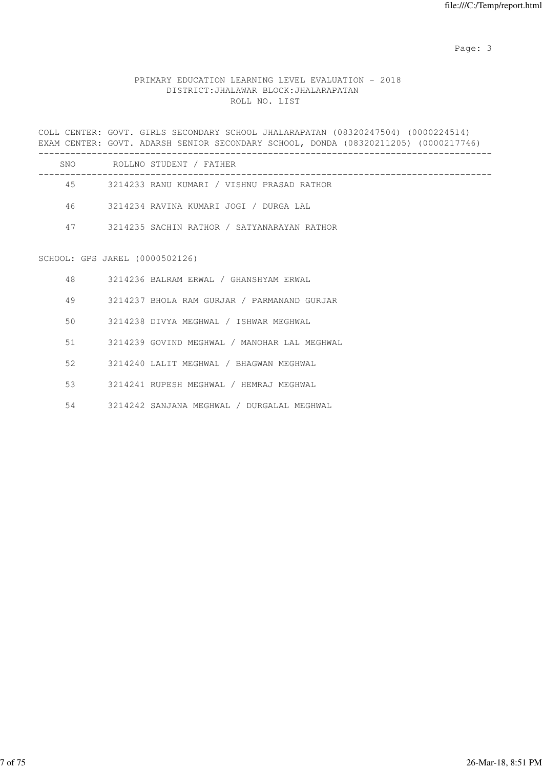PRIMARY EDUCATION LEARNING LEVEL EVALUATION - 2018
DISTRICT:JHALAWAR BLOCK:JHALARAPATAN
ROLL NO. LIST

COLL CENTER: GOVT. GIRLS SECONDARY SCHOOL JHALARAPATAN (08320247504) (0000224514)
EXAM CENTER: GOVT. ADARSH SENIOR SECONDARY SCHOOL, DONDA (08320211205) (0000217746)

| SNO | ROLLNO | STUDENT / FATHER |
|---|---|---|
| 45 | 3214233 | RANU KUMARI / VISHNU PRASAD RATHOR |
| 46 | 3214234 | RAVINA KUMARI JOGI / DURGA LAL |
| 47 | 3214235 | SACHIN RATHOR / SATYANARAYAN RATHOR |

SCHOOL: GPS JAREL (0000502126)

| SNO | ROLLNO | STUDENT / FATHER |
|---|---|---|
| 48 | 3214236 | BALRAM ERWAL / GHANSHYAM ERWAL |
| 49 | 3214237 | BHOLA RAM GURJAR / PARMANAND GURJAR |
| 50 | 3214238 | DIVYA MEGHWAL / ISHWAR MEGHWAL |
| 51 | 3214239 | GOVIND MEGHWAL / MANOHAR LAL MEGHWAL |
| 52 | 3214240 | LALIT MEGHWAL / BHAGWAN MEGHWAL |
| 53 | 3214241 | RUPESH MEGHWAL / HEMRAJ MEGHWAL |
| 54 | 3214242 | SANJANA MEGHWAL / DURGALAL MEGHWAL |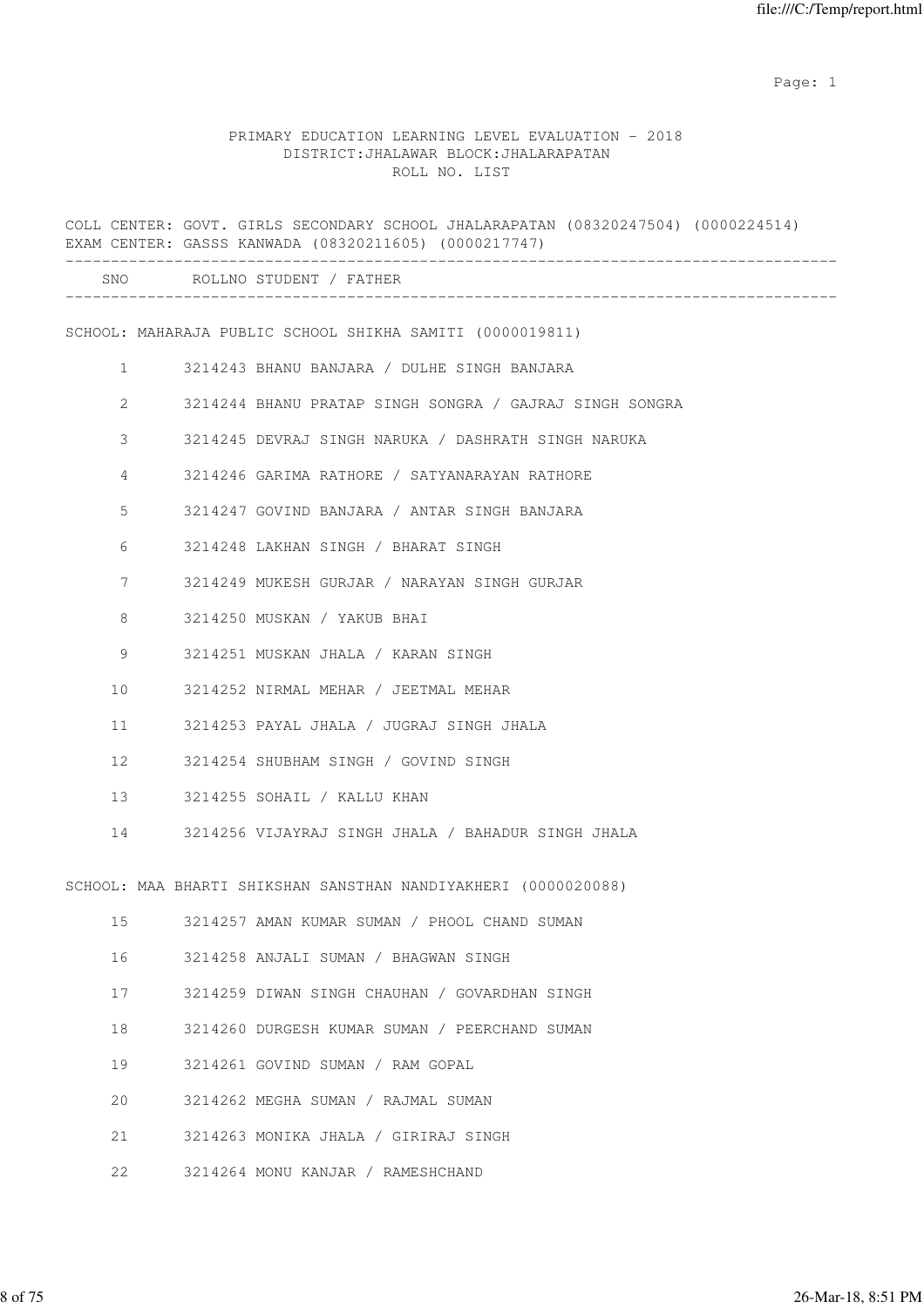PRIMARY EDUCATION LEARNING LEVEL EVALUATION - 2018
DISTRICT:JHALAWAR BLOCK:JHALARAPATAN
ROLL NO. LIST

COLL CENTER: GOVT. GIRLS SECONDARY SCHOOL JHALARAPATAN (08320247504) (0000224514)
EXAM CENTER: GASSS KANWADA (08320211605) (0000217747)

| SNO | ROLLNO | STUDENT / FATHER |
|---|---|---|

SCHOOL: MAHARAJA PUBLIC SCHOOL SHIKHA SAMITI (0000019811)

| SNO | ROLLNO | STUDENT / FATHER |
|---|---|---|
| 1 | 3214243 | BHANU BANJARA / DULHE SINGH BANJARA |
| 2 | 3214244 | BHANU PRATAP SINGH SONGRA / GAJRAJ SINGH SONGRA |
| 3 | 3214245 | DEVRAJ SINGH NARUKA / DASHRATH SINGH NARUKA |
| 4 | 3214246 | GARIMA RATHORE / SATYANARAYAN RATHORE |
| 5 | 3214247 | GOVIND BANJARA / ANTAR SINGH BANJARA |
| 6 | 3214248 | LAKHAN SINGH / BHARAT SINGH |
| 7 | 3214249 | MUKESH GURJAR / NARAYAN SINGH GURJAR |
| 8 | 3214250 | MUSKAN / YAKUB BHAI |
| 9 | 3214251 | MUSKAN JHALA / KARAN SINGH |
| 10 | 3214252 | NIRMAL MEHAR / JEETMAL MEHAR |
| 11 | 3214253 | PAYAL JHALA / JUGRAJ SINGH JHALA |
| 12 | 3214254 | SHUBHAM SINGH / GOVIND SINGH |
| 13 | 3214255 | SOHAIL / KALLU KHAN |
| 14 | 3214256 | VIJAYRAJ SINGH JHALA / BAHADUR SINGH JHALA |

SCHOOL: MAA BHARTI SHIKSHAN SANSTHAN NANDIYAKHERI (0000020088)

| SNO | ROLLNO | STUDENT / FATHER |
|---|---|---|
| 15 | 3214257 | AMAN KUMAR SUMAN / PHOOL CHAND SUMAN |
| 16 | 3214258 | ANJALI SUMAN / BHAGWAN SINGH |
| 17 | 3214259 | DIWAN SINGH CHAUHAN / GOVARDHAN SINGH |
| 18 | 3214260 | DURGESH KUMAR SUMAN / PEERCHAND SUMAN |
| 19 | 3214261 | GOVIND SUMAN / RAM GOPAL |
| 20 | 3214262 | MEGHA SUMAN / RAJMAL SUMAN |
| 21 | 3214263 | MONIKA JHALA / GIRIRAJ SINGH |
| 22 | 3214264 | MONU KANJAR / RAMESHCHAND |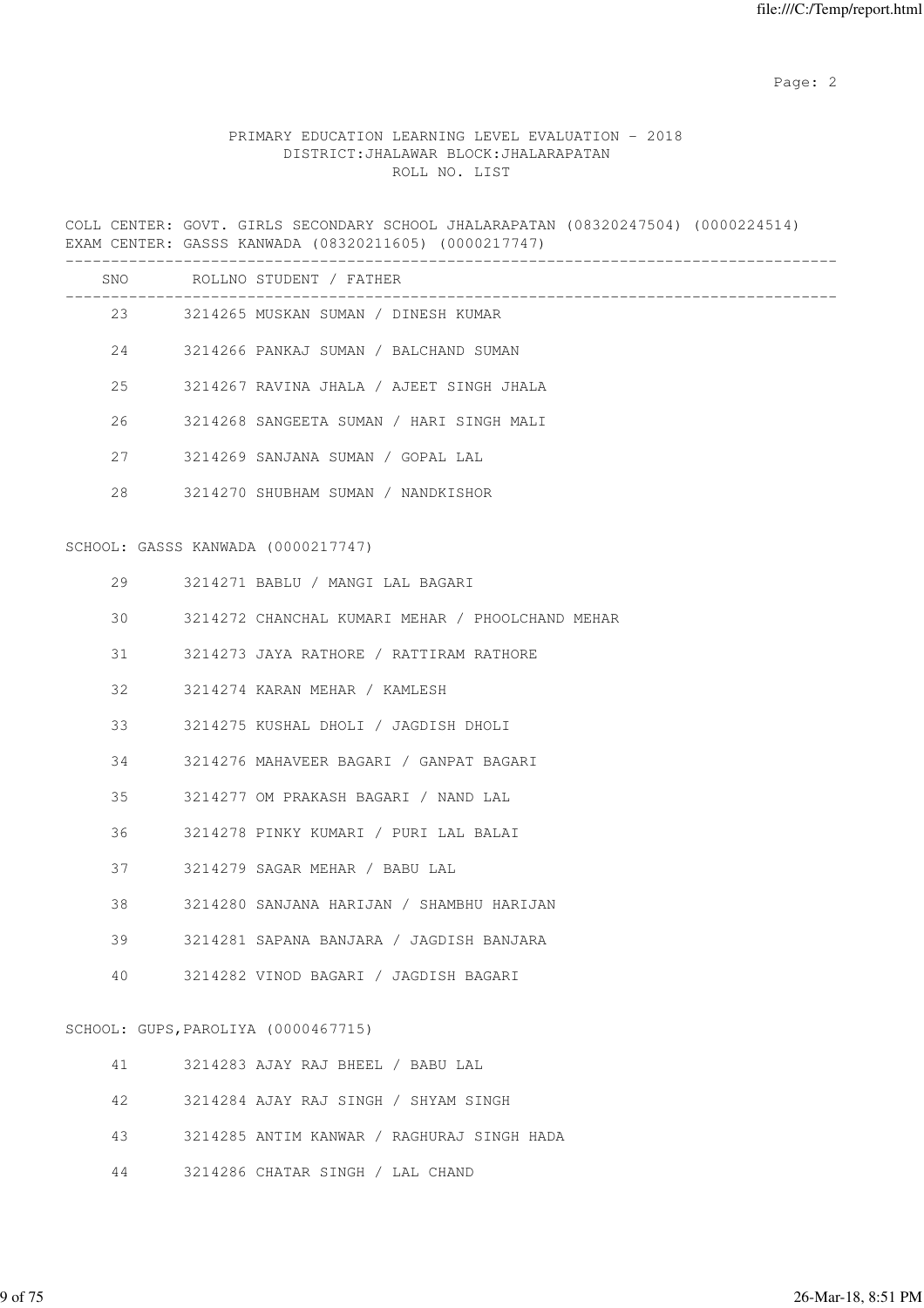PRIMARY EDUCATION LEARNING LEVEL EVALUATION - 2018
DISTRICT:JHALAWAR BLOCK:JHALARAPATAN
ROLL NO. LIST

COLL CENTER: GOVT. GIRLS SECONDARY SCHOOL JHALARAPATAN (08320247504) (0000224514)
EXAM CENTER: GASSS KANWADA (08320211605) (0000217747)

| SNO | ROLLNO | STUDENT / FATHER |
|---|---|---|
| 23 | 3214265 | MUSKAN SUMAN / DINESH KUMAR |
| 24 | 3214266 | PANKAJ SUMAN / BALCHAND SUMAN |
| 25 | 3214267 | RAVINA JHALA / AJEET SINGH JHALA |
| 26 | 3214268 | SANGEETA SUMAN / HARI SINGH MALI |
| 27 | 3214269 | SANJANA SUMAN / GOPAL LAL |
| 28 | 3214270 | SHUBHAM SUMAN / NANDKISHOR |

SCHOOL: GASSS KANWADA (0000217747)

| SNO | ROLLNO | STUDENT / FATHER |
|---|---|---|
| 29 | 3214271 | BABLU / MANGI LAL BAGARI |
| 30 | 3214272 | CHANCHAL KUMARI MEHAR / PHOOLCHAND MEHAR |
| 31 | 3214273 | JAYA RATHORE / RATTIRAM RATHORE |
| 32 | 3214274 | KARAN MEHAR / KAMLESH |
| 33 | 3214275 | KUSHAL DHOLI / JAGDISH DHOLI |
| 34 | 3214276 | MAHAVEER BAGARI / GANPAT BAGARI |
| 35 | 3214277 | OM PRAKASH BAGARI / NAND LAL |
| 36 | 3214278 | PINKY KUMARI / PURI LAL BALAI |
| 37 | 3214279 | SAGAR MEHAR / BABU LAL |
| 38 | 3214280 | SANJANA HARIJAN / SHAMBHU HARIJAN |
| 39 | 3214281 | SAPANA BANJARA / JAGDISH BANJARA |
| 40 | 3214282 | VINOD BAGARI / JAGDISH BAGARI |

SCHOOL: GUPS,PAROLIYA (0000467715)

| SNO | ROLLNO | STUDENT / FATHER |
|---|---|---|
| 41 | 3214283 | AJAY RAJ BHEEL / BABU LAL |
| 42 | 3214284 | AJAY RAJ SINGH / SHYAM SINGH |
| 43 | 3214285 | ANTIM KANWAR / RAGHURAJ SINGH HADA |
| 44 | 3214286 | CHATAR SINGH / LAL CHAND |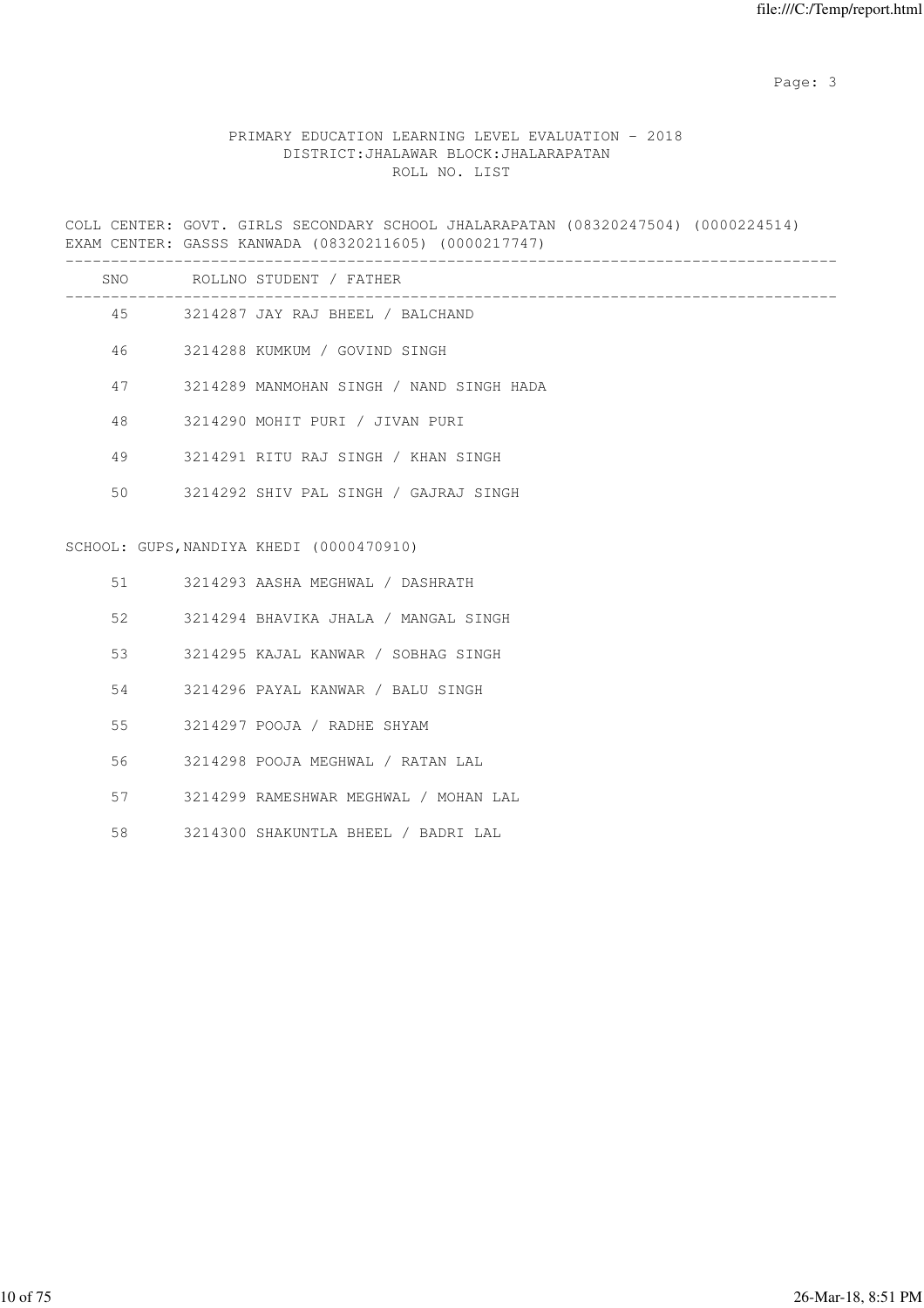PRIMARY EDUCATION LEARNING LEVEL EVALUATION - 2018
DISTRICT:JHALAWAR BLOCK:JHALARAPATAN
ROLL NO. LIST

COLL CENTER: GOVT. GIRLS SECONDARY SCHOOL JHALARAPATAN (08320247504) (0000224514)
EXAM CENTER: GASSS KANWADA (08320211605) (0000217747)

| SNO | ROLLNO | STUDENT / FATHER |
|---|---|---|
| 45 | 3214287 | JAY RAJ BHEEL / BALCHAND |
| 46 | 3214288 | KUMKUM / GOVIND SINGH |
| 47 | 3214289 | MANMOHAN SINGH / NAND SINGH HADA |
| 48 | 3214290 | MOHIT PURI / JIVAN PURI |
| 49 | 3214291 | RITU RAJ SINGH / KHAN SINGH |
| 50 | 3214292 | SHIV PAL SINGH / GAJRAJ SINGH |

SCHOOL: GUPS,NANDIYA KHEDI (0000470910)

| SNO | ROLLNO | STUDENT / FATHER |
|---|---|---|
| 51 | 3214293 | AASHA MEGHWAL / DASHRATH |
| 52 | 3214294 | BHAVIKA JHALA / MANGAL SINGH |
| 53 | 3214295 | KAJAL KANWAR / SOBHAG SINGH |
| 54 | 3214296 | PAYAL KANWAR / BALU SINGH |
| 55 | 3214297 | POOJA / RADHE SHYAM |
| 56 | 3214298 | POOJA MEGHWAL / RATAN LAL |
| 57 | 3214299 | RAMESHWAR MEGHWAL / MOHAN LAL |
| 58 | 3214300 | SHAKUNTLA BHEEL / BADRI LAL |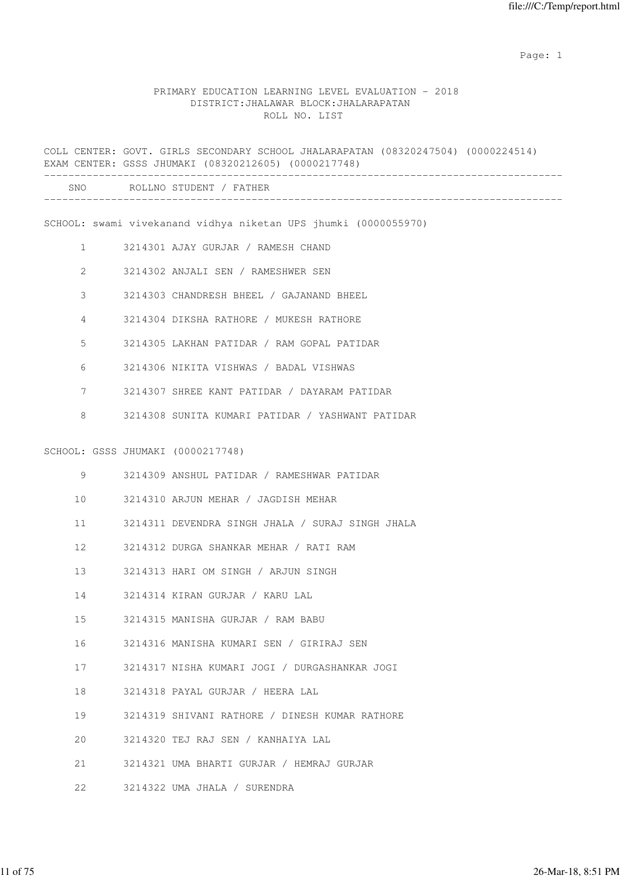PRIMARY EDUCATION LEARNING LEVEL EVALUATION - 2018
DISTRICT:JHALAWAR BLOCK:JHALARAPATAN
ROLL NO. LIST

COLL CENTER: GOVT. GIRLS SECONDARY SCHOOL JHALARAPATAN (08320247504) (0000224514)
EXAM CENTER: GSSS JHUMAKI (08320212605) (0000217748)

| SNO | ROLLNO | STUDENT / FATHER |
|---|---|---|
| | | **SCHOOL: swami vivekanand vidhya niketan UPS jhumki (0000055970)** |
| 1 | 3214301 | AJAY GURJAR / RAMESH CHAND |
| 2 | 3214302 | ANJALI SEN / RAMESHWER SEN |
| 3 | 3214303 | CHANDRESH BHEEL / GAJANAND BHEEL |
| 4 | 3214304 | DIKSHA RATHORE / MUKESH RATHORE |
| 5 | 3214305 | LAKHAN PATIDAR / RAM GOPAL PATIDAR |
| 6 | 3214306 | NIKITA VISHWAS / BADAL VISHWAS |
| 7 | 3214307 | SHREE KANT PATIDAR / DAYARAM PATIDAR |
| 8 | 3214308 | SUNITA KUMARI PATIDAR / YASHWANT PATIDAR |
| | | **SCHOOL: GSSS JHUMAKI (0000217748)** |
| 9 | 3214309 | ANSHUL PATIDAR / RAMESHWAR PATIDAR |
| 10 | 3214310 | ARJUN MEHAR / JAGDISH MEHAR |
| 11 | 3214311 | DEVENDRA SINGH JHALA / SURAJ SINGH JHALA |
| 12 | 3214312 | DURGA SHANKAR MEHAR / RATI RAM |
| 13 | 3214313 | HARI OM SINGH / ARJUN SINGH |
| 14 | 3214314 | KIRAN GURJAR / KARU LAL |
| 15 | 3214315 | MANISHA GURJAR / RAM BABU |
| 16 | 3214316 | MANISHA KUMARI SEN / GIRIRAJ SEN |
| 17 | 3214317 | NISHA KUMARI JOGI / DURGASHANKAR JOGI |
| 18 | 3214318 | PAYAL GURJAR / HEERA LAL |
| 19 | 3214319 | SHIVANI RATHORE / DINESH KUMAR RATHORE |
| 20 | 3214320 | TEJ RAJ SEN / KANHAIYA LAL |
| 21 | 3214321 | UMA BHARTI GURJAR / HEMRAJ GURJAR |
| 22 | 3214322 | UMA JHALA / SURENDRA |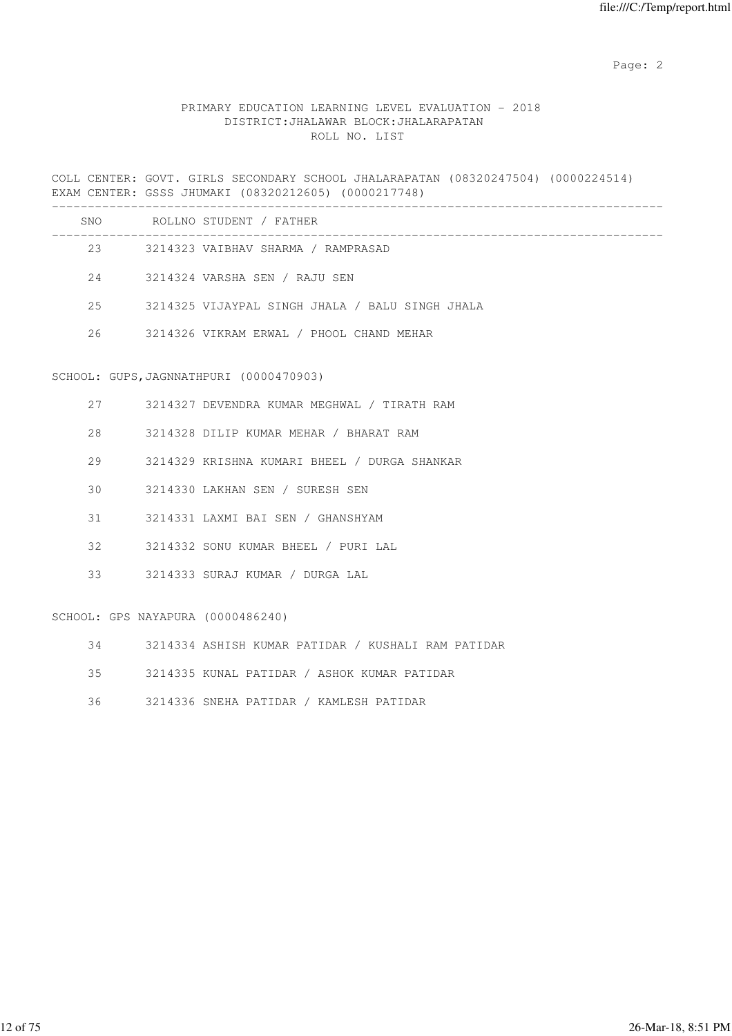PRIMARY EDUCATION LEARNING LEVEL EVALUATION - 2018
DISTRICT:JHALAWAR BLOCK:JHALARAPATAN
ROLL NO. LIST

COLL CENTER: GOVT. GIRLS SECONDARY SCHOOL JHALARAPATAN (08320247504) (0000224514)
EXAM CENTER: GSSS JHUMAKI (08320212605) (0000217748)

| SNO | ROLLNO | STUDENT / FATHER |
|---|---|---|
| 23 | 3214323 | VAIBHAV SHARMA / RAMPRASAD |
| 24 | 3214324 | VARSHA SEN / RAJU SEN |
| 25 | 3214325 | VIJAYPAL SINGH JHALA / BALU SINGH JHALA |
| 26 | 3214326 | VIKRAM ERWAL / PHOOL CHAND MEHAR |

SCHOOL: GUPS,JAGNNATHPURI (0000470903)

| SNO | ROLLNO | STUDENT / FATHER |
|---|---|---|
| 27 | 3214327 | DEVENDRA KUMAR MEGHWAL / TIRATH RAM |
| 28 | 3214328 | DILIP KUMAR MEHAR / BHARAT RAM |
| 29 | 3214329 | KRISHNA KUMARI BHEEL / DURGA SHANKAR |
| 30 | 3214330 | LAKHAN SEN / SURESH SEN |
| 31 | 3214331 | LAXMI BAI SEN / GHANSHYAM |
| 32 | 3214332 | SONU KUMAR BHEEL / PURI LAL |
| 33 | 3214333 | SURAJ KUMAR / DURGA LAL |

SCHOOL: GPS NAYAPURA (0000486240)

| SNO | ROLLNO | STUDENT / FATHER |
|---|---|---|
| 34 | 3214334 | ASHISH KUMAR PATIDAR / KUSHALI RAM PATIDAR |
| 35 | 3214335 | KUNAL PATIDAR / ASHOK KUMAR PATIDAR |
| 36 | 3214336 | SNEHA PATIDAR / KAMLESH PATIDAR |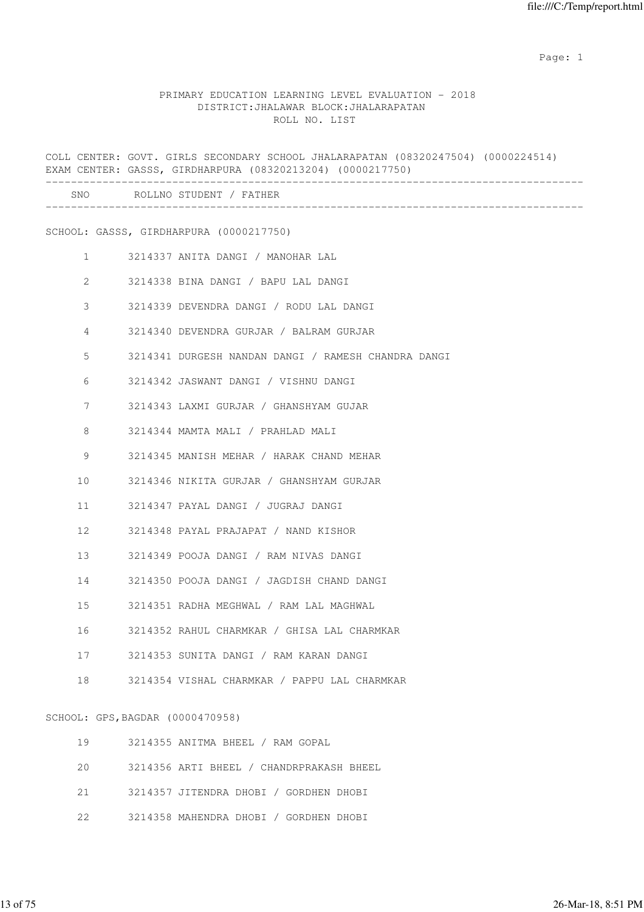PRIMARY EDUCATION LEARNING LEVEL EVALUATION - 2018
DISTRICT:JHALAWAR BLOCK:JHALARAPATAN
ROLL NO. LIST

COLL CENTER: GOVT. GIRLS SECONDARY SCHOOL JHALARAPATAN (08320247504) (0000224514)
EXAM CENTER: GASSS, GIRDHARPURA (08320213204) (0000217750)

| SNO | ROLLNO | STUDENT / FATHER |
|---|---|---|
| **SCHOOL: GASSS, GIRDHARPURA (0000217750)** | | |
| 1 | 3214337 | ANITA DANGI / MANOHAR LAL |
| 2 | 3214338 | BINA DANGI / BAPU LAL DANGI |
| 3 | 3214339 | DEVENDRA DANGI / RODU LAL DANGI |
| 4 | 3214340 | DEVENDRA GURJAR / BALRAM GURJAR |
| 5 | 3214341 | DURGESH NANDAN DANGI / RAMESH CHANDRA DANGI |
| 6 | 3214342 | JASWANT DANGI / VISHNU DANGI |
| 7 | 3214343 | LAXMI GURJAR / GHANSHYAM GUJAR |
| 8 | 3214344 | MAMTA MALI / PRAHLAD MALI |
| 9 | 3214345 | MANISH MEHAR / HARAK CHAND MEHAR |
| 10 | 3214346 | NIKITA GURJAR / GHANSHYAM GURJAR |
| 11 | 3214347 | PAYAL DANGI / JUGRAJ DANGI |
| 12 | 3214348 | PAYAL PRAJAPAT / NAND KISHOR |
| 13 | 3214349 | POOJA DANGI / RAM NIVAS DANGI |
| 14 | 3214350 | POOJA DANGI / JAGDISH CHAND DANGI |
| 15 | 3214351 | RADHA MEGHWAL / RAM LAL MAGHWAL |
| 16 | 3214352 | RAHUL CHARMKAR / GHISA LAL CHARMKAR |
| 17 | 3214353 | SUNITA DANGI / RAM KARAN DANGI |
| 18 | 3214354 | VISHAL CHARMKAR / PAPPU LAL CHARMKAR |
| **SCHOOL: GPS,BAGDAR (0000470958)** | | |
| 19 | 3214355 | ANITMA BHEEL / RAM GOPAL |
| 20 | 3214356 | ARTI BHEEL / CHANDRPRAKASH BHEEL |
| 21 | 3214357 | JITENDRA DHOBI / GORDHEN DHOBI |
| 22 | 3214358 | MAHENDRA DHOBI / GORDHEN DHOBI |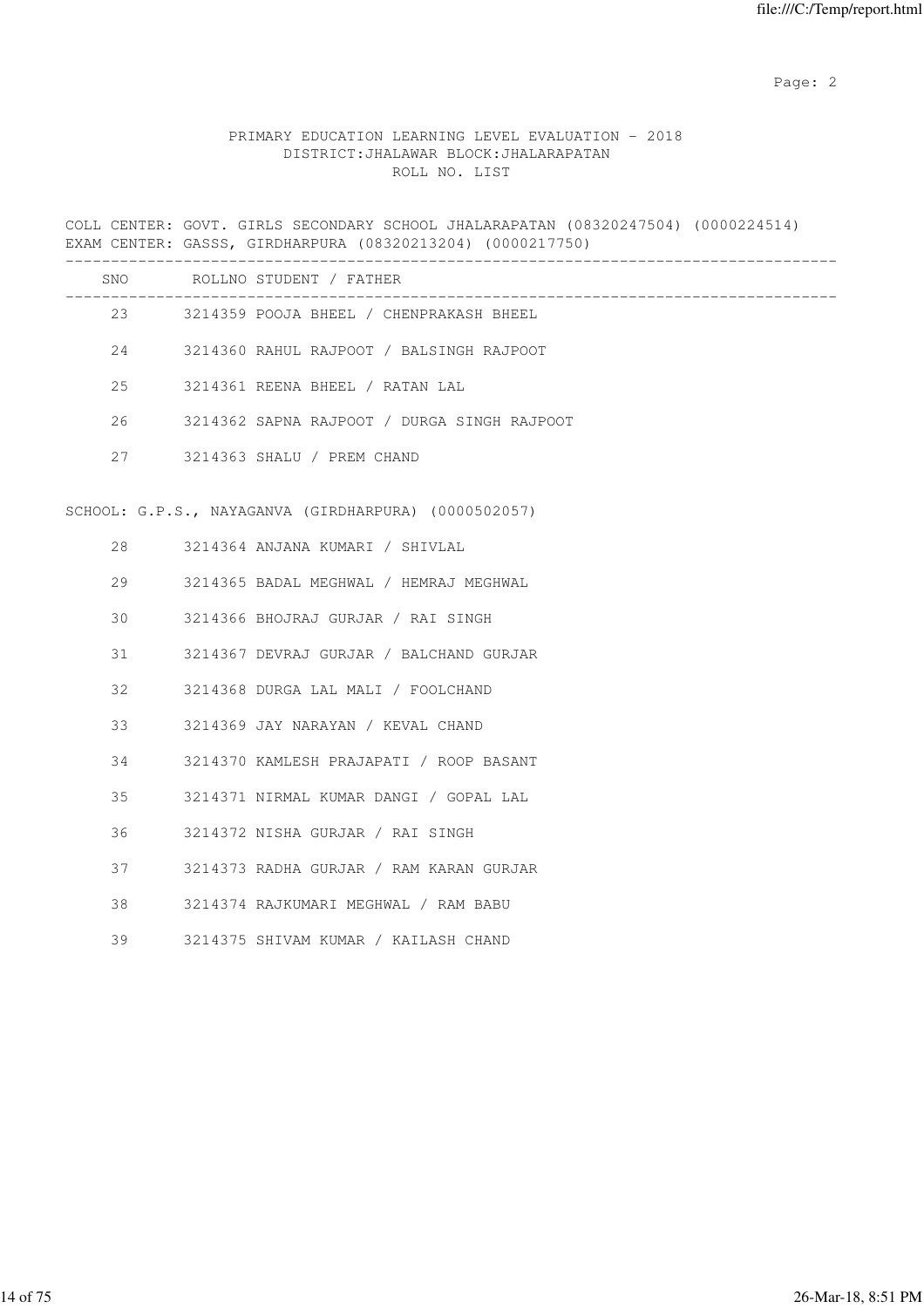PRIMARY EDUCATION LEARNING LEVEL EVALUATION - 2018
DISTRICT:JHALAWAR BLOCK:JHALARAPATAN
ROLL NO. LIST

COLL CENTER: GOVT. GIRLS SECONDARY SCHOOL JHALARAPATAN (08320247504) (0000224514)
EXAM CENTER: GASSS, GIRDHARPURA (08320213204) (0000217750)

| SNO | ROLLNO STUDENT / FATHER |
|---|---|
| 23 | 3214359 POOJA BHEEL / CHENPRAKASH BHEEL |
| 24 | 3214360 RAHUL RAJPOOT / BALSINGH RAJPOOT |
| 25 | 3214361 REENA BHEEL / RATAN LAL |
| 26 | 3214362 SAPNA RAJPOOT / DURGA SINGH RAJPOOT |
| 27 | 3214363 SHALU / PREM CHAND |

SCHOOL: G.P.S., NAYAGANVA (GIRDHARPURA) (0000502057)

| SNO | ROLLNO STUDENT / FATHER |
|---|---|
| 28 | 3214364 ANJANA KUMARI / SHIVLAL |
| 29 | 3214365 BADAL MEGHWAL / HEMRAJ MEGHWAL |
| 30 | 3214366 BHOJRAJ GURJAR / RAI SINGH |
| 31 | 3214367 DEVRAJ GURJAR / BALCHAND GURJAR |
| 32 | 3214368 DURGA LAL MALI / FOOLCHAND |
| 33 | 3214369 JAY NARAYAN / KEVAL CHAND |
| 34 | 3214370 KAMLESH PRAJAPATI / ROOP BASANT |
| 35 | 3214371 NIRMAL KUMAR DANGI / GOPAL LAL |
| 36 | 3214372 NISHA GURJAR / RAI SINGH |
| 37 | 3214373 RADHA GURJAR / RAM KARAN GURJAR |
| 38 | 3214374 RAJKUMARI MEGHWAL / RAM BABU |
| 39 | 3214375 SHIVAM KUMAR / KAILASH CHAND |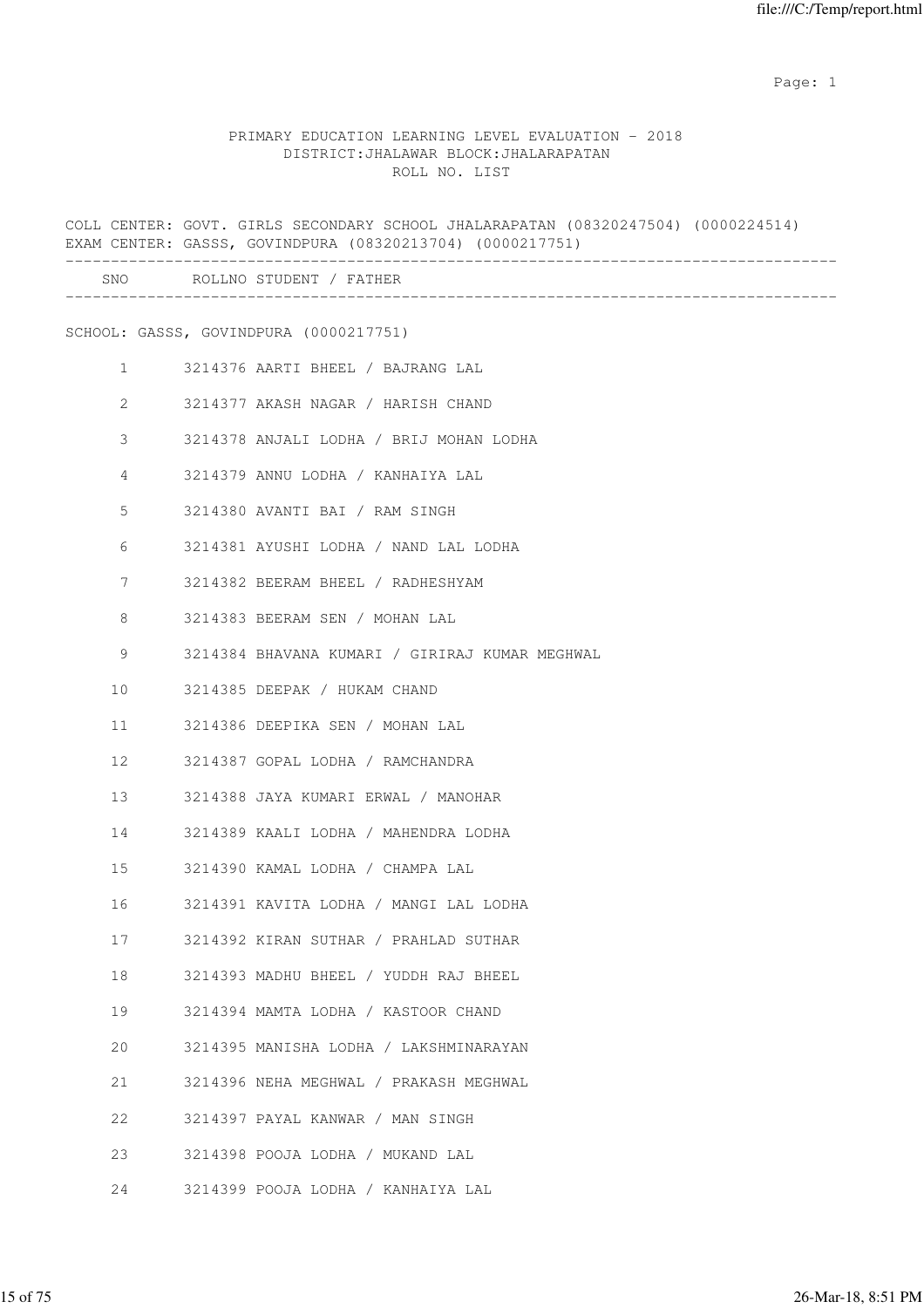PRIMARY EDUCATION LEARNING LEVEL EVALUATION - 2018
DISTRICT:JHALAWAR BLOCK:JHALARAPATAN
ROLL NO. LIST

COLL CENTER: GOVT. GIRLS SECONDARY SCHOOL JHALARAPATAN (08320247504) (0000224514)
EXAM CENTER: GASSS, GOVINDPURA (08320213704) (0000217751)

| SNO | ROLLNO | STUDENT / FATHER |
|---|---|---|

SCHOOL: GASSS, GOVINDPURA (0000217751)

| SNO | ROLLNO | STUDENT / FATHER |
|---|---|---|
| 1 | 3214376 | AARTI BHEEL / BAJRANG LAL |
| 2 | 3214377 | AKASH NAGAR / HARISH CHAND |
| 3 | 3214378 | ANJALI LODHA / BRIJ MOHAN LODHA |
| 4 | 3214379 | ANNU LODHA / KANHAIYA LAL |
| 5 | 3214380 | AVANTI BAI / RAM SINGH |
| 6 | 3214381 | AYUSHI LODHA / NAND LAL LODHA |
| 7 | 3214382 | BEERAM BHEEL / RADHESHYAM |
| 8 | 3214383 | BEERAM SEN / MOHAN LAL |
| 9 | 3214384 | BHAVANA KUMARI / GIRIRAJ KUMAR MEGHWAL |
| 10 | 3214385 | DEEPAK / HUKAM CHAND |
| 11 | 3214386 | DEEPIKA SEN / MOHAN LAL |
| 12 | 3214387 | GOPAL LODHA / RAMCHANDRA |
| 13 | 3214388 | JAYA KUMARI ERWAL / MANOHAR |
| 14 | 3214389 | KAALI LODHA / MAHENDRA LODHA |
| 15 | 3214390 | KAMAL LODHA / CHAMPA LAL |
| 16 | 3214391 | KAVITA LODHA / MANGI LAL LODHA |
| 17 | 3214392 | KIRAN SUTHAR / PRAHLAD SUTHAR |
| 18 | 3214393 | MADHU BHEEL / YUDDH RAJ BHEEL |
| 19 | 3214394 | MAMTA LODHA / KASTOOR CHAND |
| 20 | 3214395 | MANISHA LODHA / LAKSHMINARAYAN |
| 21 | 3214396 | NEHA MEGHWAL / PRAKASH MEGHWAL |
| 22 | 3214397 | PAYAL KANWAR / MAN SINGH |
| 23 | 3214398 | POOJA LODHA / MUKAND LAL |
| 24 | 3214399 | POOJA LODHA / KANHAIYA LAL |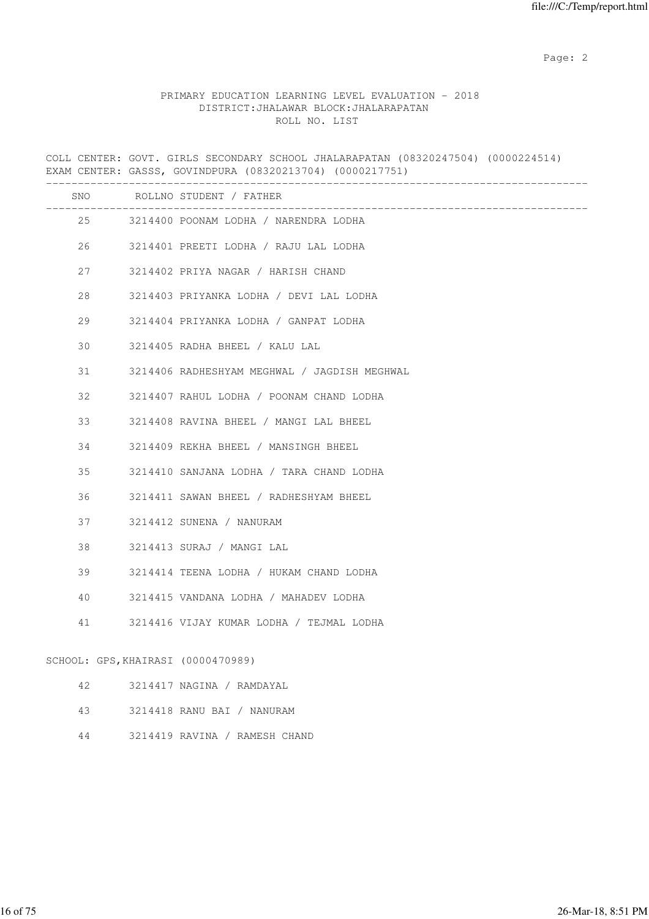PRIMARY EDUCATION LEARNING LEVEL EVALUATION - 2018
DISTRICT:JHALAWAR BLOCK:JHALARAPATAN
ROLL NO. LIST

COLL CENTER: GOVT. GIRLS SECONDARY SCHOOL JHALARAPATAN (08320247504) (0000224514)
EXAM CENTER: GASSS, GOVINDPURA (08320213704) (0000217751)

| SNO | ROLLNO | STUDENT / FATHER |
|---|---|---|
| 25 | 3214400 | POONAM LODHA / NARENDRA LODHA |
| 26 | 3214401 | PREETI LODHA / RAJU LAL LODHA |
| 27 | 3214402 | PRIYA NAGAR / HARISH CHAND |
| 28 | 3214403 | PRIYANKA LODHA / DEVI LAL LODHA |
| 29 | 3214404 | PRIYANKA LODHA / GANPAT LODHA |
| 30 | 3214405 | RADHA BHEEL / KALU LAL |
| 31 | 3214406 | RADHESHYAM MEGHWAL / JAGDISH MEGHWAL |
| 32 | 3214407 | RAHUL LODHA / POONAM CHAND LODHA |
| 33 | 3214408 | RAVINA BHEEL / MANGI LAL BHEEL |
| 34 | 3214409 | REKHA BHEEL / MANSINGH BHEEL |
| 35 | 3214410 | SANJANA LODHA / TARA CHAND LODHA |
| 36 | 3214411 | SAWAN BHEEL / RADHESHYAM BHEEL |
| 37 | 3214412 | SUNENA / NANURAM |
| 38 | 3214413 | SURAJ / MANGI LAL |
| 39 | 3214414 | TEENA LODHA / HUKAM CHAND LODHA |
| 40 | 3214415 | VANDANA LODHA / MAHADEV LODHA |
| 41 | 3214416 | VIJAY KUMAR LODHA / TEJMAL LODHA |

SCHOOL: GPS,KHAIRASI (0000470989)

| SNO | ROLLNO | STUDENT / FATHER |
|---|---|---|
| 42 | 3214417 | NAGINA / RAMDAYAL |
| 43 | 3214418 | RANU BAI / NANURAM |
| 44 | 3214419 | RAVINA / RAMESH CHAND |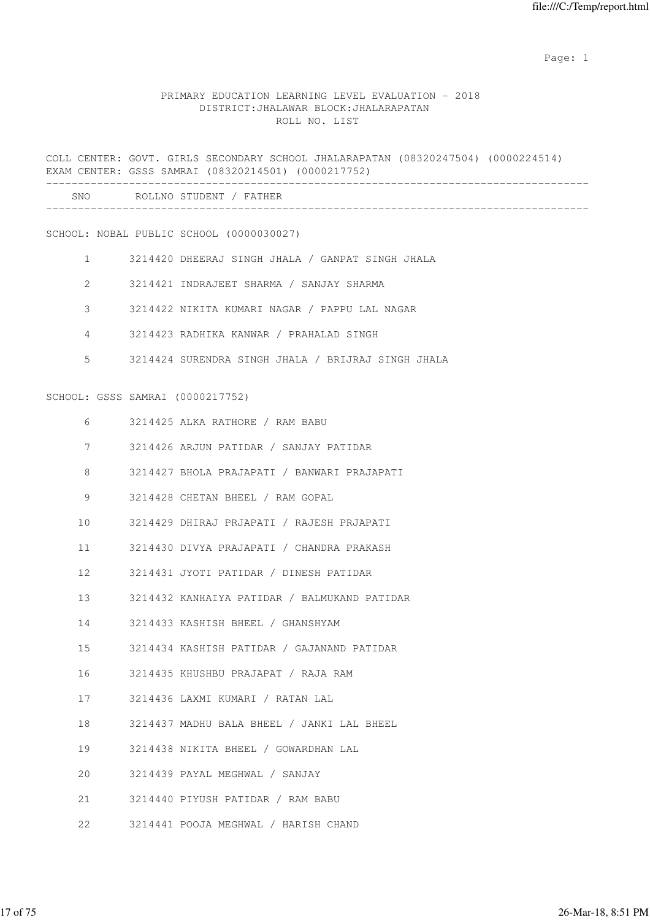PRIMARY EDUCATION LEARNING LEVEL EVALUATION - 2018
DISTRICT:JHALAWAR BLOCK:JHALARAPATAN
ROLL NO. LIST

COLL CENTER: GOVT. GIRLS SECONDARY SCHOOL JHALARAPATAN (08320247504) (0000224514)
EXAM CENTER: GSSS SAMRAI (08320214501) (0000217752)

| SNO | ROLLNO | STUDENT / FATHER |
|---|---|---|

SCHOOL: NOBAL PUBLIC SCHOOL (0000030027)

| SNO | ROLLNO | STUDENT / FATHER |
|---|---|---|
| 1 | 3214420 | DHEERAJ SINGH JHALA / GANPAT SINGH JHALA |
| 2 | 3214421 | INDRAJEET SHARMA / SANJAY SHARMA |
| 3 | 3214422 | NIKITA KUMARI NAGAR / PAPPU LAL NAGAR |
| 4 | 3214423 | RADHIKA KANWAR / PRAHALAD SINGH |
| 5 | 3214424 | SURENDRA SINGH JHALA / BRIJRAJ SINGH JHALA |

SCHOOL: GSSS SAMRAI (0000217752)

| SNO | ROLLNO | STUDENT / FATHER |
|---|---|---|
| 6 | 3214425 | ALKA RATHORE / RAM BABU |
| 7 | 3214426 | ARJUN PATIDAR / SANJAY PATIDAR |
| 8 | 3214427 | BHOLA PRAJAPATI / BANWARI PRAJAPATI |
| 9 | 3214428 | CHETAN BHEEL / RAM GOPAL |
| 10 | 3214429 | DHIRAJ PRJAPATI / RAJESH PRJAPATI |
| 11 | 3214430 | DIVYA PRAJAPATI / CHANDRA PRAKASH |
| 12 | 3214431 | JYOTI PATIDAR / DINESH PATIDAR |
| 13 | 3214432 | KANHAIYA PATIDAR / BALMUKAND PATIDAR |
| 14 | 3214433 | KASHISH BHEEL / GHANSHYAM |
| 15 | 3214434 | KASHISH PATIDAR / GAJANAND PATIDAR |
| 16 | 3214435 | KHUSHBU PRAJAPAT / RAJA RAM |
| 17 | 3214436 | LAXMI KUMARI / RATAN LAL |
| 18 | 3214437 | MADHU BALA BHEEL / JANKI LAL BHEEL |
| 19 | 3214438 | NIKITA BHEEL / GOWARDHAN LAL |
| 20 | 3214439 | PAYAL MEGHWAL / SANJAY |
| 21 | 3214440 | PIYUSH PATIDAR / RAM BABU |
| 22 | 3214441 | POOJA MEGHWAL / HARISH CHAND |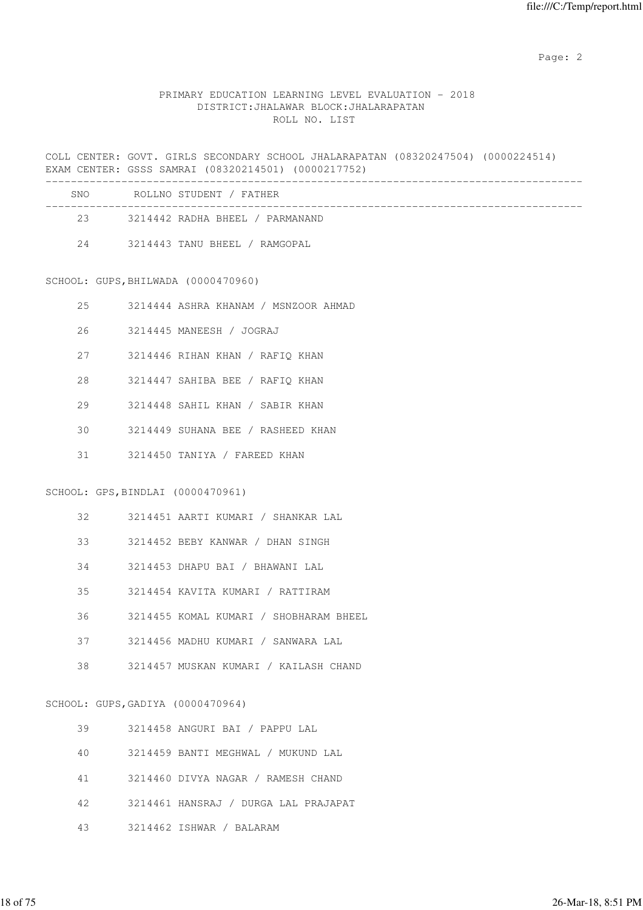PRIMARY EDUCATION LEARNING LEVEL EVALUATION - 2018
DISTRICT:JHALAWAR BLOCK:JHALARAPATAN
ROLL NO. LIST

COLL CENTER: GOVT. GIRLS SECONDARY SCHOOL JHALARAPATAN (08320247504) (0000224514)
EXAM CENTER: GSSS SAMRAI (08320214501) (0000217752)

| SNO | ROLLNO | STUDENT / FATHER |
|---|---|---|
| 23 | 3214442 | RADHA BHEEL / PARMANAND |
| 24 | 3214443 | TANU BHEEL / RAMGOPAL |

SCHOOL: GUPS,BHILWADA (0000470960)

| SNO | ROLLNO | STUDENT / FATHER |
|---|---|---|
| 25 | 3214444 | ASHRA KHANAM / MSNZOOR AHMAD |
| 26 | 3214445 | MANEESH / JOGRAJ |
| 27 | 3214446 | RIHAN KHAN / RAFIQ KHAN |
| 28 | 3214447 | SAHIBA BEE / RAFIQ KHAN |
| 29 | 3214448 | SAHIL KHAN / SABIR KHAN |
| 30 | 3214449 | SUHANA BEE / RASHEED KHAN |
| 31 | 3214450 | TANIYA / FAREED KHAN |

SCHOOL: GPS,BINDLAI (0000470961)

| SNO | ROLLNO | STUDENT / FATHER |
|---|---|---|
| 32 | 3214451 | AARTI KUMARI / SHANKAR LAL |
| 33 | 3214452 | BEBY KANWAR / DHAN SINGH |
| 34 | 3214453 | DHAPU BAI / BHAWANI LAL |
| 35 | 3214454 | KAVITA KUMARI / RATTIRAM |
| 36 | 3214455 | KOMAL KUMARI / SHOBHARAM BHEEL |
| 37 | 3214456 | MADHU KUMARI / SANWARA LAL |
| 38 | 3214457 | MUSKAN KUMARI / KAILASH CHAND |

SCHOOL: GUPS,GADIYA (0000470964)

| SNO | ROLLNO | STUDENT / FATHER |
|---|---|---|
| 39 | 3214458 | ANGURI BAI / PAPPU LAL |
| 40 | 3214459 | BANTI MEGHWAL / MUKUND LAL |
| 41 | 3214460 | DIVYA NAGAR / RAMESH CHAND |
| 42 | 3214461 | HANSRAJ / DURGA LAL PRAJAPAT |
| 43 | 3214462 | ISHWAR / BALARAM |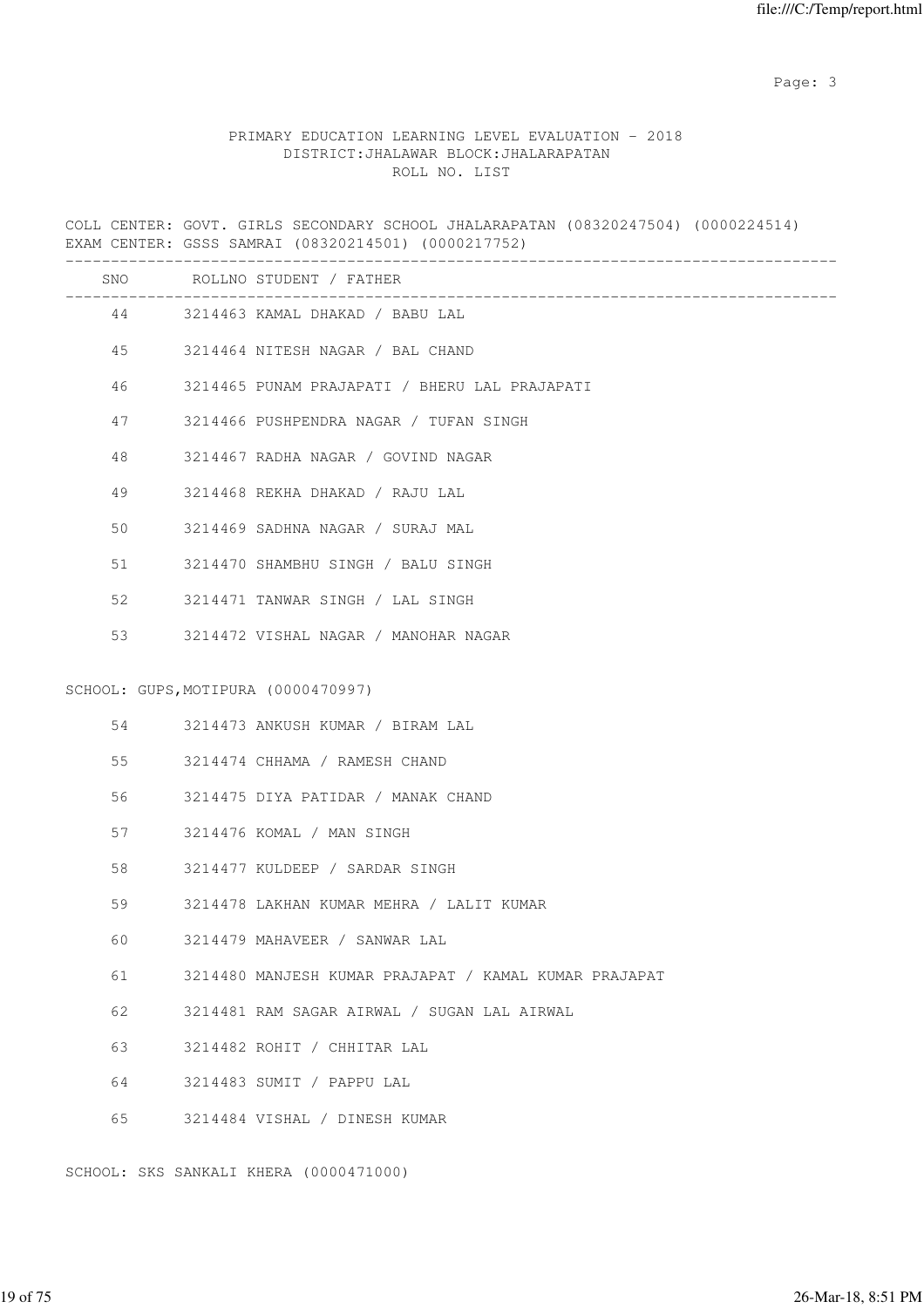PRIMARY EDUCATION LEARNING LEVEL EVALUATION - 2018
DISTRICT:JHALAWAR BLOCK:JHALARAPATAN
ROLL NO. LIST

COLL CENTER: GOVT. GIRLS SECONDARY SCHOOL JHALARAPATAN (08320247504) (0000224514)
EXAM CENTER: GSSS SAMRAI (08320214501) (0000217752)

| SNO | ROLLNO | STUDENT / FATHER |
|---|---|---|
| 44 | 3214463 | KAMAL DHAKAD / BABU LAL |
| 45 | 3214464 | NITESH NAGAR / BAL CHAND |
| 46 | 3214465 | PUNAM PRAJAPATI / BHERU LAL PRAJAPATI |
| 47 | 3214466 | PUSHPENDRA NAGAR / TUFAN SINGH |
| 48 | 3214467 | RADHA NAGAR / GOVIND NAGAR |
| 49 | 3214468 | REKHA DHAKAD / RAJU LAL |
| 50 | 3214469 | SADHNA NAGAR / SURAJ MAL |
| 51 | 3214470 | SHAMBHU SINGH / BALU SINGH |
| 52 | 3214471 | TANWAR SINGH / LAL SINGH |
| 53 | 3214472 | VISHAL NAGAR / MANOHAR NAGAR |

SCHOOL: GUPS,MOTIPURA (0000470997)

| SNO | ROLLNO | STUDENT / FATHER |
|---|---|---|
| 54 | 3214473 | ANKUSH KUMAR / BIRAM LAL |
| 55 | 3214474 | CHHAMA / RAMESH CHAND |
| 56 | 3214475 | DIYA PATIDAR / MANAK CHAND |
| 57 | 3214476 | KOMAL / MAN SINGH |
| 58 | 3214477 | KULDEEP / SARDAR SINGH |
| 59 | 3214478 | LAKHAN KUMAR MEHRA / LALIT KUMAR |
| 60 | 3214479 | MAHAVEER / SANWAR LAL |
| 61 | 3214480 | MANJESH KUMAR PRAJAPAT / KAMAL KUMAR PRAJAPAT |
| 62 | 3214481 | RAM SAGAR AIRWAL / SUGAN LAL AIRWAL |
| 63 | 3214482 | ROHIT / CHHITAR LAL |
| 64 | 3214483 | SUMIT / PAPPU LAL |
| 65 | 3214484 | VISHAL / DINESH KUMAR |

SCHOOL: SKS SANKALI KHERA (0000471000)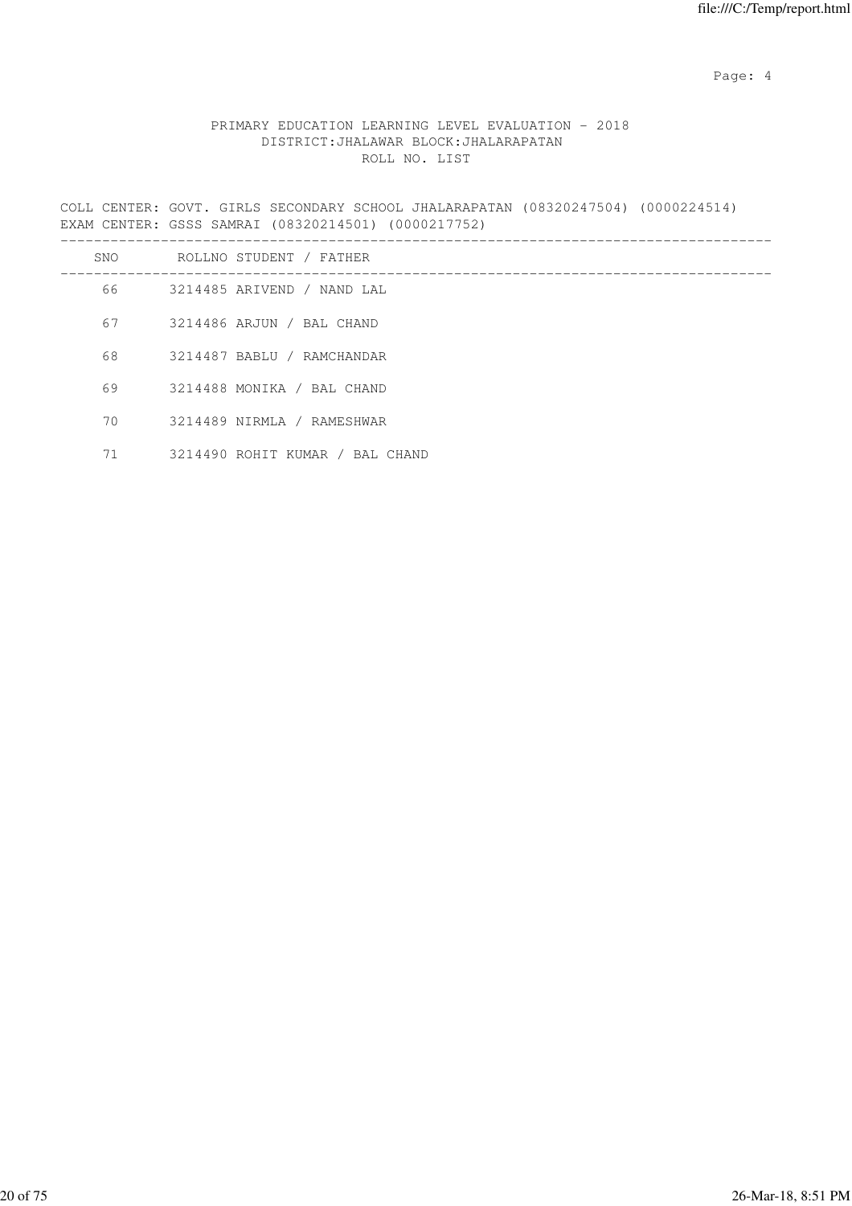PRIMARY EDUCATION LEARNING LEVEL EVALUATION - 2018
DISTRICT:JHALAWAR BLOCK:JHALARAPATAN
ROLL NO. LIST

COLL CENTER: GOVT. GIRLS SECONDARY SCHOOL JHALARAPATAN (08320247504) (0000224514)
EXAM CENTER: GSSS SAMRAI (08320214501) (0000217752)

| SNO | ROLLNO | STUDENT / FATHER |
|---|---|---|
| 66 | 3214485 | ARIVEND / NAND LAL |
| 67 | 3214486 | ARJUN / BAL CHAND |
| 68 | 3214487 | BABLU / RAMCHANDAR |
| 69 | 3214488 | MONIKA / BAL CHAND |
| 70 | 3214489 | NIRMLA / RAMESHWAR |
| 71 | 3214490 | ROHIT KUMAR / BAL CHAND |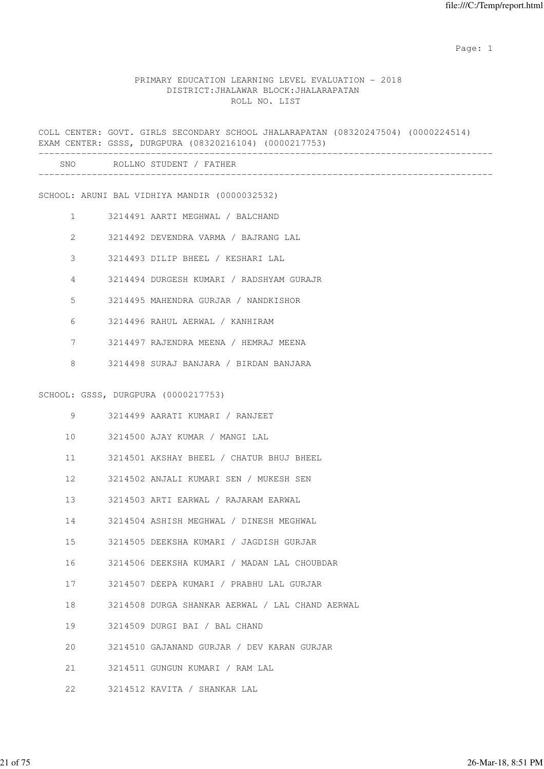PRIMARY EDUCATION LEARNING LEVEL EVALUATION - 2018
DISTRICT:JHALAWAR BLOCK:JHALARAPATAN
ROLL NO. LIST

COLL CENTER: GOVT. GIRLS SECONDARY SCHOOL JHALARAPATAN (08320247504) (0000224514)
EXAM CENTER: GSSS, DURGPURA (08320216104) (0000217753)

| SNO | ROLLNO | STUDENT / FATHER |
|---|---|---|
| | | **SCHOOL: ARUNI BAL VIDHIYA MANDIR (0000032532)** |
| 1 | 3214491 | AARTI MEGHWAL / BALCHAND |
| 2 | 3214492 | DEVENDRA VARMA / BAJRANG LAL |
| 3 | 3214493 | DILIP BHEEL / KESHARI LAL |
| 4 | 3214494 | DURGESH KUMARI / RADSHYAM GURAJR |
| 5 | 3214495 | MAHENDRA GURJAR / NANDKISHOR |
| 6 | 3214496 | RAHUL AERWAL / KANHIRAM |
| 7 | 3214497 | RAJENDRA MEENA / HEMRAJ MEENA |
| 8 | 3214498 | SURAJ BANJARA / BIRDAN BANJARA |
| | | **SCHOOL: GSSS, DURGPURA (0000217753)** |
| 9 | 3214499 | AARATI KUMARI / RANJEET |
| 10 | 3214500 | AJAY KUMAR / MANGI LAL |
| 11 | 3214501 | AKSHAY BHEEL / CHATUR BHUJ BHEEL |
| 12 | 3214502 | ANJALI KUMARI SEN / MUKESH SEN |
| 13 | 3214503 | ARTI EARWAL / RAJARAM EARWAL |
| 14 | 3214504 | ASHISH MEGHWAL / DINESH MEGHWAL |
| 15 | 3214505 | DEEKSHA KUMARI / JAGDISH GURJAR |
| 16 | 3214506 | DEEKSHA KUMARI / MADAN LAL CHOUBDAR |
| 17 | 3214507 | DEEPA KUMARI / PRABHU LAL GURJAR |
| 18 | 3214508 | DURGA SHANKAR AERWAL / LAL CHAND AERWAL |
| 19 | 3214509 | DURGI BAI / BAL CHAND |
| 20 | 3214510 | GAJANAND GURJAR / DEV KARAN GURJAR |
| 21 | 3214511 | GUNGUN KUMARI / RAM LAL |
| 22 | 3214512 | KAVITA / SHANKAR LAL |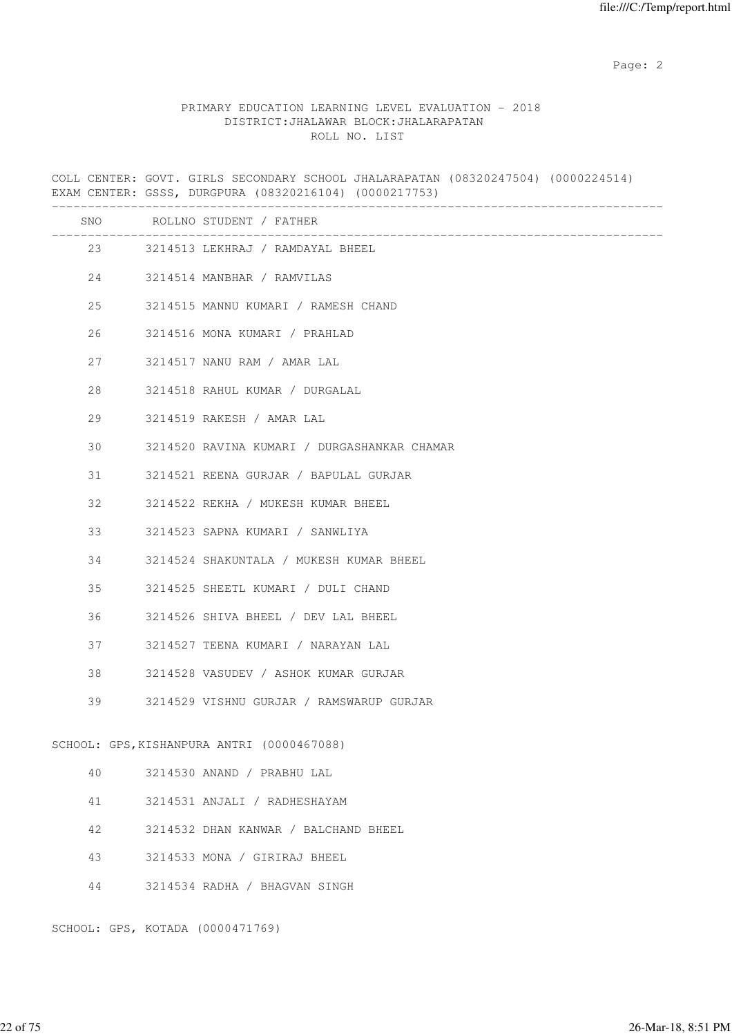PRIMARY EDUCATION LEARNING LEVEL EVALUATION - 2018
DISTRICT:JHALAWAR BLOCK:JHALARAPATAN
ROLL NO. LIST

COLL CENTER: GOVT. GIRLS SECONDARY SCHOOL JHALARAPATAN (08320247504) (0000224514)
EXAM CENTER: GSSS, DURGPURA (08320216104) (0000217753)

| SNO | ROLLNO | STUDENT / FATHER |
|---|---|---|
| 23 | 3214513 | LEKHRAJ / RAMDAYAL BHEEL |
| 24 | 3214514 | MANBHAR / RAMVILAS |
| 25 | 3214515 | MANNU KUMARI / RAMESH CHAND |
| 26 | 3214516 | MONA KUMARI / PRAHLAD |
| 27 | 3214517 | NANU RAM / AMAR LAL |
| 28 | 3214518 | RAHUL KUMAR / DURGALAL |
| 29 | 3214519 | RAKESH / AMAR LAL |
| 30 | 3214520 | RAVINA KUMARI / DURGASHANKAR CHAMAR |
| 31 | 3214521 | REENA GURJAR / BAPULAL GURJAR |
| 32 | 3214522 | REKHA / MUKESH KUMAR BHEEL |
| 33 | 3214523 | SAPNA KUMARI / SANWLIYA |
| 34 | 3214524 | SHAKUNTALA / MUKESH KUMAR BHEEL |
| 35 | 3214525 | SHEETL KUMARI / DULI CHAND |
| 36 | 3214526 | SHIVA BHEEL / DEV LAL BHEEL |
| 37 | 3214527 | TEENA KUMARI / NARAYAN LAL |
| 38 | 3214528 | VASUDEV / ASHOK KUMAR GURJAR |
| 39 | 3214529 | VISHNU GURJAR / RAMSWARUP GURJAR |

SCHOOL: GPS,KISHANPURA ANTRI (0000467088)

| SNO | ROLLNO | STUDENT / FATHER |
|---|---|---|
| 40 | 3214530 | ANAND / PRABHU LAL |
| 41 | 3214531 | ANJALI / RADHESHAYAM |
| 42 | 3214532 | DHAN KANWAR / BALCHAND BHEEL |
| 43 | 3214533 | MONA / GIRIRAJ BHEEL |
| 44 | 3214534 | RADHA / BHAGVAN SINGH |

SCHOOL: GPS, KOTADA (0000471769)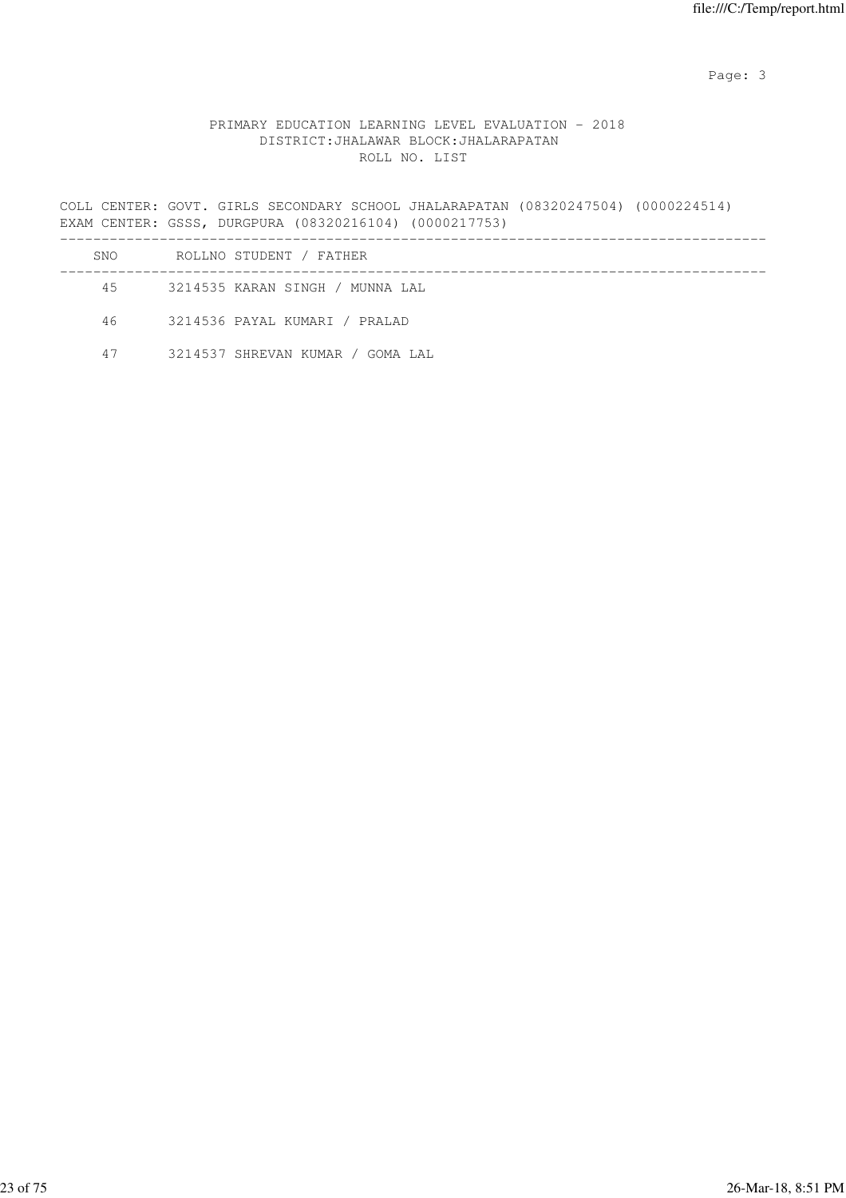PRIMARY EDUCATION LEARNING LEVEL EVALUATION - 2018
DISTRICT:JHALAWAR BLOCK:JHALARAPATAN
ROLL NO. LIST

COLL CENTER: GOVT. GIRLS SECONDARY SCHOOL JHALARAPATAN (08320247504) (0000224514)
EXAM CENTER: GSSS, DURGPURA (08320216104) (0000217753)

| SNO | ROLLNO | STUDENT / FATHER |
|---|---|---|
| 45 | 3214535 | KARAN SINGH / MUNNA LAL |
| 46 | 3214536 | PAYAL KUMARI / PRALAD |
| 47 | 3214537 | SHREVAN KUMAR / GOMA LAL |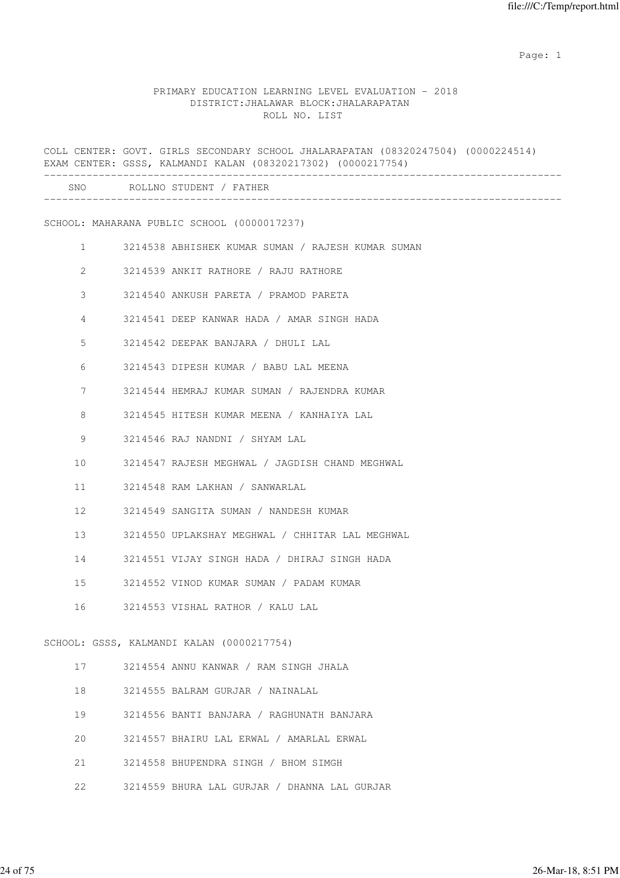PRIMARY EDUCATION LEARNING LEVEL EVALUATION - 2018
DISTRICT:JHALAWAR BLOCK:JHALARAPATAN
ROLL NO. LIST

COLL CENTER: GOVT. GIRLS SECONDARY SCHOOL JHALARAPATAN (08320247504) (0000224514)
EXAM CENTER: GSSS, KALMANDI KALAN (08320217302) (0000217754)

| SNO | ROLLNO | STUDENT / FATHER |
|---|---|---|
| **SCHOOL: MAHARANA PUBLIC SCHOOL (0000017237)** | | |
| 1 | 3214538 | ABHISHEK KUMAR SUMAN / RAJESH KUMAR SUMAN |
| 2 | 3214539 | ANKIT RATHORE / RAJU RATHORE |
| 3 | 3214540 | ANKUSH PARETA / PRAMOD PARETA |
| 4 | 3214541 | DEEP KANWAR HADA / AMAR SINGH HADA |
| 5 | 3214542 | DEEPAK BANJARA / DHULI LAL |
| 6 | 3214543 | DIPESH KUMAR / BABU LAL MEENA |
| 7 | 3214544 | HEMRAJ KUMAR SUMAN / RAJENDRA KUMAR |
| 8 | 3214545 | HITESH KUMAR MEENA / KANHAIYA LAL |
| 9 | 3214546 | RAJ NANDNI / SHYAM LAL |
| 10 | 3214547 | RAJESH MEGHWAL / JAGDISH CHAND MEGHWAL |
| 11 | 3214548 | RAM LAKHAN / SANWARLAL |
| 12 | 3214549 | SANGITA SUMAN / NANDESH KUMAR |
| 13 | 3214550 | UPLAKSHAY MEGHWAL / CHHITAR LAL MEGHWAL |
| 14 | 3214551 | VIJAY SINGH HADA / DHIRAJ SINGH HADA |
| 15 | 3214552 | VINOD KUMAR SUMAN / PADAM KUMAR |
| 16 | 3214553 | VISHAL RATHOR / KALU LAL |
| **SCHOOL: GSSS, KALMANDI KALAN (0000217754)** | | |
| 17 | 3214554 | ANNU KANWAR / RAM SINGH JHALA |
| 18 | 3214555 | BALRAM GURJAR / NAINALAL |
| 19 | 3214556 | BANTI BANJARA / RAGHUNATH BANJARA |
| 20 | 3214557 | BHAIRU LAL ERWAL / AMARLAL ERWAL |
| 21 | 3214558 | BHUPENDRA SINGH / BHOM SIMGH |
| 22 | 3214559 | BHURA LAL GURJAR / DHANNA LAL GURJAR |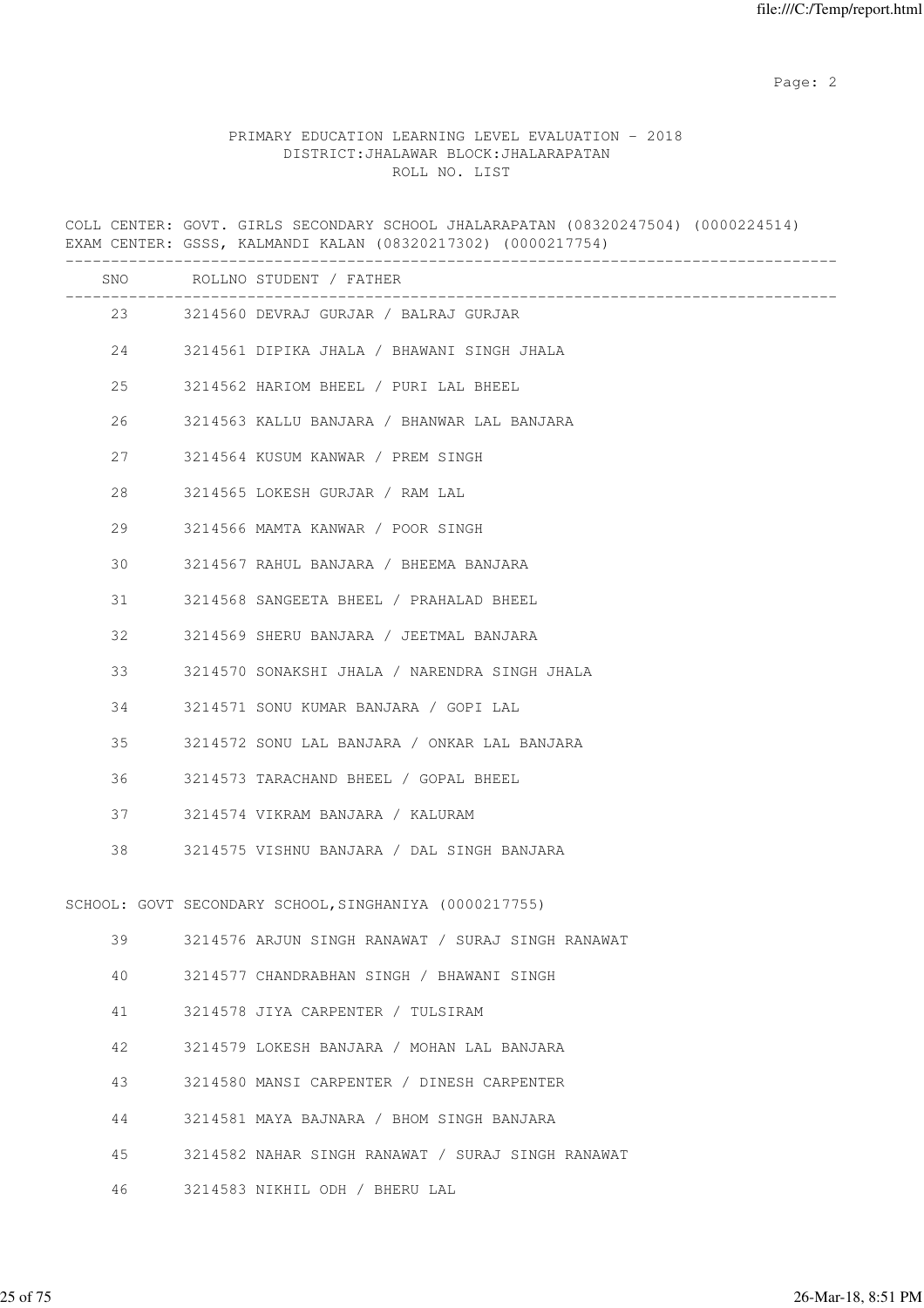PRIMARY EDUCATION LEARNING LEVEL EVALUATION - 2018
DISTRICT:JHALAWAR BLOCK:JHALARAPATAN
ROLL NO. LIST

COLL CENTER: GOVT. GIRLS SECONDARY SCHOOL JHALARAPATAN (08320247504) (0000224514)
EXAM CENTER: GSSS, KALMANDI KALAN (08320217302) (0000217754)

| SNO | ROLLNO | STUDENT / FATHER |
|---|---|---|
| 23 | 3214560 | DEVRAJ GURJAR / BALRAJ GURJAR |
| 24 | 3214561 | DIPIKA JHALA / BHAWANI SINGH JHALA |
| 25 | 3214562 | HARIOM BHEEL / PURI LAL BHEEL |
| 26 | 3214563 | KALLU BANJARA / BHANWAR LAL BANJARA |
| 27 | 3214564 | KUSUM KANWAR / PREM SINGH |
| 28 | 3214565 | LOKESH GURJAR / RAM LAL |
| 29 | 3214566 | MAMTA KANWAR / POOR SINGH |
| 30 | 3214567 | RAHUL BANJARA / BHEEMA BANJARA |
| 31 | 3214568 | SANGEETA BHEEL / PRAHALAD BHEEL |
| 32 | 3214569 | SHERU BANJARA / JEETMAL BANJARA |
| 33 | 3214570 | SONAKSHI JHALA / NARENDRA SINGH JHALA |
| 34 | 3214571 | SONU KUMAR BANJARA / GOPI LAL |
| 35 | 3214572 | SONU LAL BANJARA / ONKAR LAL BANJARA |
| 36 | 3214573 | TARACHAND BHEEL / GOPAL BHEEL |
| 37 | 3214574 | VIKRAM BANJARA / KALURAM |
| 38 | 3214575 | VISHNU BANJARA / DAL SINGH BANJARA |

SCHOOL: GOVT SECONDARY SCHOOL,SINGHANIYA (0000217755)

| SNO | ROLLNO | STUDENT / FATHER |
|---|---|---|
| 39 | 3214576 | ARJUN SINGH RANAWAT / SURAJ SINGH RANAWAT |
| 40 | 3214577 | CHANDRABHAN SINGH / BHAWANI SINGH |
| 41 | 3214578 | JIYA CARPENTER / TULSIRAM |
| 42 | 3214579 | LOKESH BANJARA / MOHAN LAL BANJARA |
| 43 | 3214580 | MANSI CARPENTER / DINESH CARPENTER |
| 44 | 3214581 | MAYA BAJNARA / BHOM SINGH BANJARA |
| 45 | 3214582 | NAHAR SINGH RANAWAT / SURAJ SINGH RANAWAT |
| 46 | 3214583 | NIKHIL ODH / BHERU LAL |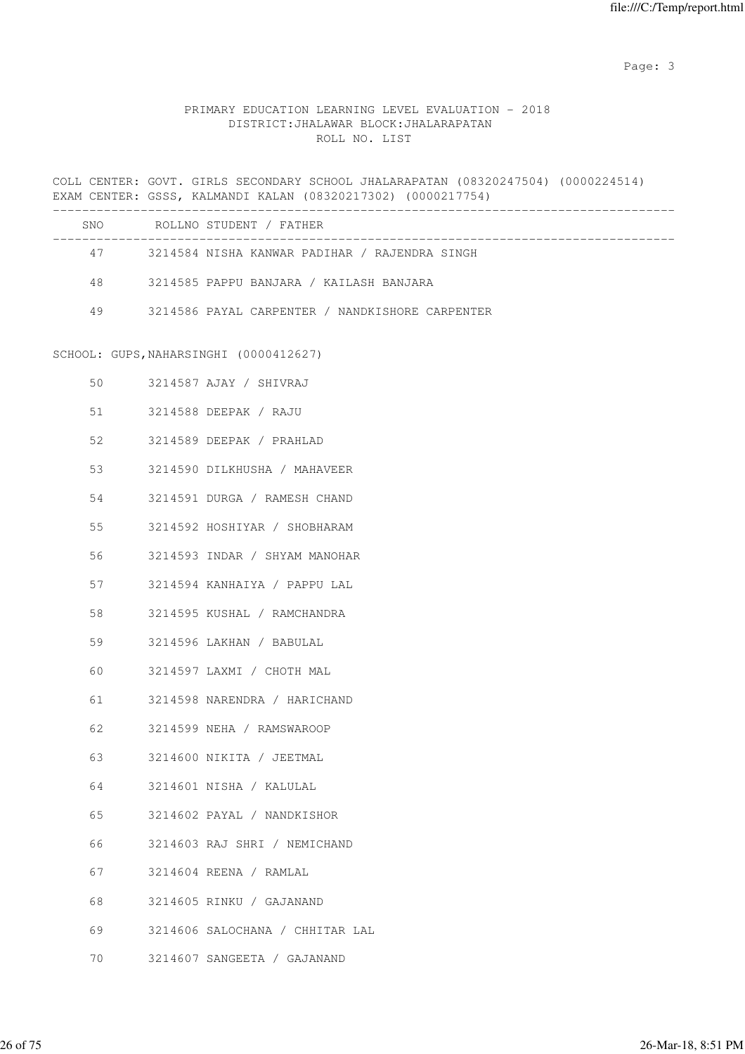PRIMARY EDUCATION LEARNING LEVEL EVALUATION - 2018
DISTRICT:JHALAWAR BLOCK:JHALARAPATAN
ROLL NO. LIST

COLL CENTER: GOVT. GIRLS SECONDARY SCHOOL JHALARAPATAN (08320247504) (0000224514)
EXAM CENTER: GSSS, KALMANDI KALAN (08320217302) (0000217754)

| SNO | ROLLNO | STUDENT / FATHER |
|---|---|---|
| 47 | 3214584 | NISHA KANWAR PADIHAR / RAJENDRA SINGH |
| 48 | 3214585 | PAPPU BANJARA / KAILASH BANJARA |
| 49 | 3214586 | PAYAL CARPENTER / NANDKISHORE CARPENTER |

SCHOOL: GUPS,NAHARSINGHI (0000412627)

| SNO | ROLLNO | STUDENT / FATHER |
|---|---|---|
| 50 | 3214587 | AJAY / SHIVRAJ |
| 51 | 3214588 | DEEPAK / RAJU |
| 52 | 3214589 | DEEPAK / PRAHLAD |
| 53 | 3214590 | DILKHUSHA / MAHAVEER |
| 54 | 3214591 | DURGA / RAMESH CHAND |
| 55 | 3214592 | HOSHIYAR / SHOBHARAM |
| 56 | 3214593 | INDAR / SHYAM MANOHAR |
| 57 | 3214594 | KANHAIYA / PAPPU LAL |
| 58 | 3214595 | KUSHAL / RAMCHANDRA |
| 59 | 3214596 | LAKHAN / BABULAL |
| 60 | 3214597 | LAXMI / CHOTH MAL |
| 61 | 3214598 | NARENDRA / HARICHAND |
| 62 | 3214599 | NEHA / RAMSWAROOP |
| 63 | 3214600 | NIKITA / JEETMAL |
| 64 | 3214601 | NISHA / KALULAL |
| 65 | 3214602 | PAYAL / NANDKISHOR |
| 66 | 3214603 | RAJ SHRI / NEMICHAND |
| 67 | 3214604 | REENA / RAMLAL |
| 68 | 3214605 | RINKU / GAJANAND |
| 69 | 3214606 | SALOCHANA / CHHITAR LAL |
| 70 | 3214607 | SANGEETA / GAJANAND |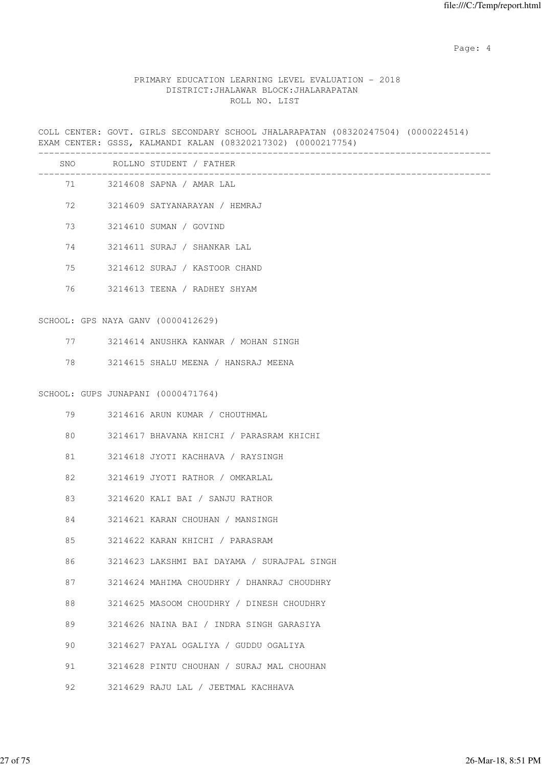PRIMARY EDUCATION LEARNING LEVEL EVALUATION - 2018
DISTRICT:JHALAWAR BLOCK:JHALARAPATAN
ROLL NO. LIST

COLL CENTER: GOVT. GIRLS SECONDARY SCHOOL JHALARAPATAN (08320247504) (0000224514)
EXAM CENTER: GSSS, KALMANDI KALAN (08320217302) (0000217754)

| SNO | ROLLNO | STUDENT / FATHER |
|---|---|---|
| 71 | 3214608 | SAPNA / AMAR LAL |
| 72 | 3214609 | SATYANARAYAN / HEMRAJ |
| 73 | 3214610 | SUMAN / GOVIND |
| 74 | 3214611 | SURAJ / SHANKAR LAL |
| 75 | 3214612 | SURAJ / KASTOOR CHAND |
| 76 | 3214613 | TEENA / RADHEY SHYAM |

SCHOOL: GPS NAYA GANV (0000412629)

| SNO | ROLLNO | STUDENT / FATHER |
|---|---|---|
| 77 | 3214614 | ANUSHKA KANWAR / MOHAN SINGH |
| 78 | 3214615 | SHALU MEENA / HANSRAJ MEENA |

SCHOOL: GUPS JUNAPANI (0000471764)

| SNO | ROLLNO | STUDENT / FATHER |
|---|---|---|
| 79 | 3214616 | ARUN KUMAR / CHOUTHMAL |
| 80 | 3214617 | BHAVANA KHICHI / PARASRAM KHICHI |
| 81 | 3214618 | JYOTI KACHHAVA / RAYSINGH |
| 82 | 3214619 | JYOTI RATHOR / OMKARLAL |
| 83 | 3214620 | KALI BAI / SANJU RATHOR |
| 84 | 3214621 | KARAN CHOUHAN / MANSINGH |
| 85 | 3214622 | KARAN KHICHI / PARASRAM |
| 86 | 3214623 | LAKSHMI BAI DAYAMA / SURAJPAL SINGH |
| 87 | 3214624 | MAHIMA CHOUDHRY / DHANRAJ CHOUDHRY |
| 88 | 3214625 | MASOOM CHOUDHRY / DINESH CHOUDHRY |
| 89 | 3214626 | NAINA BAI / INDRA SINGH GARASIYA |
| 90 | 3214627 | PAYAL OGALIYA / GUDDU OGALIYA |
| 91 | 3214628 | PINTU CHOUHAN / SURAJ MAL CHOUHAN |
| 92 | 3214629 | RAJU LAL / JEETMAL KACHHAVA |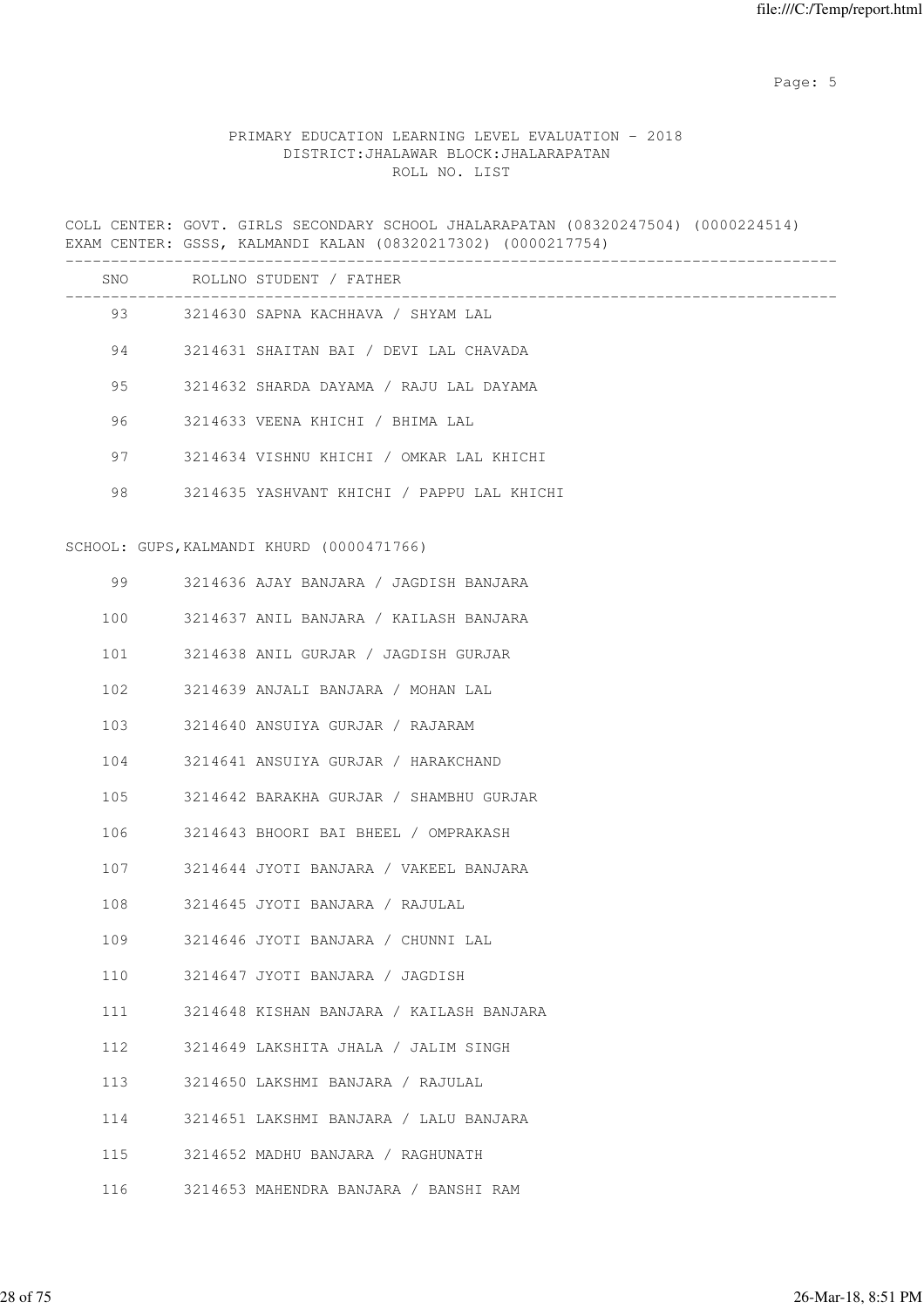PRIMARY EDUCATION LEARNING LEVEL EVALUATION - 2018
DISTRICT:JHALAWAR BLOCK:JHALARAPATAN
ROLL NO. LIST

COLL CENTER: GOVT. GIRLS SECONDARY SCHOOL JHALARAPATAN (08320247504) (0000224514)
EXAM CENTER: GSSS, KALMANDI KALAN (08320217302) (0000217754)

| SNO | ROLLNO | STUDENT / FATHER |
|---|---|---|
| 93 | 3214630 | SAPNA KACHHAVA / SHYAM LAL |
| 94 | 3214631 | SHAITAN BAI / DEVI LAL CHAVADA |
| 95 | 3214632 | SHARDA DAYAMA / RAJU LAL DAYAMA |
| 96 | 3214633 | VEENA KHICHI / BHIMA LAL |
| 97 | 3214634 | VISHNU KHICHI / OMKAR LAL KHICHI |
| 98 | 3214635 | YASHVANT KHICHI / PAPPU LAL KHICHI |

SCHOOL: GUPS,KALMANDI KHURD (0000471766)

| SNO | ROLLNO | STUDENT / FATHER |
|---|---|---|
| 99 | 3214636 | AJAY BANJARA / JAGDISH BANJARA |
| 100 | 3214637 | ANIL BANJARA / KAILASH BANJARA |
| 101 | 3214638 | ANIL GURJAR / JAGDISH GURJAR |
| 102 | 3214639 | ANJALI BANJARA / MOHAN LAL |
| 103 | 3214640 | ANSUIYA GURJAR / RAJARAM |
| 104 | 3214641 | ANSUIYA GURJAR / HARAKCHAND |
| 105 | 3214642 | BARAKHA GURJAR / SHAMBHU GURJAR |
| 106 | 3214643 | BHOORI BAI BHEEL / OMPRAKASH |
| 107 | 3214644 | JYOTI BANJARA / VAKEEL BANJARA |
| 108 | 3214645 | JYOTI BANJARA / RAJULAL |
| 109 | 3214646 | JYOTI BANJARA / CHUNNI LAL |
| 110 | 3214647 | JYOTI BANJARA / JAGDISH |
| 111 | 3214648 | KISHAN BANJARA / KAILASH BANJARA |
| 112 | 3214649 | LAKSHITA JHALA / JALIM SINGH |
| 113 | 3214650 | LAKSHMI BANJARA / RAJULAL |
| 114 | 3214651 | LAKSHMI BANJARA / LALU BANJARA |
| 115 | 3214652 | MADHU BANJARA / RAGHUNATH |
| 116 | 3214653 | MAHENDRA BANJARA / BANSHI RAM |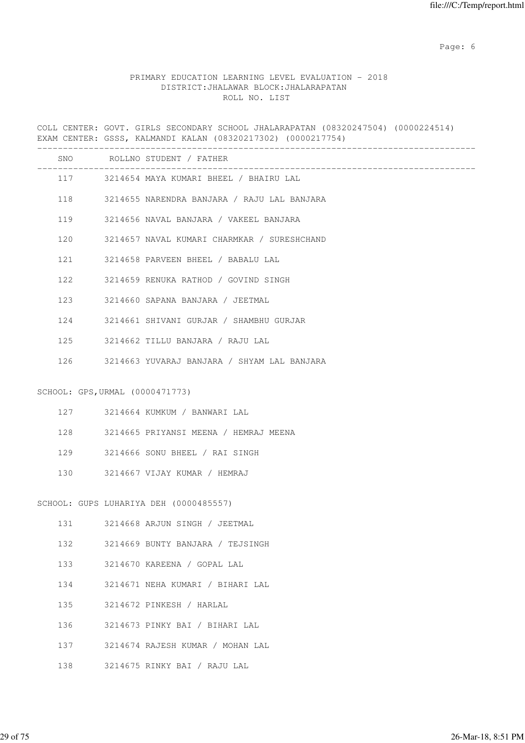PRIMARY EDUCATION LEARNING LEVEL EVALUATION - 2018
DISTRICT:JHALAWAR BLOCK:JHALARAPATAN
ROLL NO. LIST

COLL CENTER: GOVT. GIRLS SECONDARY SCHOOL JHALARAPATAN (08320247504) (0000224514)
EXAM CENTER: GSSS, KALMANDI KALAN (08320217302) (0000217754)

| SNO | ROLLNO | STUDENT / FATHER |
|---|---|---|
| 117 | 3214654 | MAYA KUMARI BHEEL / BHAIRU LAL |
| 118 | 3214655 | NARENDRA BANJARA / RAJU LAL BANJARA |
| 119 | 3214656 | NAVAL BANJARA / VAKEEL BANJARA |
| 120 | 3214657 | NAVAL KUMARI CHARMKAR / SURESHCHAND |
| 121 | 3214658 | PARVEEN BHEEL / BABALU LAL |
| 122 | 3214659 | RENUKA RATHOD / GOVIND SINGH |
| 123 | 3214660 | SAPANA BANJARA / JEETMAL |
| 124 | 3214661 | SHIVANI GURJAR / SHAMBHU GURJAR |
| 125 | 3214662 | TILLU BANJARA / RAJU LAL |
| 126 | 3214663 | YUVARAJ BANJARA / SHYAM LAL BANJARA |

SCHOOL: GPS,URMAL (0000471773)

| SNO | ROLLNO | STUDENT / FATHER |
|---|---|---|
| 127 | 3214664 | KUMKUM / BANWARI LAL |
| 128 | 3214665 | PRIYANSI MEENA / HEMRAJ MEENA |
| 129 | 3214666 | SONU BHEEL / RAI SINGH |
| 130 | 3214667 | VIJAY KUMAR / HEMRAJ |

SCHOOL: GUPS LUHARIYA DEH (0000485557)

| SNO | ROLLNO | STUDENT / FATHER |
|---|---|---|
| 131 | 3214668 | ARJUN SINGH / JEETMAL |
| 132 | 3214669 | BUNTY BANJARA / TEJSINGH |
| 133 | 3214670 | KAREENA / GOPAL LAL |
| 134 | 3214671 | NEHA KUMARI / BIHARI LAL |
| 135 | 3214672 | PINKESH / HARLAL |
| 136 | 3214673 | PINKY BAI / BIHARI LAL |
| 137 | 3214674 | RAJESH KUMAR / MOHAN LAL |
| 138 | 3214675 | RINKY BAI / RAJU LAL |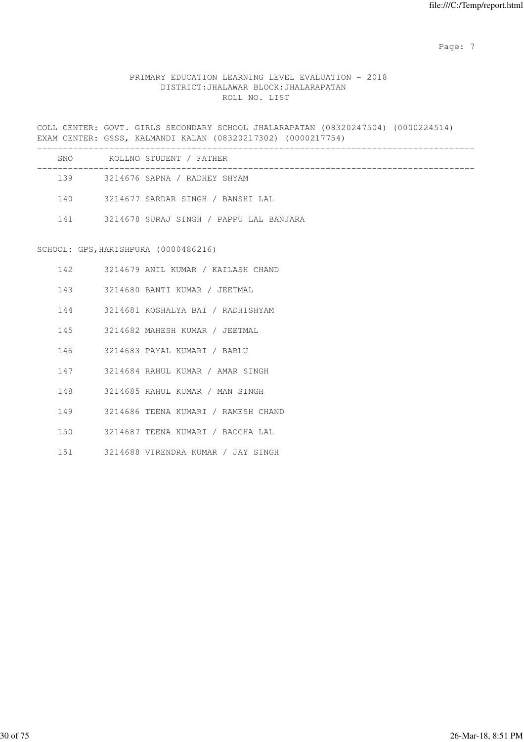PRIMARY EDUCATION LEARNING LEVEL EVALUATION - 2018
DISTRICT:JHALAWAR BLOCK:JHALARAPATAN
ROLL NO. LIST

COLL CENTER: GOVT. GIRLS SECONDARY SCHOOL JHALARAPATAN (08320247504) (0000224514)
EXAM CENTER: GSSS, KALMANDI KALAN (08320217302) (0000217754)

| SNO | ROLLNO | STUDENT / FATHER |
|---|---|---|
| 139 | 3214676 | SAPNA / RADHEY SHYAM |
| 140 | 3214677 | SARDAR SINGH / BANSHI LAL |
| 141 | 3214678 | SURAJ SINGH / PAPPU LAL BANJARA |

SCHOOL: GPS,HARISHPURA (0000486216)

| SNO | ROLLNO | STUDENT / FATHER |
|---|---|---|
| 142 | 3214679 | ANIL KUMAR / KAILASH CHAND |
| 143 | 3214680 | BANTI KUMAR / JEETMAL |
| 144 | 3214681 | KOSHALYA BAI / RADHISHYAM |
| 145 | 3214682 | MAHESH KUMAR / JEETMAL |
| 146 | 3214683 | PAYAL KUMARI / BABLU |
| 147 | 3214684 | RAHUL KUMAR / AMAR SINGH |
| 148 | 3214685 | RAHUL KUMAR / MAN SINGH |
| 149 | 3214686 | TEENA KUMARI / RAMESH CHAND |
| 150 | 3214687 | TEENA KUMARI / BACCHA LAL |
| 151 | 3214688 | VIRENDRA KUMAR / JAY SINGH |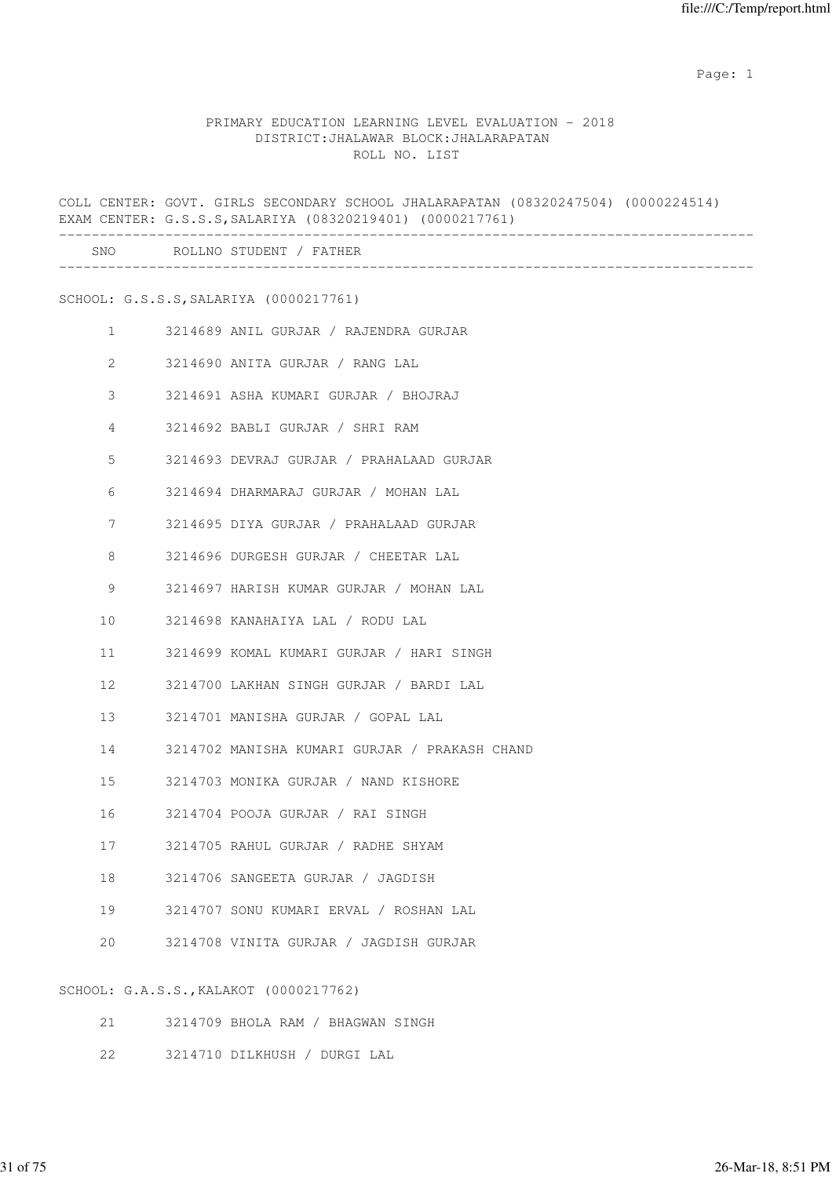PRIMARY EDUCATION LEARNING LEVEL EVALUATION - 2018
DISTRICT:JHALAWAR BLOCK:JHALARAPATAN
ROLL NO. LIST

COLL CENTER: GOVT. GIRLS SECONDARY SCHOOL JHALARAPATAN (08320247504) (0000224514)
EXAM CENTER: G.S.S.S,SALARIYA (08320219401) (0000217761)

| SNO | ROLLNO | STUDENT / FATHER |
|---|---|---|
| | | **SCHOOL: G.S.S.S,SALARIYA (0000217761)** |
| 1 | 3214689 | ANIL GURJAR / RAJENDRA GURJAR |
| 2 | 3214690 | ANITA GURJAR / RANG LAL |
| 3 | 3214691 | ASHA KUMARI GURJAR / BHOJRAJ |
| 4 | 3214692 | BABLI GURJAR / SHRI RAM |
| 5 | 3214693 | DEVRAJ GURJAR / PRAHALAAD GURJAR |
| 6 | 3214694 | DHARMARAJ GURJAR / MOHAN LAL |
| 7 | 3214695 | DIYA GURJAR / PRAHALAAD GURJAR |
| 8 | 3214696 | DURGESH GURJAR / CHEETAR LAL |
| 9 | 3214697 | HARISH KUMAR GURJAR / MOHAN LAL |
| 10 | 3214698 | KANAHAIYA LAL / RODU LAL |
| 11 | 3214699 | KOMAL KUMARI GURJAR / HARI SINGH |
| 12 | 3214700 | LAKHAN SINGH GURJAR / BARDI LAL |
| 13 | 3214701 | MANISHA GURJAR / GOPAL LAL |
| 14 | 3214702 | MANISHA KUMARI GURJAR / PRAKASH CHAND |
| 15 | 3214703 | MONIKA GURJAR / NAND KISHORE |
| 16 | 3214704 | POOJA GURJAR / RAI SINGH |
| 17 | 3214705 | RAHUL GURJAR / RADHE SHYAM |
| 18 | 3214706 | SANGEETA GURJAR / JAGDISH |
| 19 | 3214707 | SONU KUMARI ERVAL / ROSHAN LAL |
| 20 | 3214708 | VINITA GURJAR / JAGDISH GURJAR |
| | | **SCHOOL: G.A.S.S.,KALAKOT (0000217762)** |
| 21 | 3214709 | BHOLA RAM / BHAGWAN SINGH |
| 22 | 3214710 | DILKHUSH / DURGI LAL |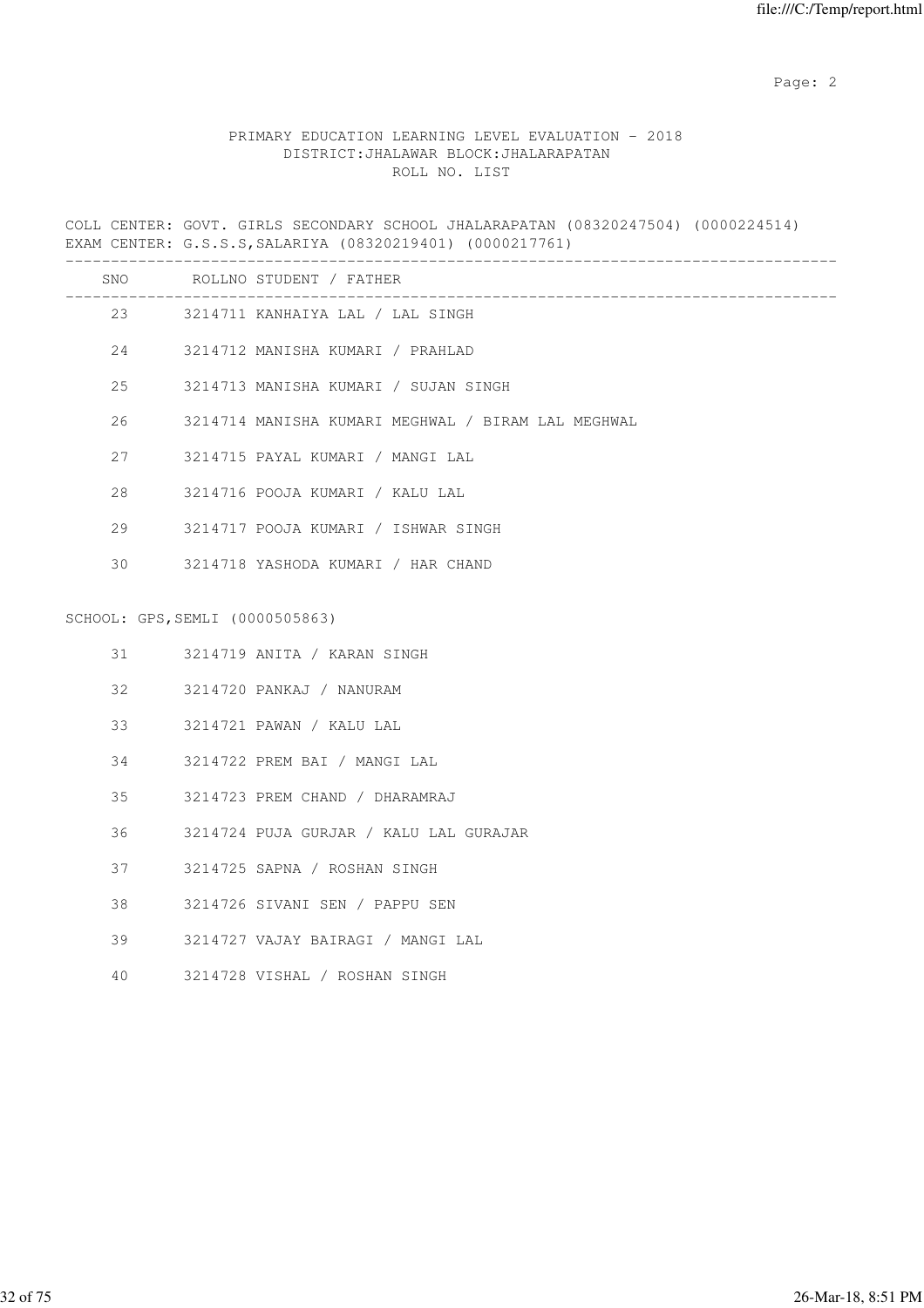PRIMARY EDUCATION LEARNING LEVEL EVALUATION - 2018
DISTRICT:JHALAWAR BLOCK:JHALARAPATAN
ROLL NO. LIST

COLL CENTER: GOVT. GIRLS SECONDARY SCHOOL JHALARAPATAN (08320247504) (0000224514)
EXAM CENTER: G.S.S.S,SALARIYA (08320219401) (0000217761)

| SNO | ROLLNO | STUDENT / FATHER |
|---|---|---|
| 23 | 3214711 | KANHAIYA LAL / LAL SINGH |
| 24 | 3214712 | MANISHA KUMARI / PRAHLAD |
| 25 | 3214713 | MANISHA KUMARI / SUJAN SINGH |
| 26 | 3214714 | MANISHA KUMARI MEGHWAL / BIRAM LAL MEGHWAL |
| 27 | 3214715 | PAYAL KUMARI / MANGI LAL |
| 28 | 3214716 | POOJA KUMARI / KALU LAL |
| 29 | 3214717 | POOJA KUMARI / ISHWAR SINGH |
| 30 | 3214718 | YASHODA KUMARI / HAR CHAND |

SCHOOL: GPS,SEMLI (0000505863)

| SNO | ROLLNO | STUDENT / FATHER |
|---|---|---|
| 31 | 3214719 | ANITA / KARAN SINGH |
| 32 | 3214720 | PANKAJ / NANURAM |
| 33 | 3214721 | PAWAN / KALU LAL |
| 34 | 3214722 | PREM BAI / MANGI LAL |
| 35 | 3214723 | PREM CHAND / DHARAMRAJ |
| 36 | 3214724 | PUJA GURJAR / KALU LAL GURAJAR |
| 37 | 3214725 | SAPNA / ROSHAN SINGH |
| 38 | 3214726 | SIVANI SEN / PAPPU SEN |
| 39 | 3214727 | VAJAY BAIRAGI / MANGI LAL |
| 40 | 3214728 | VISHAL / ROSHAN SINGH |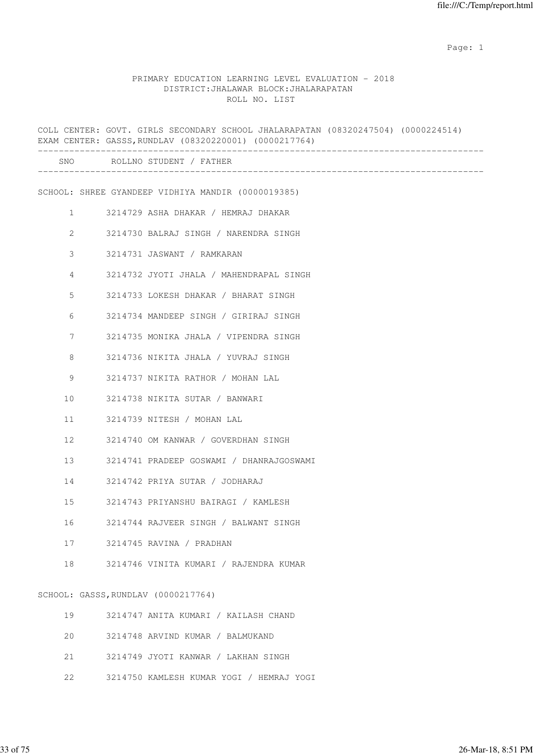PRIMARY EDUCATION LEARNING LEVEL EVALUATION - 2018
DISTRICT:JHALAWAR BLOCK:JHALARAPATAN
ROLL NO. LIST

COLL CENTER: GOVT. GIRLS SECONDARY SCHOOL JHALARAPATAN (08320247504) (0000224514)
EXAM CENTER: GASSS,RUNDLAV (08320220001) (0000217764)

| SNO | ROLLNO | STUDENT / FATHER |
|---|---|---|

SCHOOL: SHREE GYANDEEP VIDHIYA MANDIR (0000019385)

| SNO | ROLLNO | STUDENT / FATHER |
|---|---|---|
| 1 | 3214729 | ASHA DHAKAR / HEMRAJ DHAKAR |
| 2 | 3214730 | BALRAJ SINGH / NARENDRA SINGH |
| 3 | 3214731 | JASWANT / RAMKARAN |
| 4 | 3214732 | JYOTI JHALA / MAHENDRAPAL SINGH |
| 5 | 3214733 | LOKESH DHAKAR / BHARAT SINGH |
| 6 | 3214734 | MANDEEP SINGH / GIRIRAJ SINGH |
| 7 | 3214735 | MONIKA JHALA / VIPENDRA SINGH |
| 8 | 3214736 | NIKITA JHALA / YUVRAJ SINGH |
| 9 | 3214737 | NIKITA RATHOR / MOHAN LAL |
| 10 | 3214738 | NIKITA SUTAR / BANWARI |
| 11 | 3214739 | NITESH / MOHAN LAL |
| 12 | 3214740 | OM KANWAR / GOVERDHAN SINGH |
| 13 | 3214741 | PRADEEP GOSWAMI / DHANRAJGOSWAMI |
| 14 | 3214742 | PRIYA SUTAR / JODHARAJ |
| 15 | 3214743 | PRIYANSHU BAIRAGI / KAMLESH |
| 16 | 3214744 | RAJVEER SINGH / BALWANT SINGH |
| 17 | 3214745 | RAVINA / PRADHAN |
| 18 | 3214746 | VINITA KUMARI / RAJENDRA KUMAR |

SCHOOL: GASSS,RUNDLAV (0000217764)

| SNO | ROLLNO | STUDENT / FATHER |
|---|---|---|
| 19 | 3214747 | ANITA KUMARI / KAILASH CHAND |
| 20 | 3214748 | ARVIND KUMAR / BALMUKAND |
| 21 | 3214749 | JYOTI KANWAR / LAKHAN SINGH |
| 22 | 3214750 | KAMLESH KUMAR YOGI / HEMRAJ YOGI |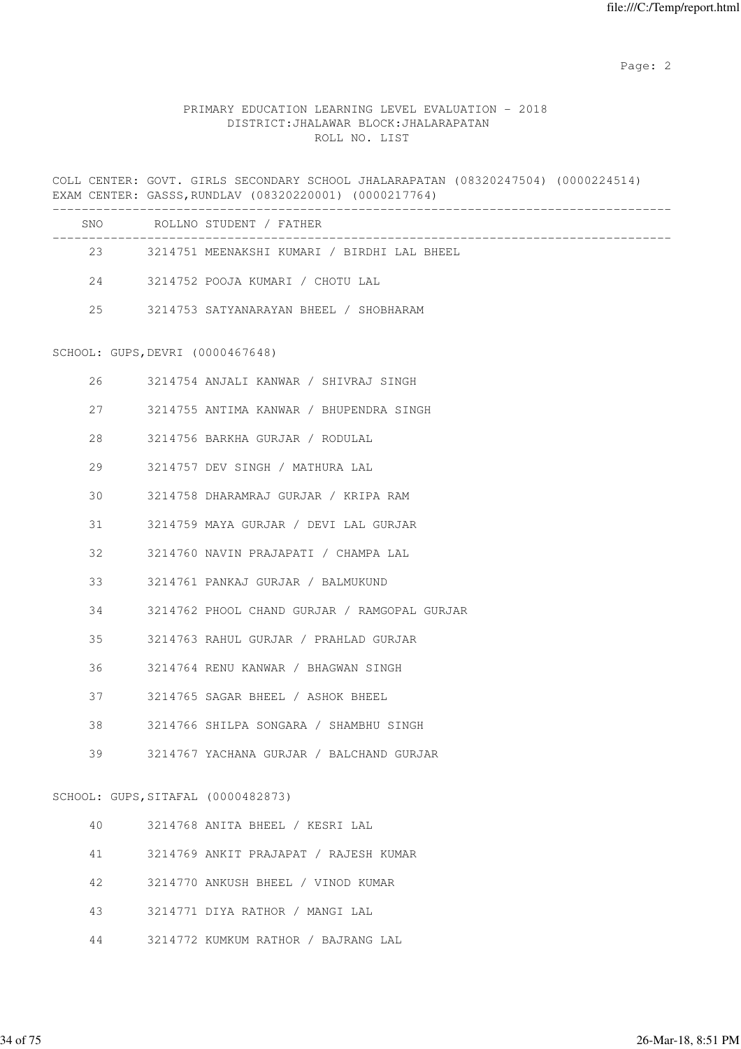PRIMARY EDUCATION LEARNING LEVEL EVALUATION - 2018
DISTRICT:JHALAWAR BLOCK:JHALARAPATAN
ROLL NO. LIST

COLL CENTER: GOVT. GIRLS SECONDARY SCHOOL JHALARAPATAN (08320247504) (0000224514)
EXAM CENTER: GASSS,RUNDLAV (08320220001) (0000217764)

| SNO | ROLLNO | STUDENT / FATHER |
|---|---|---|
| 23 | 3214751 | MEENAKSHI KUMARI / BIRDHI LAL BHEEL |
| 24 | 3214752 | POOJA KUMARI / CHOTU LAL |
| 25 | 3214753 | SATYANARAYAN BHEEL / SHOBHARAM |

SCHOOL: GUPS,DEVRI (0000467648)

| SNO | ROLLNO | STUDENT / FATHER |
|---|---|---|
| 26 | 3214754 | ANJALI KANWAR / SHIVRAJ SINGH |
| 27 | 3214755 | ANTIMA KANWAR / BHUPENDRA SINGH |
| 28 | 3214756 | BARKHA GURJAR / RODULAL |
| 29 | 3214757 | DEV SINGH / MATHURA LAL |
| 30 | 3214758 | DHARAMRAJ GURJAR / KRIPA RAM |
| 31 | 3214759 | MAYA GURJAR / DEVI LAL GURJAR |
| 32 | 3214760 | NAVIN PRAJAPATI / CHAMPA LAL |
| 33 | 3214761 | PANKAJ GURJAR / BALMUKUND |
| 34 | 3214762 | PHOOL CHAND GURJAR / RAMGOPAL GURJAR |
| 35 | 3214763 | RAHUL GURJAR / PRAHLAD GURJAR |
| 36 | 3214764 | RENU KANWAR / BHAGWAN SINGH |
| 37 | 3214765 | SAGAR BHEEL / ASHOK BHEEL |
| 38 | 3214766 | SHILPA SONGARA / SHAMBHU SINGH |
| 39 | 3214767 | YACHANA GURJAR / BALCHAND GURJAR |

SCHOOL: GUPS,SITAFAL (0000482873)

| SNO | ROLLNO | STUDENT / FATHER |
|---|---|---|
| 40 | 3214768 | ANITA BHEEL / KESRI LAL |
| 41 | 3214769 | ANKIT PRAJAPAT / RAJESH KUMAR |
| 42 | 3214770 | ANKUSH BHEEL / VINOD KUMAR |
| 43 | 3214771 | DIYA RATHOR / MANGI LAL |
| 44 | 3214772 | KUMKUM RATHOR / BAJRANG LAL |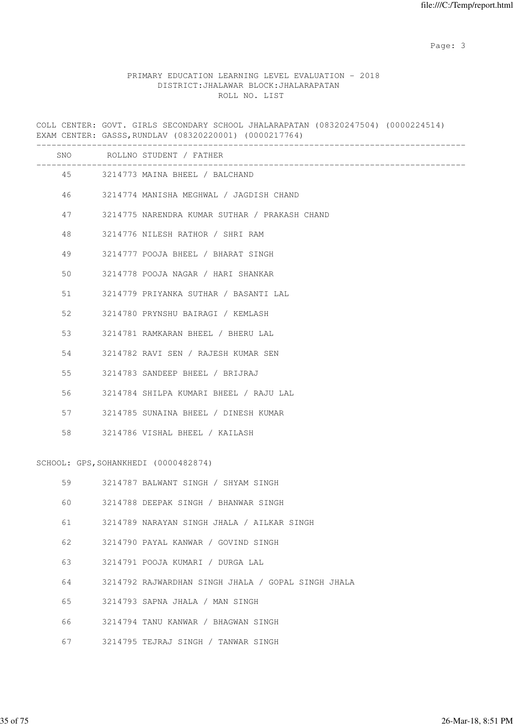PRIMARY EDUCATION LEARNING LEVEL EVALUATION - 2018
DISTRICT:JHALAWAR BLOCK:JHALARAPATAN
ROLL NO. LIST

COLL CENTER: GOVT. GIRLS SECONDARY SCHOOL JHALARAPATAN (08320247504) (0000224514)
EXAM CENTER: GASSS,RUNDLAV (08320220001) (0000217764)

| SNO | ROLLNO | STUDENT / FATHER |
|---|---|---|
| 45 | 3214773 | MAINA BHEEL / BALCHAND |
| 46 | 3214774 | MANISHA MEGHWAL / JAGDISH CHAND |
| 47 | 3214775 | NARENDRA KUMAR SUTHAR / PRAKASH CHAND |
| 48 | 3214776 | NILESH RATHOR / SHRI RAM |
| 49 | 3214777 | POOJA BHEEL / BHARAT SINGH |
| 50 | 3214778 | POOJA NAGAR / HARI SHANKAR |
| 51 | 3214779 | PRIYANKA SUTHAR / BASANTI LAL |
| 52 | 3214780 | PRYNSHU BAIRAGI / KEMLASH |
| 53 | 3214781 | RAMKARAN BHEEL / BHERU LAL |
| 54 | 3214782 | RAVI SEN / RAJESH KUMAR SEN |
| 55 | 3214783 | SANDEEP BHEEL / BRIJRAJ |
| 56 | 3214784 | SHILPA KUMARI BHEEL / RAJU LAL |
| 57 | 3214785 | SUNAINA BHEEL / DINESH KUMAR |
| 58 | 3214786 | VISHAL BHEEL / KAILASH |

SCHOOL: GPS,SOHANKHEDI (0000482874)

| SNO | ROLLNO | STUDENT / FATHER |
|---|---|---|
| 59 | 3214787 | BALWANT SINGH / SHYAM SINGH |
| 60 | 3214788 | DEEPAK SINGH / BHANWAR SINGH |
| 61 | 3214789 | NARAYAN SINGH JHALA / AILKAR SINGH |
| 62 | 3214790 | PAYAL KANWAR / GOVIND SINGH |
| 63 | 3214791 | POOJA KUMARI / DURGA LAL |
| 64 | 3214792 | RAJWARDHAN SINGH JHALA / GOPAL SINGH JHALA |
| 65 | 3214793 | SAPNA JHALA / MAN SINGH |
| 66 | 3214794 | TANU KANWAR / BHAGWAN SINGH |
| 67 | 3214795 | TEJRAJ SINGH / TANWAR SINGH |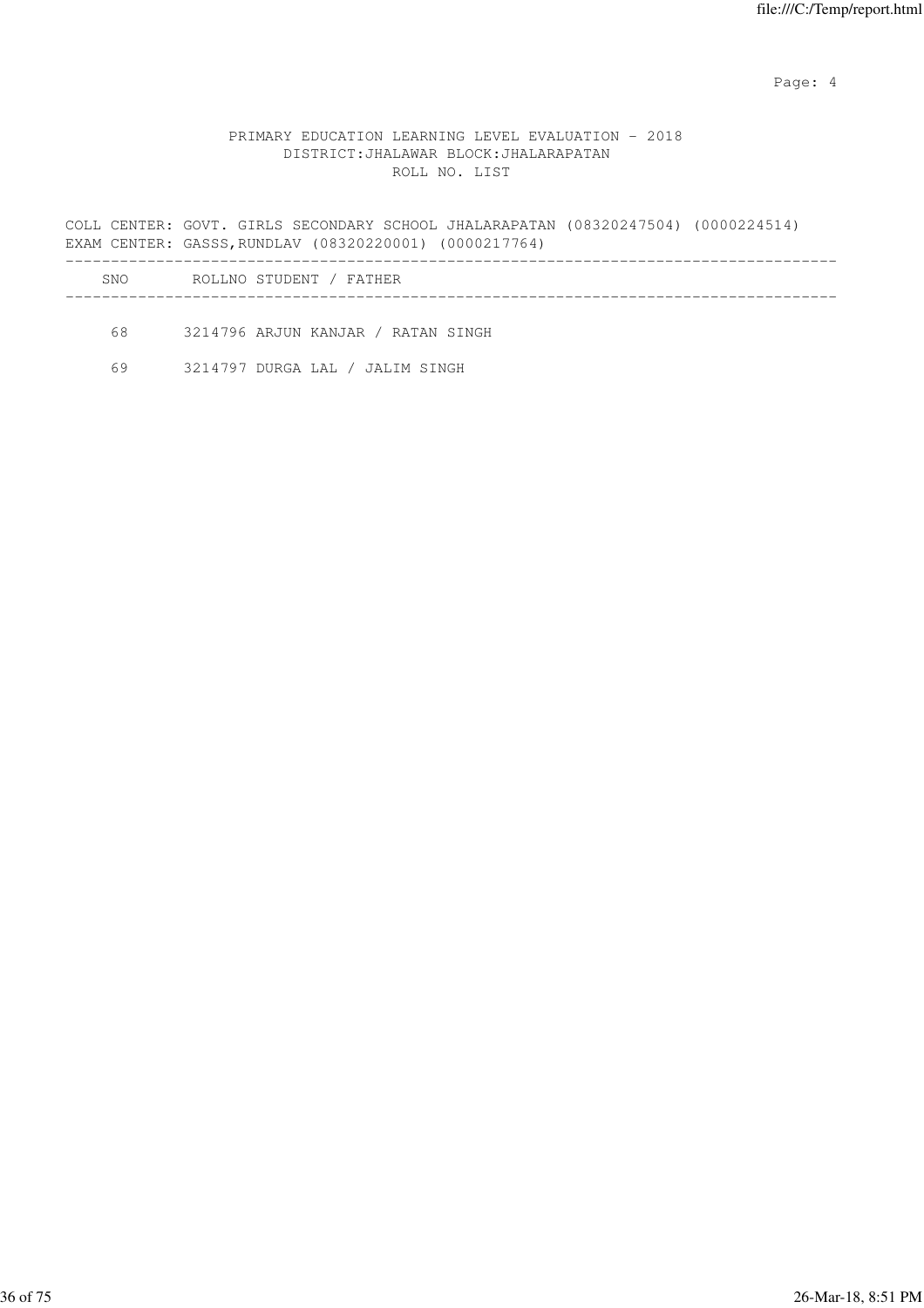PRIMARY EDUCATION LEARNING LEVEL EVALUATION - 2018
DISTRICT:JHALAWAR BLOCK:JHALARAPATAN
ROLL NO. LIST

COLL CENTER: GOVT. GIRLS SECONDARY SCHOOL JHALARAPATAN (08320247504) (0000224514)
EXAM CENTER: GASSS,RUNDLAV (08320220001) (0000217764)

| SNO | ROLLNO | STUDENT / FATHER |
|---|---|---|
| 68 | 3214796 | ARJUN KANJAR / RATAN SINGH |
| 69 | 3214797 | DURGA LAL / JALIM SINGH |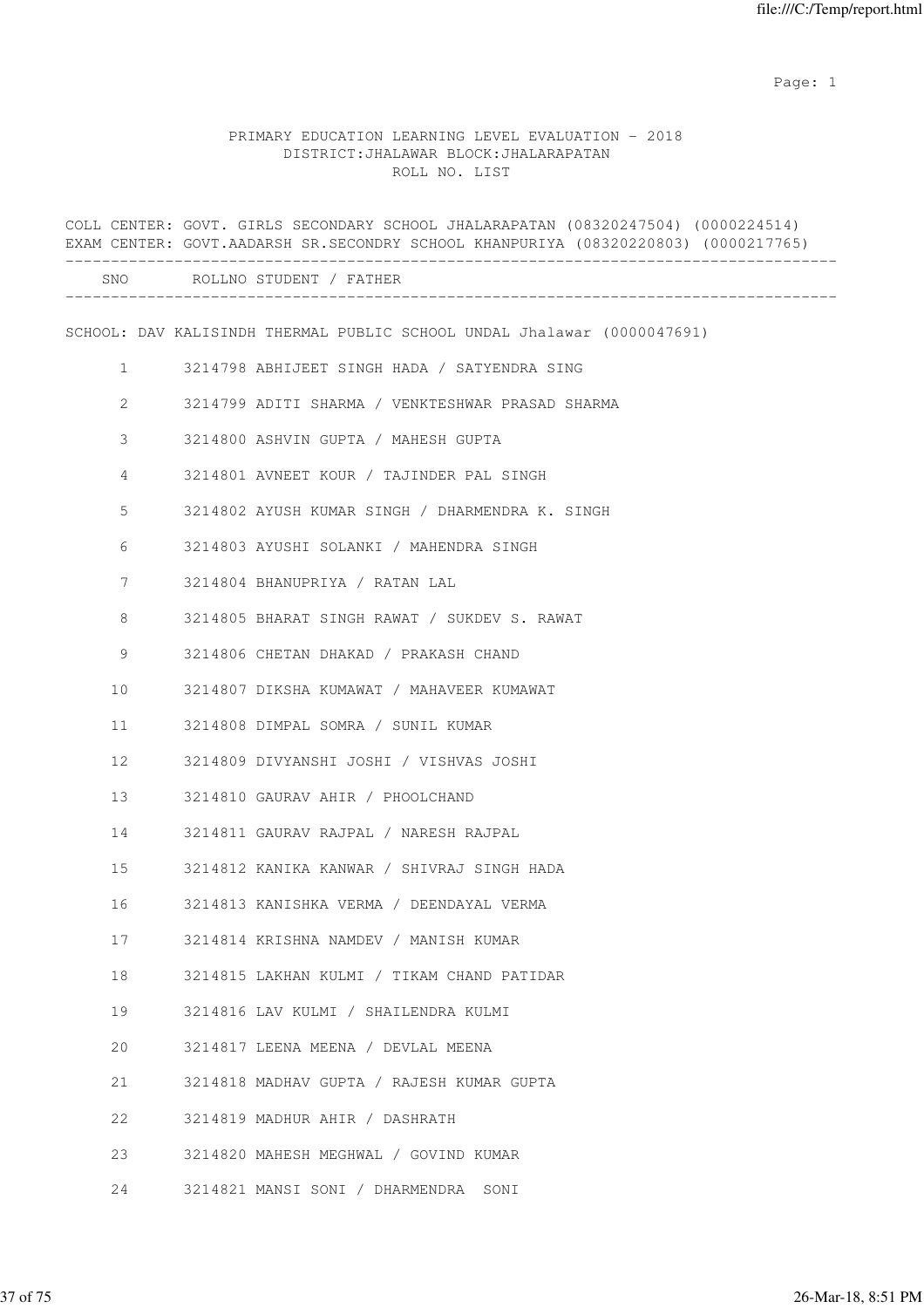PRIMARY EDUCATION LEARNING LEVEL EVALUATION - 2018
DISTRICT:JHALAWAR BLOCK:JHALARAPATAN
ROLL NO. LIST

COLL CENTER: GOVT. GIRLS SECONDARY SCHOOL JHALARAPATAN (08320247504) (0000224514)
EXAM CENTER: GOVT.AADARSH SR.SECONDRY SCHOOL KHANPURIYA (08320220803) (0000217765)

| SNO | ROLLNO | STUDENT / FATHER |
|---|---|---|

SCHOOL: DAV KALISINDH THERMAL PUBLIC SCHOOL UNDAL Jhalawar (0000047691)

| SNO | ROLLNO | STUDENT / FATHER |
|---|---|---|
| 1 | 3214798 | ABHIJEET SINGH HADA / SATYENDRA SING |
| 2 | 3214799 | ADITI SHARMA / VENKTESHWAR PRASAD SHARMA |
| 3 | 3214800 | ASHVIN GUPTA / MAHESH GUPTA |
| 4 | 3214801 | AVNEET KOUR / TAJINDER PAL SINGH |
| 5 | 3214802 | AYUSH KUMAR SINGH / DHARMENDRA K. SINGH |
| 6 | 3214803 | AYUSHI SOLANKI / MAHENDRA SINGH |
| 7 | 3214804 | BHANUPRIYA / RATAN LAL |
| 8 | 3214805 | BHARAT SINGH RAWAT / SUKDEV S. RAWAT |
| 9 | 3214806 | CHETAN DHAKAD / PRAKASH CHAND |
| 10 | 3214807 | DIKSHA KUMAWAT / MAHAVEER KUMAWAT |
| 11 | 3214808 | DIMPAL SOMRA / SUNIL KUMAR |
| 12 | 3214809 | DIVYANSHI JOSHI / VISHVAS JOSHI |
| 13 | 3214810 | GAURAV AHIR / PHOOLCHAND |
| 14 | 3214811 | GAURAV RAJPAL / NARESH RAJPAL |
| 15 | 3214812 | KANIKA KANWAR / SHIVRAJ SINGH HADA |
| 16 | 3214813 | KANISHKA VERMA / DEENDAYAL VERMA |
| 17 | 3214814 | KRISHNA NAMDEV / MANISH KUMAR |
| 18 | 3214815 | LAKHAN KULMI / TIKAM CHAND PATIDAR |
| 19 | 3214816 | LAV KULMI / SHAILENDRA KULMI |
| 20 | 3214817 | LEENA MEENA / DEVLAL MEENA |
| 21 | 3214818 | MADHAV GUPTA / RAJESH KUMAR GUPTA |
| 22 | 3214819 | MADHUR AHIR / DASHRATH |
| 23 | 3214820 | MAHESH MEGHWAL / GOVIND KUMAR |
| 24 | 3214821 | MANSI SONI / DHARMENDRA SONI |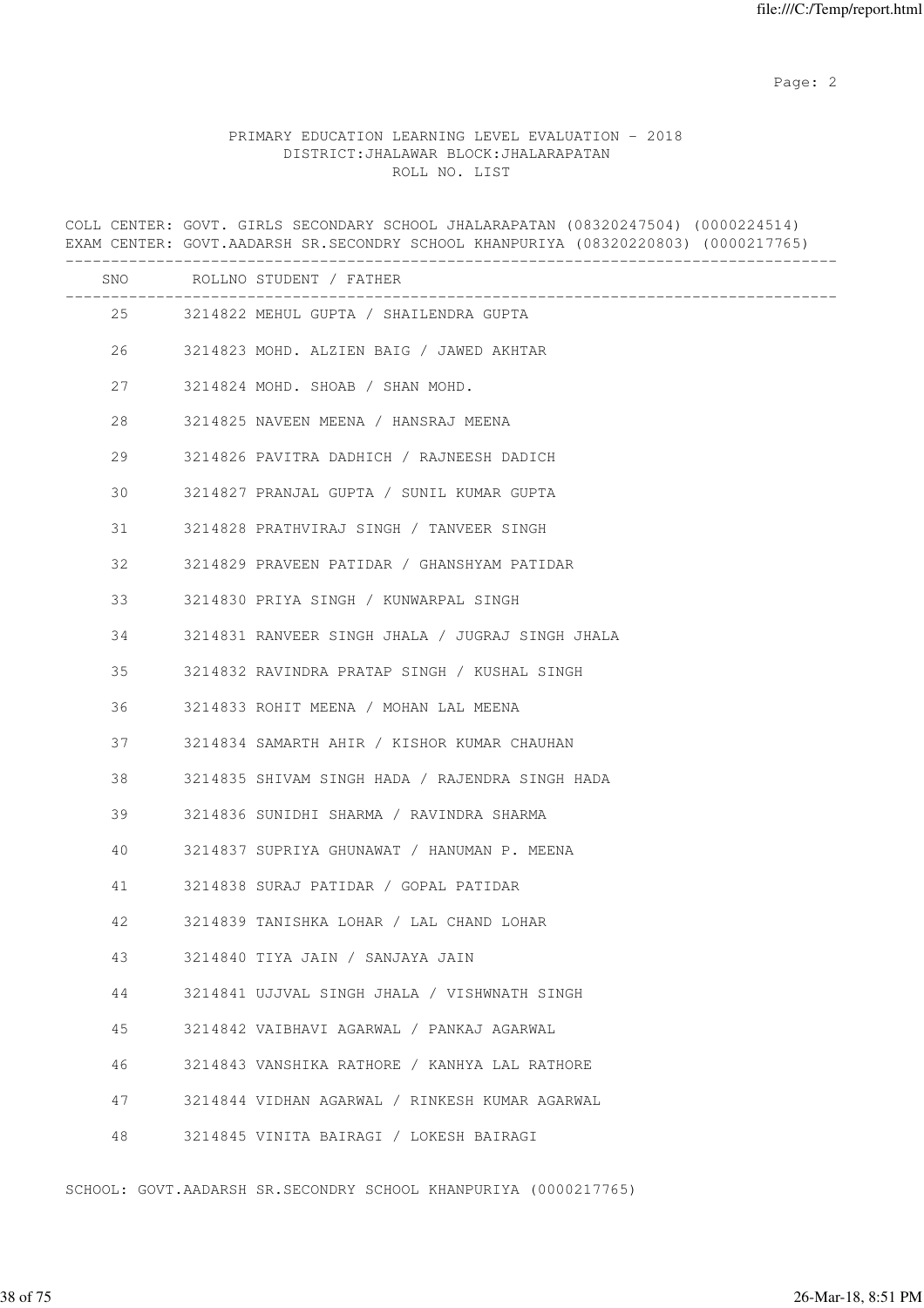PRIMARY EDUCATION LEARNING LEVEL EVALUATION - 2018
DISTRICT:JHALAWAR BLOCK:JHALARAPATAN
ROLL NO. LIST

COLL CENTER: GOVT. GIRLS SECONDARY SCHOOL JHALARAPATAN (08320247504) (0000224514)
EXAM CENTER: GOVT.AADARSH SR.SECONDRY SCHOOL KHANPURIYA (08320220803) (0000217765)

| SNO | ROLLNO | STUDENT / FATHER |
|---|---|---|
| 25 | 3214822 | MEHUL GUPTA / SHAILENDRA GUPTA |
| 26 | 3214823 | MOHD. ALZIEN BAIG / JAWED AKHTAR |
| 27 | 3214824 | MOHD. SHOAB / SHAN MOHD. |
| 28 | 3214825 | NAVEEN MEENA / HANSRAJ MEENA |
| 29 | 3214826 | PAVITRA DADHICH / RAJNEESH DADICH |
| 30 | 3214827 | PRANJAL GUPTA / SUNIL KUMAR GUPTA |
| 31 | 3214828 | PRATHVIRAJ SINGH / TANVEER SINGH |
| 32 | 3214829 | PRAVEEN PATIDAR / GHANSHYAM PATIDAR |
| 33 | 3214830 | PRIYA SINGH / KUNWARPAL SINGH |
| 34 | 3214831 | RANVEER SINGH JHALA / JUGRAJ SINGH JHALA |
| 35 | 3214832 | RAVINDRA PRATAP SINGH / KUSHAL SINGH |
| 36 | 3214833 | ROHIT MEENA / MOHAN LAL MEENA |
| 37 | 3214834 | SAMARTH AHIR / KISHOR KUMAR CHAUHAN |
| 38 | 3214835 | SHIVAM SINGH HADA / RAJENDRA SINGH HADA |
| 39 | 3214836 | SUNIDHI SHARMA / RAVINDRA SHARMA |
| 40 | 3214837 | SUPRIYA GHUNAWAT / HANUMAN P. MEENA |
| 41 | 3214838 | SURAJ PATIDAR / GOPAL PATIDAR |
| 42 | 3214839 | TANISHKA LOHAR / LAL CHAND LOHAR |
| 43 | 3214840 | TIYA JAIN / SANJAYA JAIN |
| 44 | 3214841 | UJJVAL SINGH JHALA / VISHWNATH SINGH |
| 45 | 3214842 | VAIBHAVI AGARWAL / PANKAJ AGARWAL |
| 46 | 3214843 | VANSHIKA RATHORE / KANHYA LAL RATHORE |
| 47 | 3214844 | VIDHAN AGARWAL / RINKESH KUMAR AGARWAL |
| 48 | 3214845 | VINITA BAIRAGI / LOKESH BAIRAGI |

SCHOOL: GOVT.AADARSH SR.SECONDRY SCHOOL KHANPURIYA (0000217765)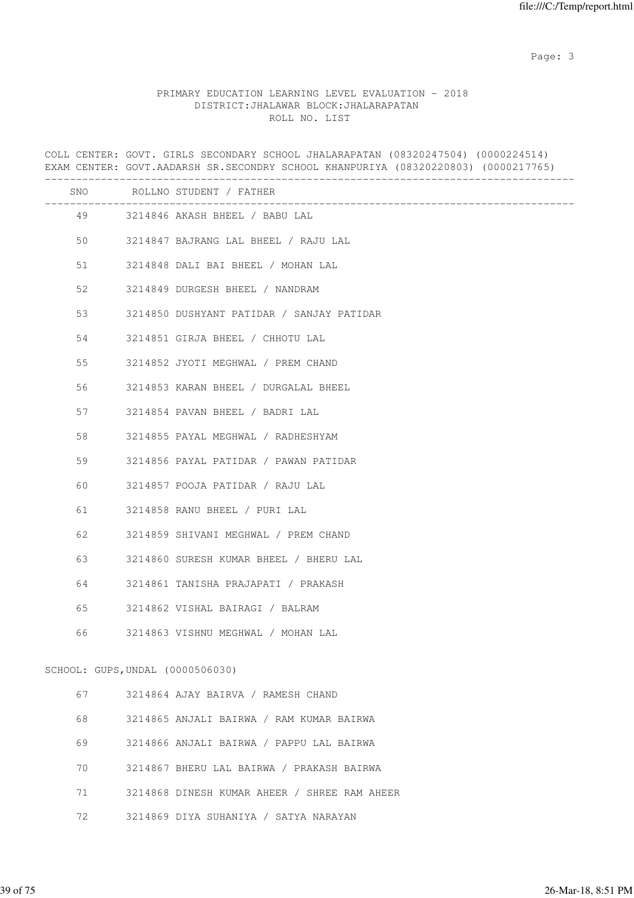PRIMARY EDUCATION LEARNING LEVEL EVALUATION - 2018
DISTRICT:JHALAWAR BLOCK:JHALARAPATAN
ROLL NO. LIST

COLL CENTER: GOVT. GIRLS SECONDARY SCHOOL JHALARAPATAN (08320247504) (0000224514)
EXAM CENTER: GOVT.AADARSH SR.SECONDRY SCHOOL KHANPURIYA (08320220803) (0000217765)

| SNO | ROLLNO STUDENT / FATHER |
|---|---|
| 49 | 3214846 AKASH BHEEL / BABU LAL |
| 50 | 3214847 BAJRANG LAL BHEEL / RAJU LAL |
| 51 | 3214848 DALI BAI BHEEL / MOHAN LAL |
| 52 | 3214849 DURGESH BHEEL / NANDRAM |
| 53 | 3214850 DUSHYANT PATIDAR / SANJAY PATIDAR |
| 54 | 3214851 GIRJA BHEEL / CHHOTU LAL |
| 55 | 3214852 JYOTI MEGHWAL / PREM CHAND |
| 56 | 3214853 KARAN BHEEL / DURGALAL BHEEL |
| 57 | 3214854 PAVAN BHEEL / BADRI LAL |
| 58 | 3214855 PAYAL MEGHWAL / RADHESHYAM |
| 59 | 3214856 PAYAL PATIDAR / PAWAN PATIDAR |
| 60 | 3214857 POOJA PATIDAR / RAJU LAL |
| 61 | 3214858 RANU BHEEL / PURI LAL |
| 62 | 3214859 SHIVANI MEGHWAL / PREM CHAND |
| 63 | 3214860 SURESH KUMAR BHEEL / BHERU LAL |
| 64 | 3214861 TANISHA PRAJAPATI / PRAKASH |
| 65 | 3214862 VISHAL BAIRAGI / BALRAM |
| 66 | 3214863 VISHNU MEGHWAL / MOHAN LAL |

SCHOOL: GUPS,UNDAL (0000506030)

| SNO | ROLLNO STUDENT / FATHER |
|---|---|
| 67 | 3214864 AJAY BAIRVA / RAMESH CHAND |
| 68 | 3214865 ANJALI BAIRWA / RAM KUMAR BAIRWA |
| 69 | 3214866 ANJALI BAIRWA / PAPPU LAL BAIRWA |
| 70 | 3214867 BHERU LAL BAIRWA / PRAKASH BAIRWA |
| 71 | 3214868 DINESH KUMAR AHEER / SHREE RAM AHEER |
| 72 | 3214869 DIYA SUHANIYA / SATYA NARAYAN |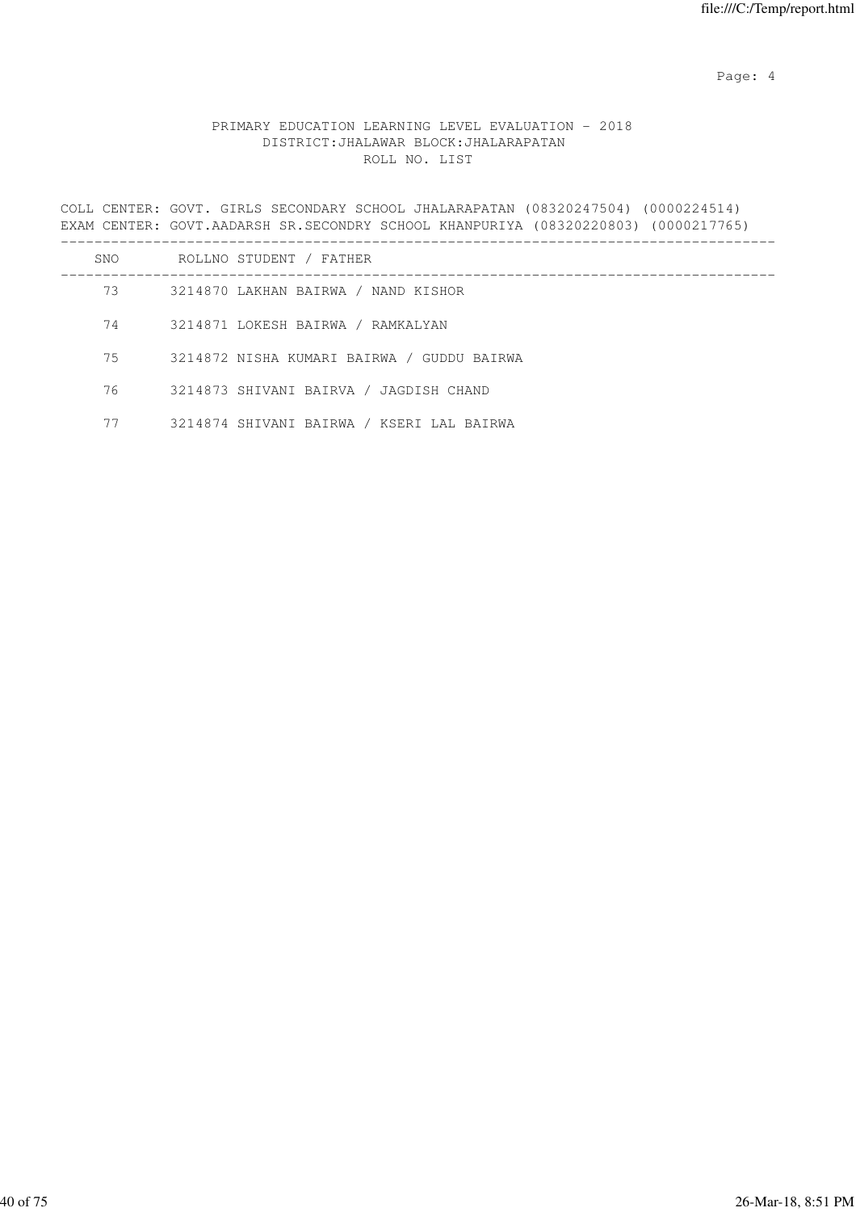PRIMARY EDUCATION LEARNING LEVEL EVALUATION - 2018
DISTRICT:JHALAWAR BLOCK:JHALARAPATAN
ROLL NO. LIST

COLL CENTER: GOVT. GIRLS SECONDARY SCHOOL JHALARAPATAN (08320247504) (0000224514)
EXAM CENTER: GOVT.AADARSH SR.SECONDRY SCHOOL KHANPURIYA (08320220803) (0000217765)

| SNO | ROLLNO | STUDENT / FATHER |
|---|---|---|
| 73 | 3214870 | LAKHAN BAIRWA / NAND KISHOR |
| 74 | 3214871 | LOKESH BAIRWA / RAMKALYAN |
| 75 | 3214872 | NISHA KUMARI BAIRWA / GUDDU BAIRWA |
| 76 | 3214873 | SHIVANI BAIRVA / JAGDISH CHAND |
| 77 | 3214874 | SHIVANI BAIRWA / KSERI LAL BAIRWA |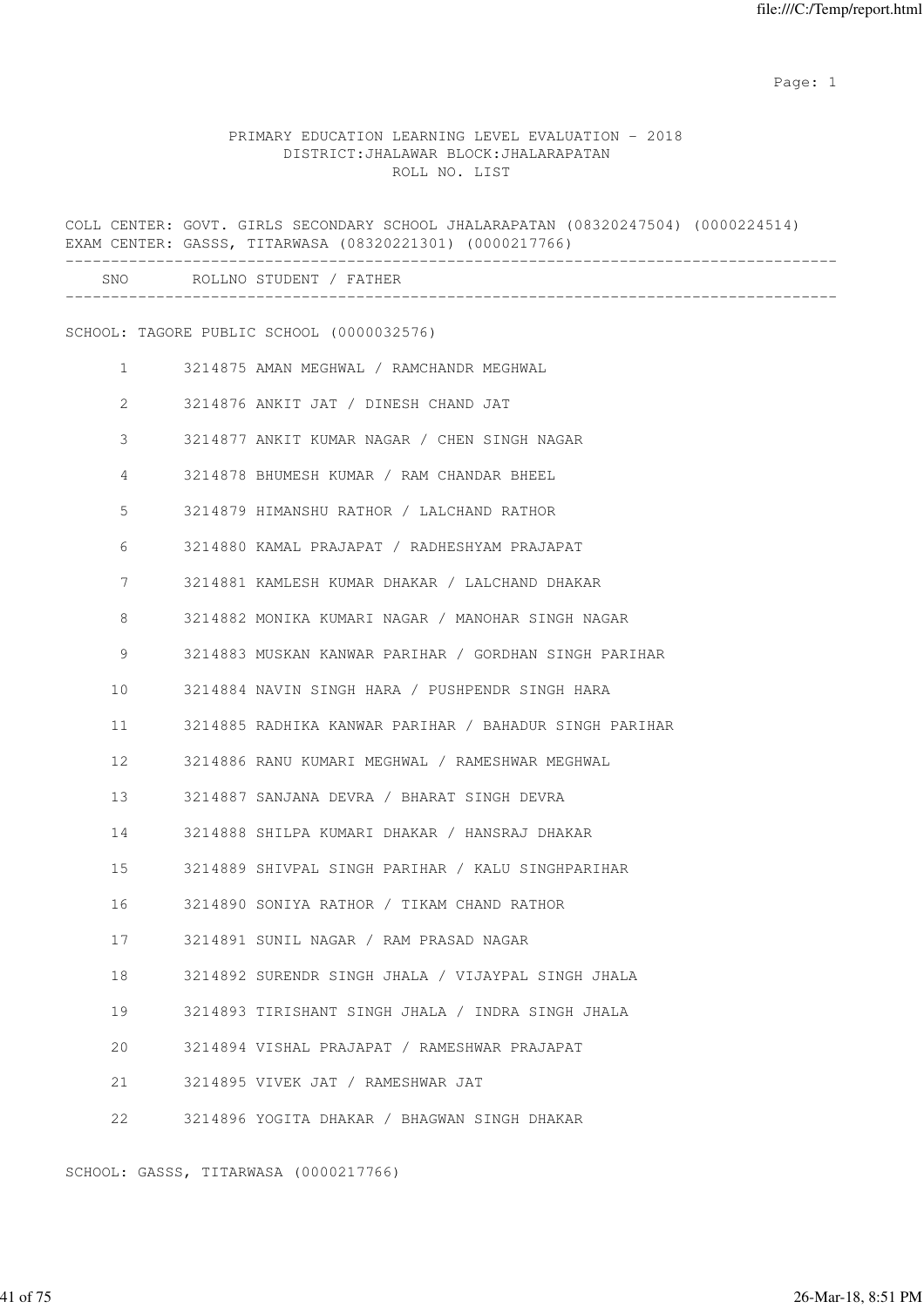PRIMARY EDUCATION LEARNING LEVEL EVALUATION - 2018
DISTRICT:JHALAWAR BLOCK:JHALARAPATAN
ROLL NO. LIST

COLL CENTER: GOVT. GIRLS SECONDARY SCHOOL JHALARAPATAN (08320247504) (0000224514)
EXAM CENTER: GASSS, TITARWASA (08320221301) (0000217766)

| SNO | ROLLNO | STUDENT / FATHER |
|---|---|---|

SCHOOL: TAGORE PUBLIC SCHOOL (0000032576)

| SNO | ROLLNO | STUDENT / FATHER |
|---|---|---|
| 1 | 3214875 | AMAN MEGHWAL / RAMCHANDR MEGHWAL |
| 2 | 3214876 | ANKIT JAT / DINESH CHAND JAT |
| 3 | 3214877 | ANKIT KUMAR NAGAR / CHEN SINGH NAGAR |
| 4 | 3214878 | BHUMESH KUMAR / RAM CHANDAR BHEEL |
| 5 | 3214879 | HIMANSHU RATHOR / LALCHAND RATHOR |
| 6 | 3214880 | KAMAL PRAJAPAT / RADHESHYAM PRAJAPAT |
| 7 | 3214881 | KAMLESH KUMAR DHAKAR / LALCHAND DHAKAR |
| 8 | 3214882 | MONIKA KUMARI NAGAR / MANOHAR SINGH NAGAR |
| 9 | 3214883 | MUSKAN KANWAR PARIHAR / GORDHAN SINGH PARIHAR |
| 10 | 3214884 | NAVIN SINGH HARA / PUSHPENDR SINGH HARA |
| 11 | 3214885 | RADHIKA KANWAR PARIHAR / BAHADUR SINGH PARIHAR |
| 12 | 3214886 | RANU KUMARI MEGHWAL / RAMESHWAR MEGHWAL |
| 13 | 3214887 | SANJANA DEVRA / BHARAT SINGH DEVRA |
| 14 | 3214888 | SHILPA KUMARI DHAKAR / HANSRAJ DHAKAR |
| 15 | 3214889 | SHIVPAL SINGH PARIHAR / KALU SINGHPARIHAR |
| 16 | 3214890 | SONIYA RATHOR / TIKAM CHAND RATHOR |
| 17 | 3214891 | SUNIL NAGAR / RAM PRASAD NAGAR |
| 18 | 3214892 | SURENDR SINGH JHALA / VIJAYPAL SINGH JHALA |
| 19 | 3214893 | TIRISHANT SINGH JHALA / INDRA SINGH JHALA |
| 20 | 3214894 | VISHAL PRAJAPAT / RAMESHWAR PRAJAPAT |
| 21 | 3214895 | VIVEK JAT / RAMESHWAR JAT |
| 22 | 3214896 | YOGITA DHAKAR / BHAGWAN SINGH DHAKAR |

SCHOOL: GASSS, TITARWASA (0000217766)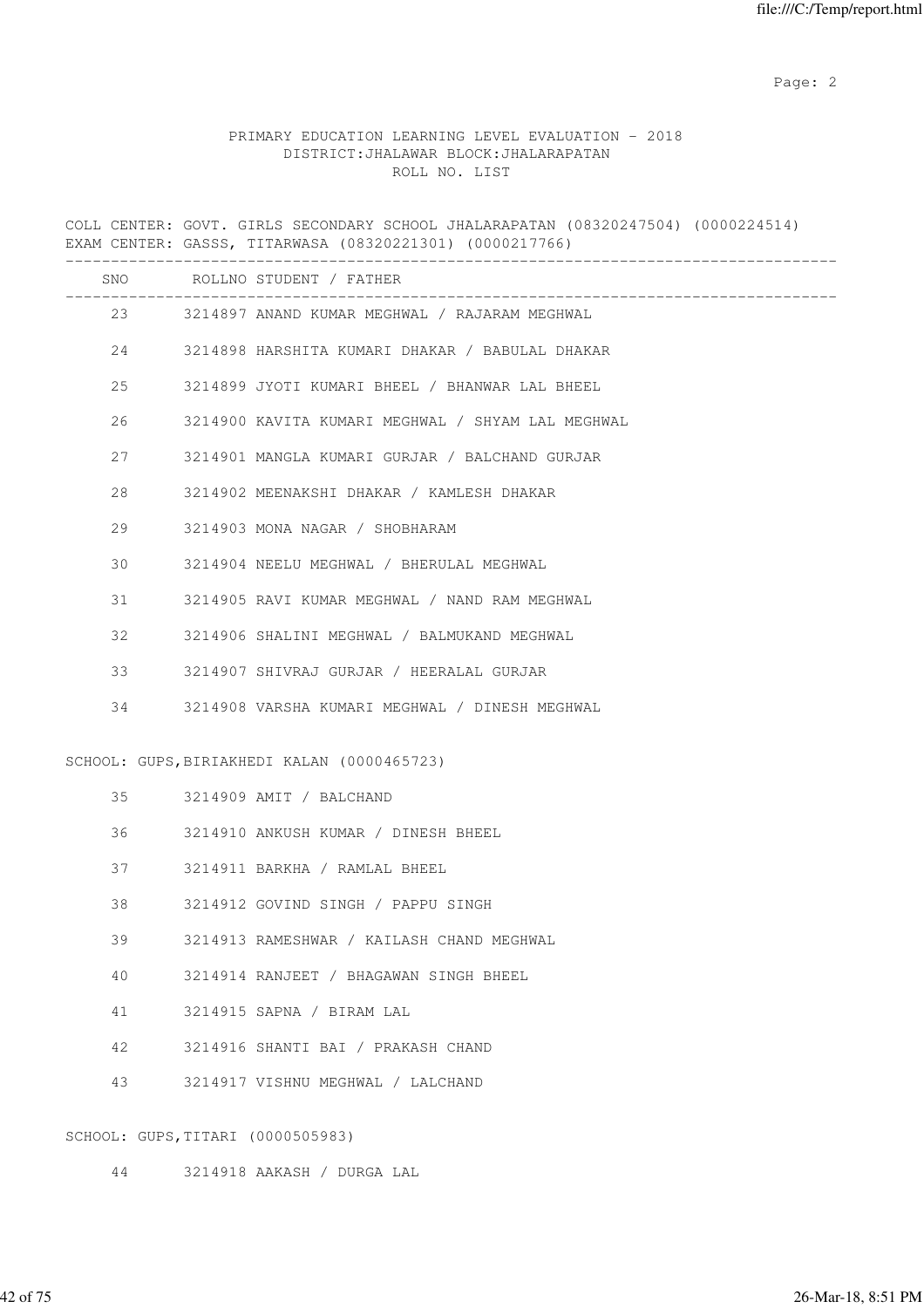PRIMARY EDUCATION LEARNING LEVEL EVALUATION - 2018
DISTRICT:JHALAWAR BLOCK:JHALARAPATAN
ROLL NO. LIST

COLL CENTER: GOVT. GIRLS SECONDARY SCHOOL JHALARAPATAN (08320247504) (0000224514)
EXAM CENTER: GASSS, TITARWASA (08320221301) (0000217766)

| SNO | ROLLNO | STUDENT / FATHER |
|---|---|---|
| 23 | 3214897 | ANAND KUMAR MEGHWAL / RAJARAM MEGHWAL |
| 24 | 3214898 | HARSHITA KUMARI DHAKAR / BABULAL DHAKAR |
| 25 | 3214899 | JYOTI KUMARI BHEEL / BHANWAR LAL BHEEL |
| 26 | 3214900 | KAVITA KUMARI MEGHWAL / SHYAM LAL MEGHWAL |
| 27 | 3214901 | MANGLA KUMARI GURJAR / BALCHAND GURJAR |
| 28 | 3214902 | MEENAKSHI DHAKAR / KAMLESH DHAKAR |
| 29 | 3214903 | MONA NAGAR / SHOBHARAM |
| 30 | 3214904 | NEELU MEGHWAL / BHERULAL MEGHWAL |
| 31 | 3214905 | RAVI KUMAR MEGHWAL / NAND RAM MEGHWAL |
| 32 | 3214906 | SHALINI MEGHWAL / BALMUKAND MEGHWAL |
| 33 | 3214907 | SHIVRAJ GURJAR / HEERALAL GURJAR |
| 34 | 3214908 | VARSHA KUMARI MEGHWAL / DINESH MEGHWAL |

SCHOOL: GUPS,BIRIAKHEDI KALAN (0000465723)

| SNO | ROLLNO | STUDENT / FATHER |
|---|---|---|
| 35 | 3214909 | AMIT / BALCHAND |
| 36 | 3214910 | ANKUSH KUMAR / DINESH BHEEL |
| 37 | 3214911 | BARKHA / RAMLAL BHEEL |
| 38 | 3214912 | GOVIND SINGH / PAPPU SINGH |
| 39 | 3214913 | RAMESHWAR / KAILASH CHAND MEGHWAL |
| 40 | 3214914 | RANJEET / BHAGAWAN SINGH BHEEL |
| 41 | 3214915 | SAPNA / BIRAM LAL |
| 42 | 3214916 | SHANTI BAI / PRAKASH CHAND |
| 43 | 3214917 | VISHNU MEGHWAL / LALCHAND |

SCHOOL: GUPS,TITARI (0000505983)

| SNO | ROLLNO | STUDENT / FATHER |
|---|---|---|
| 44 | 3214918 | AAKASH / DURGA LAL |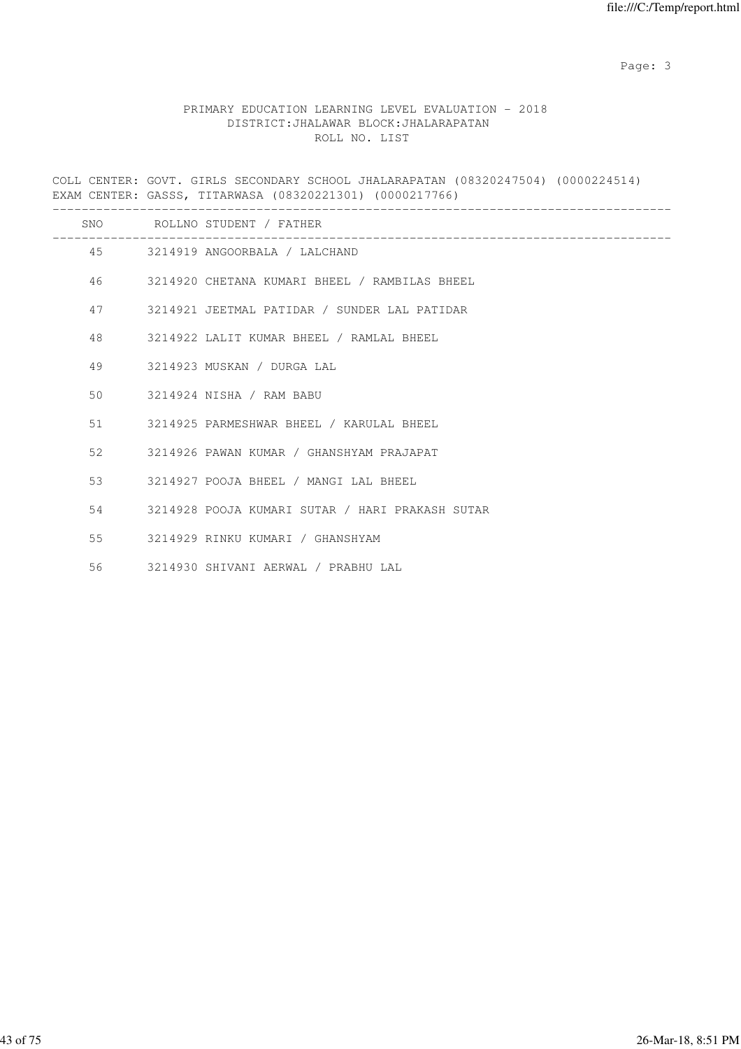PRIMARY EDUCATION LEARNING LEVEL EVALUATION - 2018
DISTRICT:JHALAWAR BLOCK:JHALARAPATAN
ROLL NO. LIST

COLL CENTER: GOVT. GIRLS SECONDARY SCHOOL JHALARAPATAN (08320247504) (0000224514)
EXAM CENTER: GASSS, TITARWASA (08320221301) (0000217766)

| SNO | ROLLNO | STUDENT / FATHER |
|---|---|---|
| 45 | 3214919 | ANGOORBALA / LALCHAND |
| 46 | 3214920 | CHETANA KUMARI BHEEL / RAMBILAS BHEEL |
| 47 | 3214921 | JEETMAL PATIDAR / SUNDER LAL PATIDAR |
| 48 | 3214922 | LALIT KUMAR BHEEL / RAMLAL BHEEL |
| 49 | 3214923 | MUSKAN / DURGA LAL |
| 50 | 3214924 | NISHA / RAM BABU |
| 51 | 3214925 | PARMESHWAR BHEEL / KARULAL BHEEL |
| 52 | 3214926 | PAWAN KUMAR / GHANSHYAM PRAJAPAT |
| 53 | 3214927 | POOJA BHEEL / MANGI LAL BHEEL |
| 54 | 3214928 | POOJA KUMARI SUTAR / HARI PRAKASH SUTAR |
| 55 | 3214929 | RINKU KUMARI / GHANSHYAM |
| 56 | 3214930 | SHIVANI AERWAL / PRABHU LAL |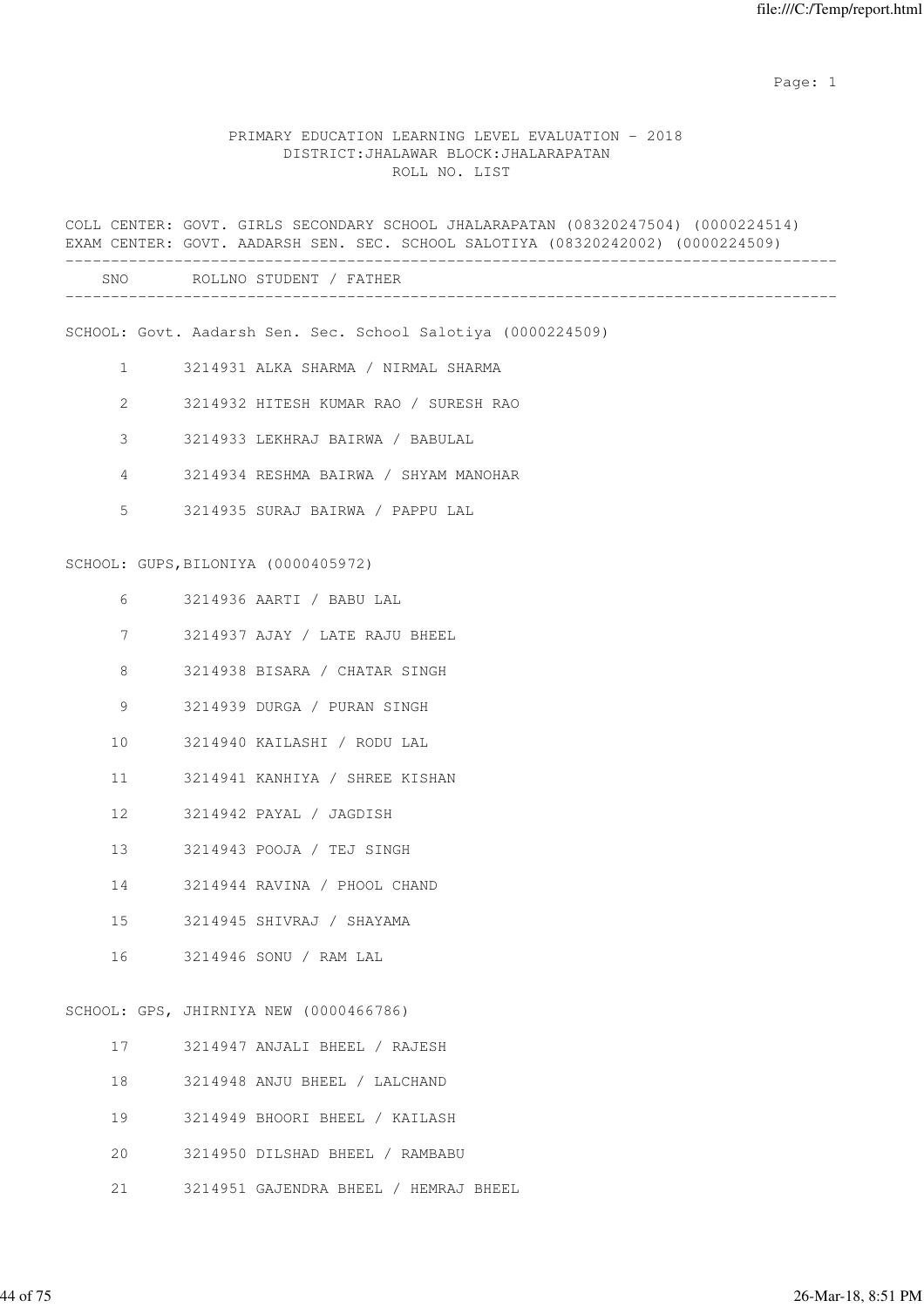PRIMARY EDUCATION LEARNING LEVEL EVALUATION - 2018
DISTRICT:JHALAWAR BLOCK:JHALARAPATAN
ROLL NO. LIST

COLL CENTER: GOVT. GIRLS SECONDARY SCHOOL JHALARAPATAN (08320247504) (0000224514)
EXAM CENTER: GOVT. AADARSH SEN. SEC. SCHOOL SALOTIYA (08320242002) (0000224509)

| SNO | ROLLNO | STUDENT / FATHER |
|---|---|---|
| | | **SCHOOL: Govt. Aadarsh Sen. Sec. School Salotiya (0000224509)** |
| 1 | 3214931 | ALKA SHARMA / NIRMAL SHARMA |
| 2 | 3214932 | HITESH KUMAR RAO / SURESH RAO |
| 3 | 3214933 | LEKHRAJ BAIRWA / BABULAL |
| 4 | 3214934 | RESHMA BAIRWA / SHYAM MANOHAR |
| 5 | 3214935 | SURAJ BAIRWA / PAPPU LAL |
| | | **SCHOOL: GUPS,BILONIYA (0000405972)** |
| 6 | 3214936 | AARTI / BABU LAL |
| 7 | 3214937 | AJAY / LATE RAJU BHEEL |
| 8 | 3214938 | BISARA / CHATAR SINGH |
| 9 | 3214939 | DURGA / PURAN SINGH |
| 10 | 3214940 | KAILASHI / RODU LAL |
| 11 | 3214941 | KANHIYA / SHREE KISHAN |
| 12 | 3214942 | PAYAL / JAGDISH |
| 13 | 3214943 | POOJA / TEJ SINGH |
| 14 | 3214944 | RAVINA / PHOOL CHAND |
| 15 | 3214945 | SHIVRAJ / SHAYAMA |
| 16 | 3214946 | SONU / RAM LAL |
| | | **SCHOOL: GPS, JHIRNIYA NEW (0000466786)** |
| 17 | 3214947 | ANJALI BHEEL / RAJESH |
| 18 | 3214948 | ANJU BHEEL / LALCHAND |
| 19 | 3214949 | BHOORI BHEEL / KAILASH |
| 20 | 3214950 | DILSHAD BHEEL / RAMBABU |
| 21 | 3214951 | GAJENDRA BHEEL / HEMRAJ BHEEL |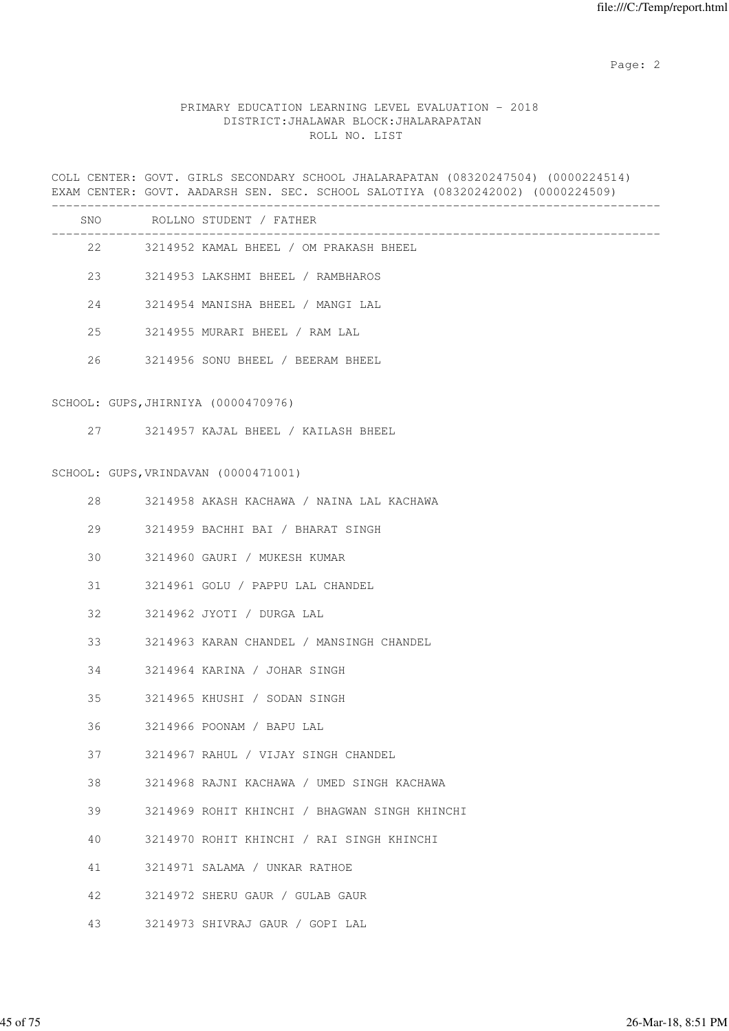PRIMARY EDUCATION LEARNING LEVEL EVALUATION - 2018
DISTRICT:JHALAWAR BLOCK:JHALARAPATAN
ROLL NO. LIST

COLL CENTER: GOVT. GIRLS SECONDARY SCHOOL JHALARAPATAN (08320247504) (0000224514)
EXAM CENTER: GOVT. AADARSH SEN. SEC. SCHOOL SALOTIYA (08320242002) (0000224509)

| SNO | ROLLNO STUDENT / FATHER |
|---|---|
| 22 | 3214952 KAMAL BHEEL / OM PRAKASH BHEEL |
| 23 | 3214953 LAKSHMI BHEEL / RAMBHAROS |
| 24 | 3214954 MANISHA BHEEL / MANGI LAL |
| 25 | 3214955 MURARI BHEEL / RAM LAL |
| 26 | 3214956 SONU BHEEL / BEERAM BHEEL |

SCHOOL: GUPS,JHIRNIYA (0000470976)

| SNO | ROLLNO STUDENT / FATHER |
|---|---|
| 27 | 3214957 KAJAL BHEEL / KAILASH BHEEL |

SCHOOL: GUPS,VRINDAVAN (0000471001)

| SNO | ROLLNO STUDENT / FATHER |
|---|---|
| 28 | 3214958 AKASH KACHAWA / NAINA LAL KACHAWA |
| 29 | 3214959 BACHHI BAI / BHARAT SINGH |
| 30 | 3214960 GAURI / MUKESH KUMAR |
| 31 | 3214961 GOLU / PAPPU LAL CHANDEL |
| 32 | 3214962 JYOTI / DURGA LAL |
| 33 | 3214963 KARAN CHANDEL / MANSINGH CHANDEL |
| 34 | 3214964 KARINA / JOHAR SINGH |
| 35 | 3214965 KHUSHI / SODAN SINGH |
| 36 | 3214966 POONAM / BAPU LAL |
| 37 | 3214967 RAHUL / VIJAY SINGH CHANDEL |
| 38 | 3214968 RAJNI KACHAWA / UMED SINGH KACHAWA |
| 39 | 3214969 ROHIT KHINCHI / BHAGWAN SINGH KHINCHI |
| 40 | 3214970 ROHIT KHINCHI / RAI SINGH KHINCHI |
| 41 | 3214971 SALAMA / UNKAR RATHOE |
| 42 | 3214972 SHERU GAUR / GULAB GAUR |
| 43 | 3214973 SHIVRAJ GAUR / GOPI LAL |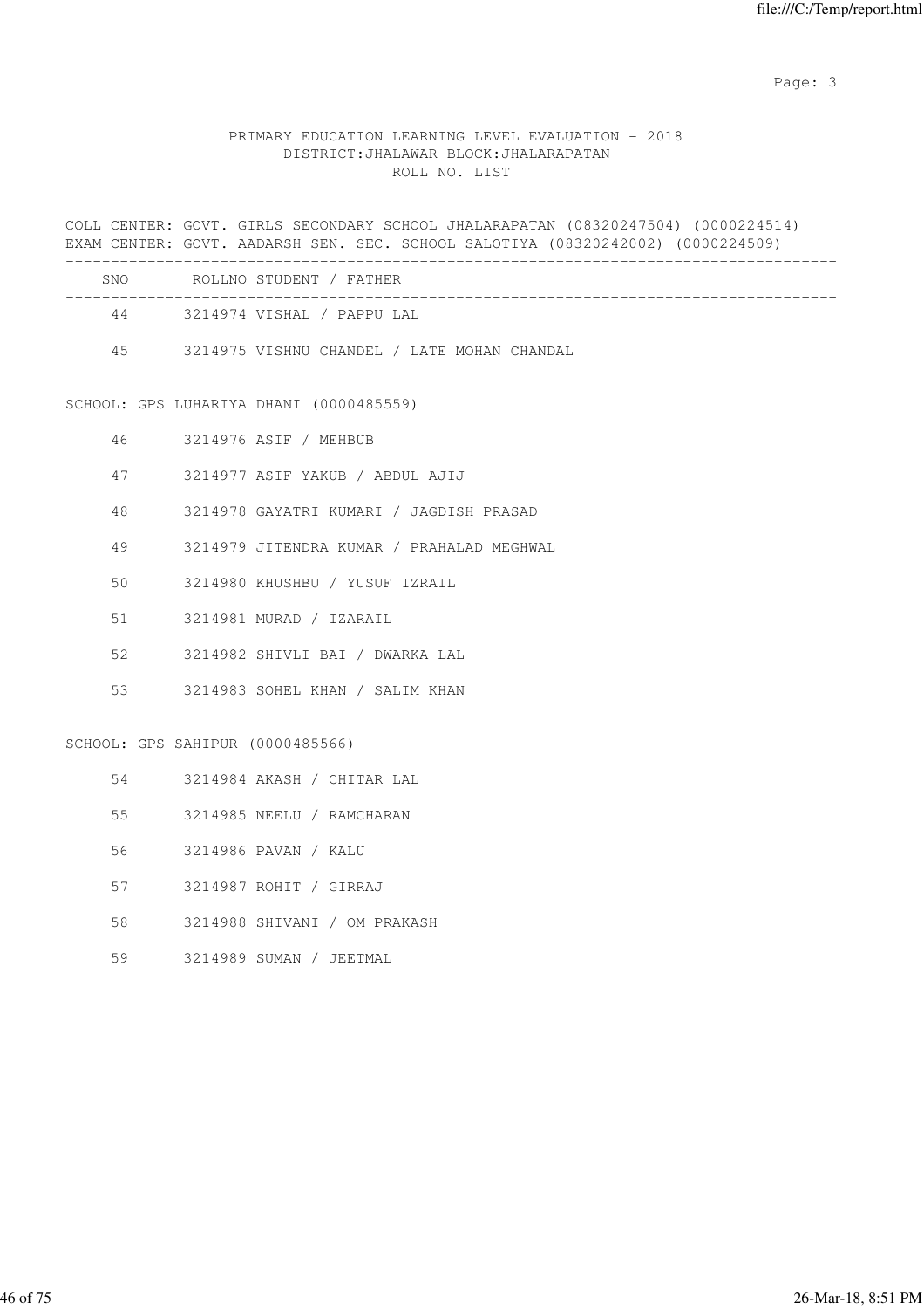PRIMARY EDUCATION LEARNING LEVEL EVALUATION - 2018
DISTRICT:JHALAWAR BLOCK:JHALARAPATAN
ROLL NO. LIST

COLL CENTER: GOVT. GIRLS SECONDARY SCHOOL JHALARAPATAN (08320247504) (0000224514)
EXAM CENTER: GOVT. AADARSH SEN. SEC. SCHOOL SALOTIYA (08320242002) (0000224509)

| SNO | ROLLNO | STUDENT / FATHER |
|---|---|---|
| 44 | 3214974 | VISHAL / PAPPU LAL |
| 45 | 3214975 | VISHNU CHANDEL / LATE MOHAN CHANDAL |

SCHOOL: GPS LUHARIYA DHANI (0000485559)

| SNO | ROLLNO | STUDENT / FATHER |
|---|---|---|
| 46 | 3214976 | ASIF / MEHBUB |
| 47 | 3214977 | ASIF YAKUB / ABDUL AJIJ |
| 48 | 3214978 | GAYATRI KUMARI / JAGDISH PRASAD |
| 49 | 3214979 | JITENDRA KUMAR / PRAHALAD MEGHWAL |
| 50 | 3214980 | KHUSHBU / YUSUF IZRAIL |
| 51 | 3214981 | MURAD / IZARAIL |
| 52 | 3214982 | SHIVLI BAI / DWARKA LAL |
| 53 | 3214983 | SOHEL KHAN / SALIM KHAN |

SCHOOL: GPS SAHIPUR (0000485566)

| SNO | ROLLNO | STUDENT / FATHER |
|---|---|---|
| 54 | 3214984 | AKASH / CHITAR LAL |
| 55 | 3214985 | NEELU / RAMCHARAN |
| 56 | 3214986 | PAVAN / KALU |
| 57 | 3214987 | ROHIT / GIRRAJ |
| 58 | 3214988 | SHIVANI / OM PRAKASH |
| 59 | 3214989 | SUMAN / JEETMAL |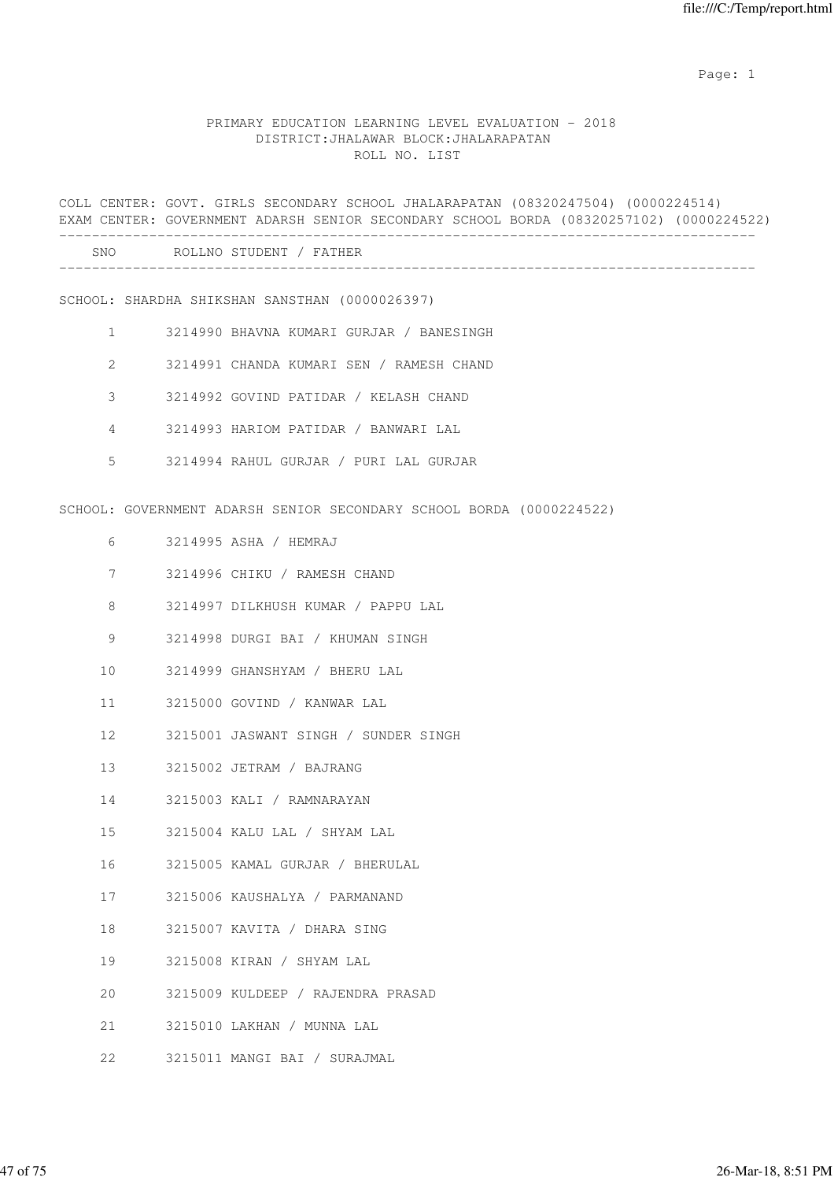PRIMARY EDUCATION LEARNING LEVEL EVALUATION - 2018
DISTRICT:JHALAWAR BLOCK:JHALARAPATAN
ROLL NO. LIST

COLL CENTER: GOVT. GIRLS SECONDARY SCHOOL JHALARAPATAN (08320247504) (0000224514)
EXAM CENTER: GOVERNMENT ADARSH SENIOR SECONDARY SCHOOL BORDA (08320257102) (0000224522)

| SNO | ROLLNO | STUDENT / FATHER |
|---|---|---|
| | | **SCHOOL: SHARDHA SHIKSHAN SANSTHAN (0000026397)** |
| 1 | 3214990 | BHAVNA KUMARI GURJAR / BANESINGH |
| 2 | 3214991 | CHANDA KUMARI SEN / RAMESH CHAND |
| 3 | 3214992 | GOVIND PATIDAR / KELASH CHAND |
| 4 | 3214993 | HARIOM PATIDAR / BANWARI LAL |
| 5 | 3214994 | RAHUL GURJAR / PURI LAL GURJAR |
| | | **SCHOOL: GOVERNMENT ADARSH SENIOR SECONDARY SCHOOL BORDA (0000224522)** |
| 6 | 3214995 | ASHA / HEMRAJ |
| 7 | 3214996 | CHIKU / RAMESH CHAND |
| 8 | 3214997 | DILKHUSH KUMAR / PAPPU LAL |
| 9 | 3214998 | DURGI BAI / KHUMAN SINGH |
| 10 | 3214999 | GHANSHYAM / BHERU LAL |
| 11 | 3215000 | GOVIND / KANWAR LAL |
| 12 | 3215001 | JASWANT SINGH / SUNDER SINGH |
| 13 | 3215002 | JETRAM / BAJRANG |
| 14 | 3215003 | KALI / RAMNARAYAN |
| 15 | 3215004 | KALU LAL / SHYAM LAL |
| 16 | 3215005 | KAMAL GURJAR / BHERULAL |
| 17 | 3215006 | KAUSHALYA / PARMANAND |
| 18 | 3215007 | KAVITA / DHARA SING |
| 19 | 3215008 | KIRAN / SHYAM LAL |
| 20 | 3215009 | KULDEEP / RAJENDRA PRASAD |
| 21 | 3215010 | LAKHAN / MUNNA LAL |
| 22 | 3215011 | MANGI BAI / SURAJMAL |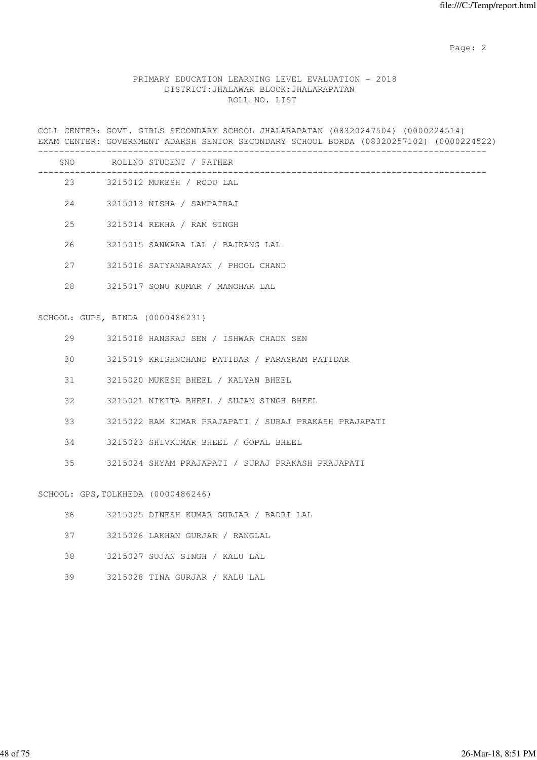PRIMARY EDUCATION LEARNING LEVEL EVALUATION - 2018
DISTRICT:JHALAWAR BLOCK:JHALARAPATAN
ROLL NO. LIST

COLL CENTER: GOVT. GIRLS SECONDARY SCHOOL JHALARAPATAN (08320247504) (0000224514)
EXAM CENTER: GOVERNMENT ADARSH SENIOR SECONDARY SCHOOL BORDA (08320257102) (0000224522)

| SNO | ROLLNO | STUDENT / FATHER |
|---|---|---|
| 23 | 3215012 | MUKESH / RODU LAL |
| 24 | 3215013 | NISHA / SAMPATRAJ |
| 25 | 3215014 | REKHA / RAM SINGH |
| 26 | 3215015 | SANWARA LAL / BAJRANG LAL |
| 27 | 3215016 | SATYANARAYAN / PHOOL CHAND |
| 28 | 3215017 | SONU KUMAR / MANOHAR LAL |

SCHOOL: GUPS, BINDA (0000486231)

| SNO | ROLLNO | STUDENT / FATHER |
|---|---|---|
| 29 | 3215018 | HANSRAJ SEN / ISHWAR CHADN SEN |
| 30 | 3215019 | KRISHNCHAND PATIDAR / PARASRAM PATIDAR |
| 31 | 3215020 | MUKESH BHEEL / KALYAN BHEEL |
| 32 | 3215021 | NIKITA BHEEL / SUJAN SINGH BHEEL |
| 33 | 3215022 | RAM KUMAR PRAJAPATI / SURAJ PRAKASH PRAJAPATI |
| 34 | 3215023 | SHIVKUMAR BHEEL / GOPAL BHEEL |
| 35 | 3215024 | SHYAM PRAJAPATI / SURAJ PRAKASH PRAJAPATI |

SCHOOL: GPS,TOLKHEDA (0000486246)

| SNO | ROLLNO | STUDENT / FATHER |
|---|---|---|
| 36 | 3215025 | DINESH KUMAR GURJAR / BADRI LAL |
| 37 | 3215026 | LAKHAN GURJAR / RANGLAL |
| 38 | 3215027 | SUJAN SINGH / KALU LAL |
| 39 | 3215028 | TINA GURJAR / KALU LAL |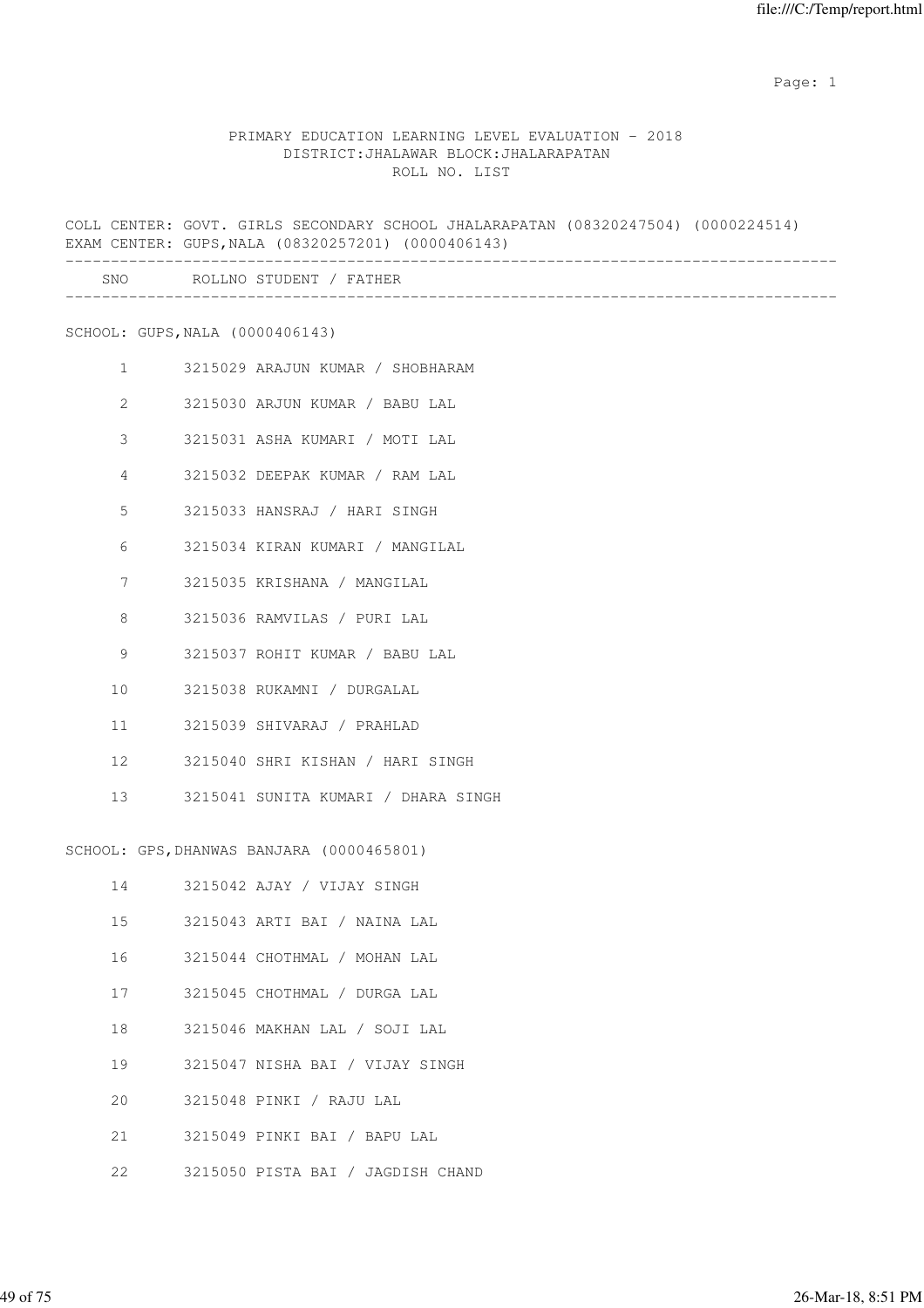PRIMARY EDUCATION LEARNING LEVEL EVALUATION - 2018
DISTRICT:JHALAWAR BLOCK:JHALARAPATAN
ROLL NO. LIST

COLL CENTER: GOVT. GIRLS SECONDARY SCHOOL JHALARAPATAN (08320247504) (0000224514)
EXAM CENTER: GUPS,NALA (08320257201) (0000406143)

| SNO | ROLLNO | STUDENT / FATHER |
|---|---|---|
| **SCHOOL: GUPS,NALA (0000406143)** | | |
| 1 | 3215029 | ARAJUN KUMAR / SHOBHARAM |
| 2 | 3215030 | ARJUN KUMAR / BABU LAL |
| 3 | 3215031 | ASHA KUMARI / MOTI LAL |
| 4 | 3215032 | DEEPAK KUMAR / RAM LAL |
| 5 | 3215033 | HANSRAJ / HARI SINGH |
| 6 | 3215034 | KIRAN KUMARI / MANGILAL |
| 7 | 3215035 | KRISHANA / MANGILAL |
| 8 | 3215036 | RAMVILAS / PURI LAL |
| 9 | 3215037 | ROHIT KUMAR / BABU LAL |
| 10 | 3215038 | RUKAMNI / DURGALAL |
| 11 | 3215039 | SHIVARAJ / PRAHLAD |
| 12 | 3215040 | SHRI KISHAN / HARI SINGH |
| 13 | 3215041 | SUNITA KUMARI / DHARA SINGH |
| **SCHOOL: GPS,DHANWAS BANJARA (0000465801)** | | |
| 14 | 3215042 | AJAY / VIJAY SINGH |
| 15 | 3215043 | ARTI BAI / NAINA LAL |
| 16 | 3215044 | CHOTHMAL / MOHAN LAL |
| 17 | 3215045 | CHOTHMAL / DURGA LAL |
| 18 | 3215046 | MAKHAN LAL / SOJI LAL |
| 19 | 3215047 | NISHA BAI / VIJAY SINGH |
| 20 | 3215048 | PINKI / RAJU LAL |
| 21 | 3215049 | PINKI BAI / BAPU LAL |
| 22 | 3215050 | PISTA BAI / JAGDISH CHAND |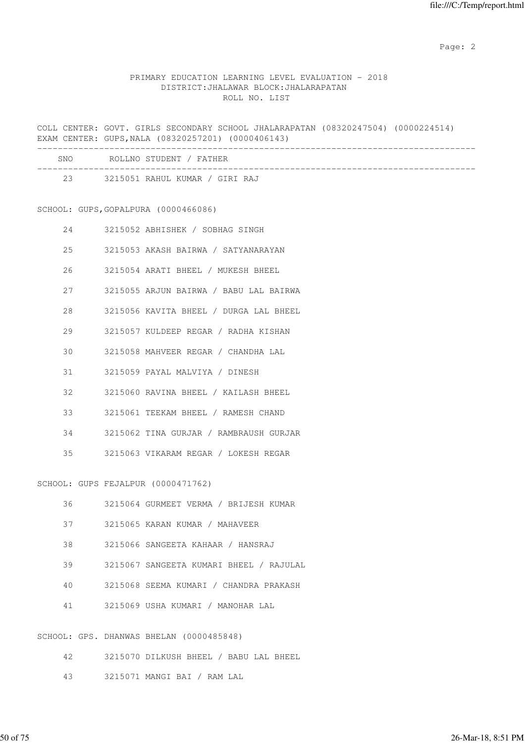PRIMARY EDUCATION LEARNING LEVEL EVALUATION - 2018
DISTRICT:JHALAWAR BLOCK:JHALARAPATAN
ROLL NO. LIST

COLL CENTER: GOVT. GIRLS SECONDARY SCHOOL JHALARAPATAN (08320247504) (0000224514)
EXAM CENTER: GUPS,NALA (08320257201) (0000406143)

| SNO | ROLLNO | STUDENT / FATHER |
|---|---|---|
| 23 | 3215051 | RAHUL KUMAR / GIRI RAJ |

SCHOOL: GUPS,GOPALPURA (0000466086)

| SNO | ROLLNO | STUDENT / FATHER |
|---|---|---|
| 24 | 3215052 | ABHISHEK / SOBHAG SINGH |
| 25 | 3215053 | AKASH BAIRWA / SATYANARAYAN |
| 26 | 3215054 | ARATI BHEEL / MUKESH BHEEL |
| 27 | 3215055 | ARJUN BAIRWA / BABU LAL BAIRWA |
| 28 | 3215056 | KAVITA BHEEL / DURGA LAL BHEEL |
| 29 | 3215057 | KULDEEP REGAR / RADHA KISHAN |
| 30 | 3215058 | MAHVEER REGAR / CHANDHA LAL |
| 31 | 3215059 | PAYAL MALVIYA / DINESH |
| 32 | 3215060 | RAVINA BHEEL / KAILASH BHEEL |
| 33 | 3215061 | TEEKAM BHEEL / RAMESH CHAND |
| 34 | 3215062 | TINA GURJAR / RAMBRAUSH GURJAR |
| 35 | 3215063 | VIKARAM REGAR / LOKESH REGAR |

SCHOOL: GUPS FEJALPUR (0000471762)

| SNO | ROLLNO | STUDENT / FATHER |
|---|---|---|
| 36 | 3215064 | GURMEET VERMA / BRIJESH KUMAR |
| 37 | 3215065 | KARAN KUMAR / MAHAVEER |
| 38 | 3215066 | SANGEETA KAHAAR / HANSRAJ |
| 39 | 3215067 | SANGEETA KUMARI BHEEL / RAJULAL |
| 40 | 3215068 | SEEMA KUMARI / CHANDRA PRAKASH |
| 41 | 3215069 | USHA KUMARI / MANOHAR LAL |

SCHOOL: GPS. DHANWAS BHELAN (0000485848)

| SNO | ROLLNO | STUDENT / FATHER |
|---|---|---|
| 42 | 3215070 | DILKUSH BHEEL / BABU LAL BHEEL |
| 43 | 3215071 | MANGI BAI / RAM LAL |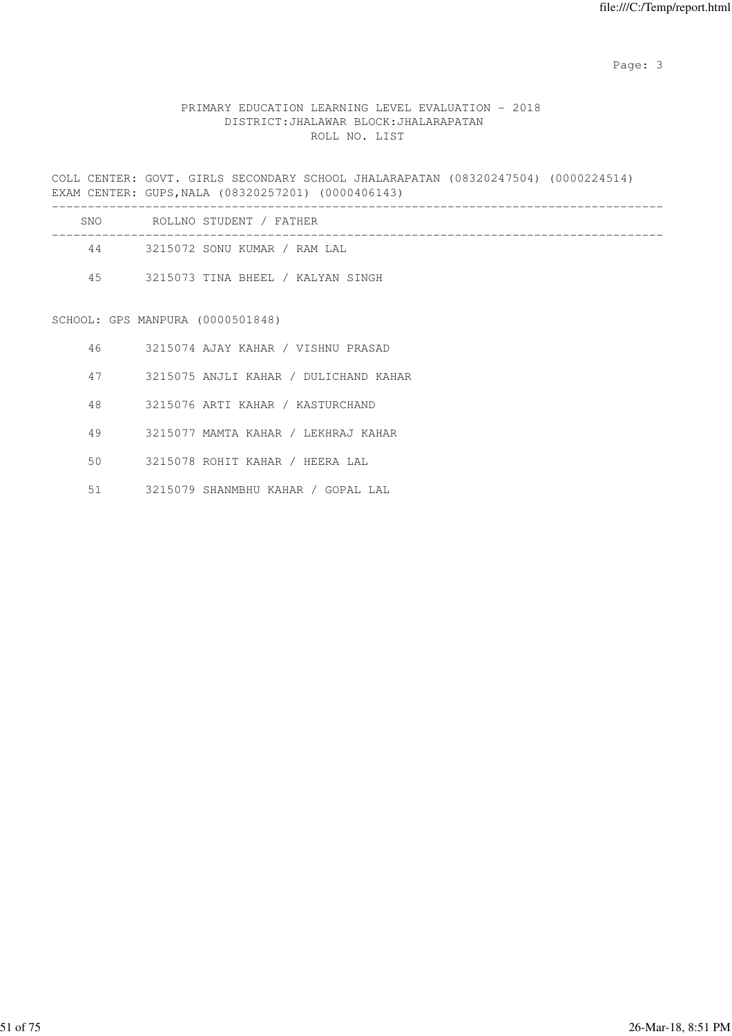PRIMARY EDUCATION LEARNING LEVEL EVALUATION - 2018
DISTRICT:JHALAWAR BLOCK:JHALARAPATAN
ROLL NO. LIST

COLL CENTER: GOVT. GIRLS SECONDARY SCHOOL JHALARAPATAN (08320247504) (0000224514)
EXAM CENTER: GUPS,NALA (08320257201) (0000406143)

| SNO | ROLLNO | STUDENT / FATHER |
|---|---|---|
| 44 | 3215072 | SONU KUMAR / RAM LAL |
| 45 | 3215073 | TINA BHEEL / KALYAN SINGH |

SCHOOL: GPS MANPURA (0000501848)

| SNO | ROLLNO | STUDENT / FATHER |
|---|---|---|
| 46 | 3215074 | AJAY KAHAR / VISHNU PRASAD |
| 47 | 3215075 | ANJLI KAHAR / DULICHAND KAHAR |
| 48 | 3215076 | ARTI KAHAR / KASTURCHAND |
| 49 | 3215077 | MAMTA KAHAR / LEKHRAJ KAHAR |
| 50 | 3215078 | ROHIT KAHAR / HEERA LAL |
| 51 | 3215079 | SHANMBHU KAHAR / GOPAL LAL |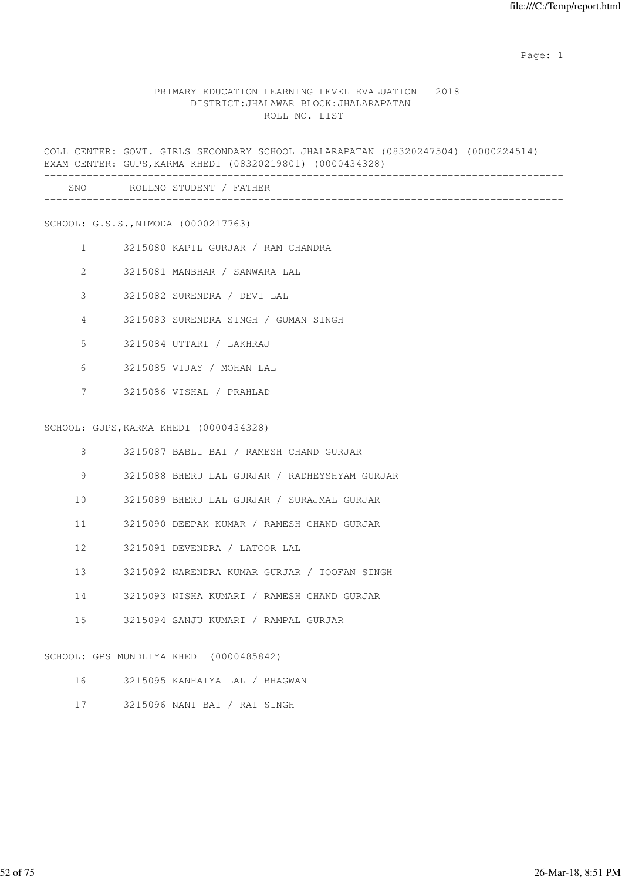PRIMARY EDUCATION LEARNING LEVEL EVALUATION - 2018
DISTRICT:JHALAWAR BLOCK:JHALARAPATAN
ROLL NO. LIST

COLL CENTER: GOVT. GIRLS SECONDARY SCHOOL JHALARAPATAN (08320247504) (0000224514)
EXAM CENTER: GUPS,KARMA KHEDI (08320219801) (0000434328)

| SNO | ROLLNO | STUDENT / FATHER |
|---|---|---|
| **SCHOOL: G.S.S.,NIMODA (0000217763)** | | |
| 1 | 3215080 | KAPIL GURJAR / RAM CHANDRA |
| 2 | 3215081 | MANBHAR / SANWARA LAL |
| 3 | 3215082 | SURENDRA / DEVI LAL |
| 4 | 3215083 | SURENDRA SINGH / GUMAN SINGH |
| 5 | 3215084 | UTTARI / LAKHRAJ |
| 6 | 3215085 | VIJAY / MOHAN LAL |
| 7 | 3215086 | VISHAL / PRAHLAD |
| **SCHOOL: GUPS,KARMA KHEDI (0000434328)** | | |
| 8 | 3215087 | BABLI BAI / RAMESH CHAND GURJAR |
| 9 | 3215088 | BHERU LAL GURJAR / RADHEYSHYAM GURJAR |
| 10 | 3215089 | BHERU LAL GURJAR / SURAJMAL GURJAR |
| 11 | 3215090 | DEEPAK KUMAR / RAMESH CHAND GURJAR |
| 12 | 3215091 | DEVENDRA / LATOOR LAL |
| 13 | 3215092 | NARENDRA KUMAR GURJAR / TOOFAN SINGH |
| 14 | 3215093 | NISHA KUMARI / RAMESH CHAND GURJAR |
| 15 | 3215094 | SANJU KUMARI / RAMPAL GURJAR |
| **SCHOOL: GPS MUNDLIYA KHEDI (0000485842)** | | |
| 16 | 3215095 | KANHAIYA LAL / BHAGWAN |
| 17 | 3215096 | NANI BAI / RAI SINGH |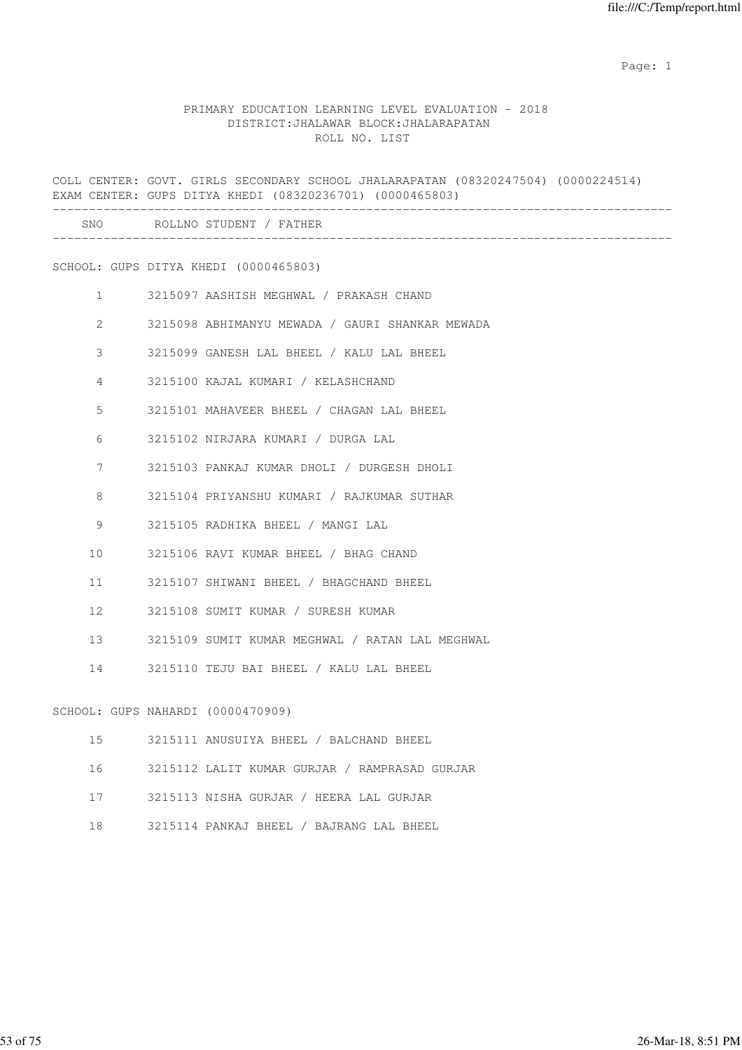PRIMARY EDUCATION LEARNING LEVEL EVALUATION - 2018
DISTRICT:JHALAWAR BLOCK:JHALARAPATAN
ROLL NO. LIST

COLL CENTER: GOVT. GIRLS SECONDARY SCHOOL JHALARAPATAN (08320247504) (0000224514)
EXAM CENTER: GUPS DITYA KHEDI (08320236701) (0000465803)

| SNO | ROLLNO | STUDENT / FATHER |
|---|---|---|
| **SCHOOL: GUPS DITYA KHEDI (0000465803)** | | |
| 1 | 3215097 | AASHISH MEGHWAL / PRAKASH CHAND |
| 2 | 3215098 | ABHIMANYU MEWADA / GAURI SHANKAR MEWADA |
| 3 | 3215099 | GANESH LAL BHEEL / KALU LAL BHEEL |
| 4 | 3215100 | KAJAL KUMARI / KELASHCHAND |
| 5 | 3215101 | MAHAVEER BHEEL / CHAGAN LAL BHEEL |
| 6 | 3215102 | NIRJARA KUMARI / DURGA LAL |
| 7 | 3215103 | PANKAJ KUMAR DHOLI / DURGESH DHOLI |
| 8 | 3215104 | PRIYANSHU KUMARI / RAJKUMAR SUTHAR |
| 9 | 3215105 | RADHIKA BHEEL / MANGI LAL |
| 10 | 3215106 | RAVI KUMAR BHEEL / BHAG CHAND |
| 11 | 3215107 | SHIWANI BHEEL / BHAGCHAND BHEEL |
| 12 | 3215108 | SUMIT KUMAR / SURESH KUMAR |
| 13 | 3215109 | SUMIT KUMAR MEGHWAL / RATAN LAL MEGHWAL |
| 14 | 3215110 | TEJU BAI BHEEL / KALU LAL BHEEL |
| **SCHOOL: GUPS NAHARDI (0000470909)** | | |
| 15 | 3215111 | ANUSUIYA BHEEL / BALCHAND BHEEL |
| 16 | 3215112 | LALIT KUMAR GURJAR / RAMPRASAD GURJAR |
| 17 | 3215113 | NISHA GURJAR / HEERA LAL GURJAR |
| 18 | 3215114 | PANKAJ BHEEL / BAJRANG LAL BHEEL |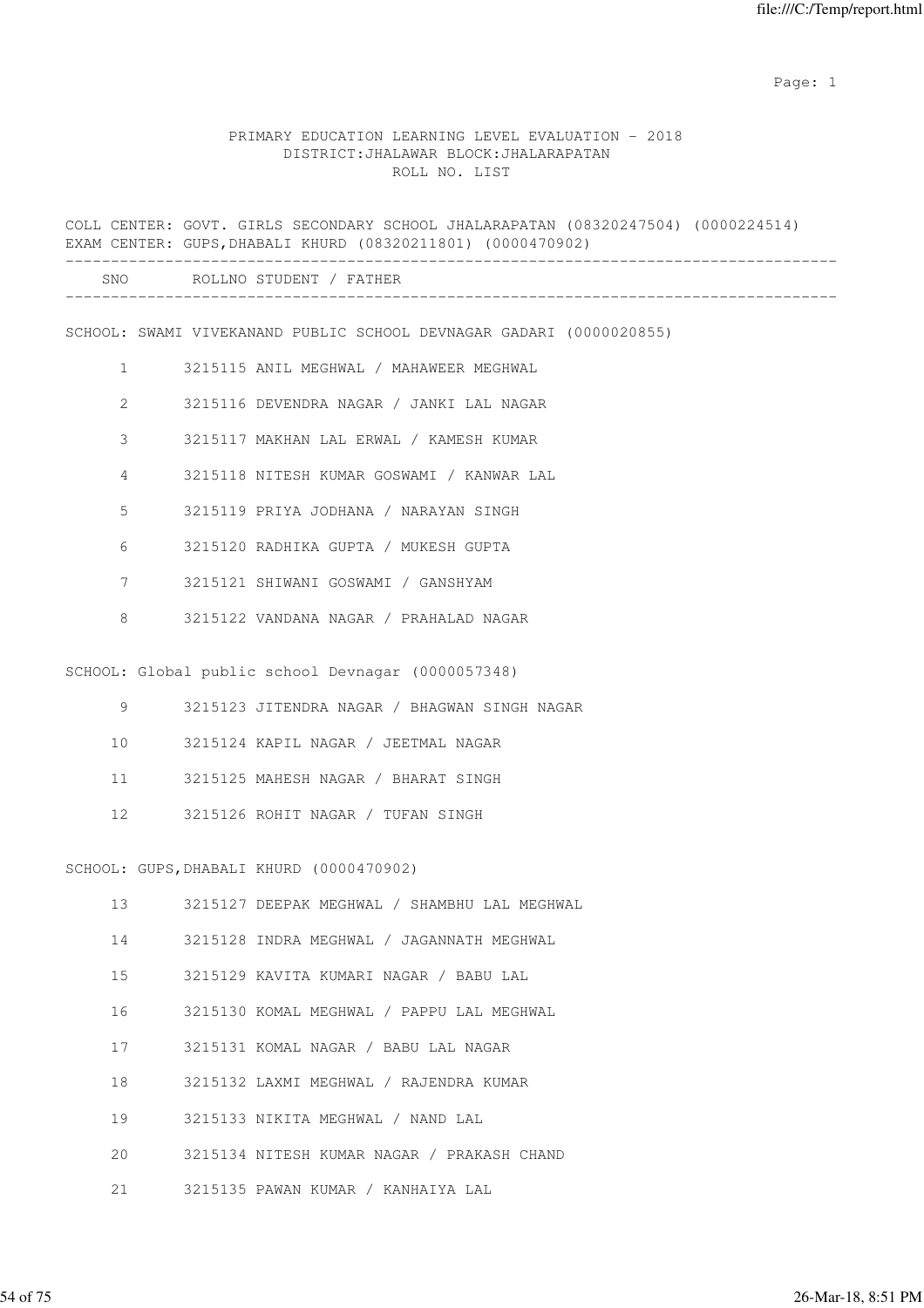PRIMARY EDUCATION LEARNING LEVEL EVALUATION - 2018
DISTRICT:JHALAWAR BLOCK:JHALARAPATAN
ROLL NO. LIST

COLL CENTER: GOVT. GIRLS SECONDARY SCHOOL JHALARAPATAN (08320247504) (0000224514)
EXAM CENTER: GUPS,DHABALI KHURD (08320211801) (0000470902)

| SNO | ROLLNO | STUDENT / FATHER |
|---|---|---|
| | | **SCHOOL: SWAMI VIVEKANAND PUBLIC SCHOOL DEVNAGAR GADARI (0000020855)** |
| 1 | 3215115 | ANIL MEGHWAL / MAHAWEER MEGHWAL |
| 2 | 3215116 | DEVENDRA NAGAR / JANKI LAL NAGAR |
| 3 | 3215117 | MAKHAN LAL ERWAL / KAMESH KUMAR |
| 4 | 3215118 | NITESH KUMAR GOSWAMI / KANWAR LAL |
| 5 | 3215119 | PRIYA JODHANA / NARAYAN SINGH |
| 6 | 3215120 | RADHIKA GUPTA / MUKESH GUPTA |
| 7 | 3215121 | SHIWANI GOSWAMI / GANSHYAM |
| 8 | 3215122 | VANDANA NAGAR / PRAHALAD NAGAR |
| | | **SCHOOL: Global public school Devnagar (0000057348)** |
| 9 | 3215123 | JITENDRA NAGAR / BHAGWAN SINGH NAGAR |
| 10 | 3215124 | KAPIL NAGAR / JEETMAL NAGAR |
| 11 | 3215125 | MAHESH NAGAR / BHARAT SINGH |
| 12 | 3215126 | ROHIT NAGAR / TUFAN SINGH |
| | | **SCHOOL: GUPS,DHABALI KHURD (0000470902)** |
| 13 | 3215127 | DEEPAK MEGHWAL / SHAMBHU LAL MEGHWAL |
| 14 | 3215128 | INDRA MEGHWAL / JAGANNATH MEGHWAL |
| 15 | 3215129 | KAVITA KUMARI NAGAR / BABU LAL |
| 16 | 3215130 | KOMAL MEGHWAL / PAPPU LAL MEGHWAL |
| 17 | 3215131 | KOMAL NAGAR / BABU LAL NAGAR |
| 18 | 3215132 | LAXMI MEGHWAL / RAJENDRA KUMAR |
| 19 | 3215133 | NIKITA MEGHWAL / NAND LAL |
| 20 | 3215134 | NITESH KUMAR NAGAR / PRAKASH CHAND |
| 21 | 3215135 | PAWAN KUMAR / KANHAIYA LAL |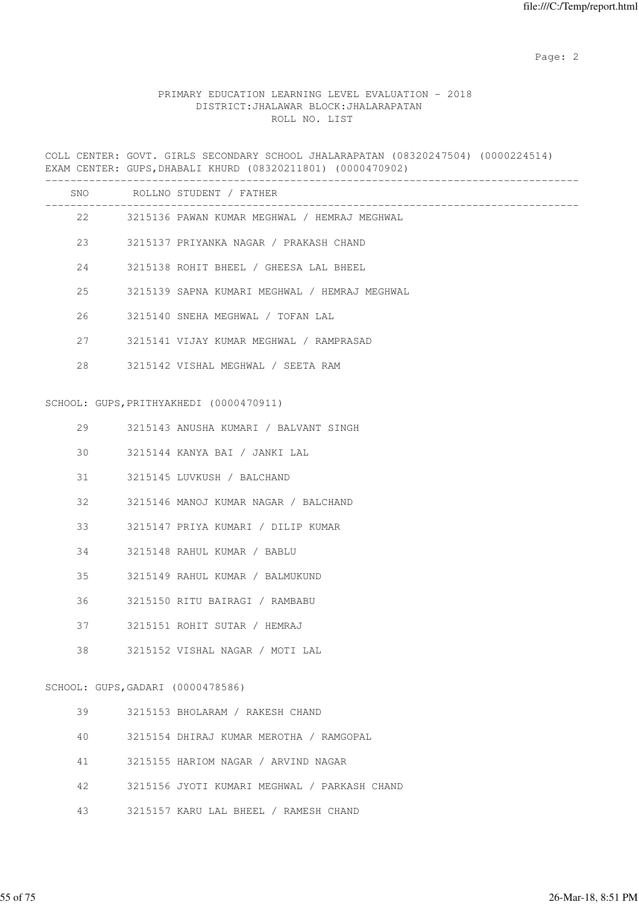PRIMARY EDUCATION LEARNING LEVEL EVALUATION - 2018
DISTRICT:JHALAWAR BLOCK:JHALARAPATAN
ROLL NO. LIST

COLL CENTER: GOVT. GIRLS SECONDARY SCHOOL JHALARAPATAN (08320247504) (0000224514)
EXAM CENTER: GUPS,DHABALI KHURD (08320211801) (0000470902)

| SNO | ROLLNO STUDENT / FATHER |
|---|---|
| 22 | 3215136 PAWAN KUMAR MEGHWAL / HEMRAJ MEGHWAL |
| 23 | 3215137 PRIYANKA NAGAR / PRAKASH CHAND |
| 24 | 3215138 ROHIT BHEEL / GHEESA LAL BHEEL |
| 25 | 3215139 SAPNA KUMARI MEGHWAL / HEMRAJ MEGHWAL |
| 26 | 3215140 SNEHA MEGHWAL / TOFAN LAL |
| 27 | 3215141 VIJAY KUMAR MEGHWAL / RAMPRASAD |
| 28 | 3215142 VISHAL MEGHWAL / SEETA RAM |

SCHOOL: GUPS,PRITHYAKHEDI (0000470911)

| SNO | ROLLNO STUDENT / FATHER |
|---|---|
| 29 | 3215143 ANUSHA KUMARI / BALVANT SINGH |
| 30 | 3215144 KANYA BAI / JANKI LAL |
| 31 | 3215145 LUVKUSH / BALCHAND |
| 32 | 3215146 MANOJ KUMAR NAGAR / BALCHAND |
| 33 | 3215147 PRIYA KUMARI / DILIP KUMAR |
| 34 | 3215148 RAHUL KUMAR / BABLU |
| 35 | 3215149 RAHUL KUMAR / BALMUKUND |
| 36 | 3215150 RITU BAIRAGI / RAMBABU |
| 37 | 3215151 ROHIT SUTAR / HEMRAJ |
| 38 | 3215152 VISHAL NAGAR / MOTI LAL |

SCHOOL: GUPS,GADARI (0000478586)

| SNO | ROLLNO STUDENT / FATHER |
|---|---|
| 39 | 3215153 BHOLARAM / RAKESH CHAND |
| 40 | 3215154 DHIRAJ KUMAR MEROTHA / RAMGOPAL |
| 41 | 3215155 HARIOM NAGAR / ARVIND NAGAR |
| 42 | 3215156 JYOTI KUMARI MEGHWAL / PARKASH CHAND |
| 43 | 3215157 KARU LAL BHEEL / RAMESH CHAND |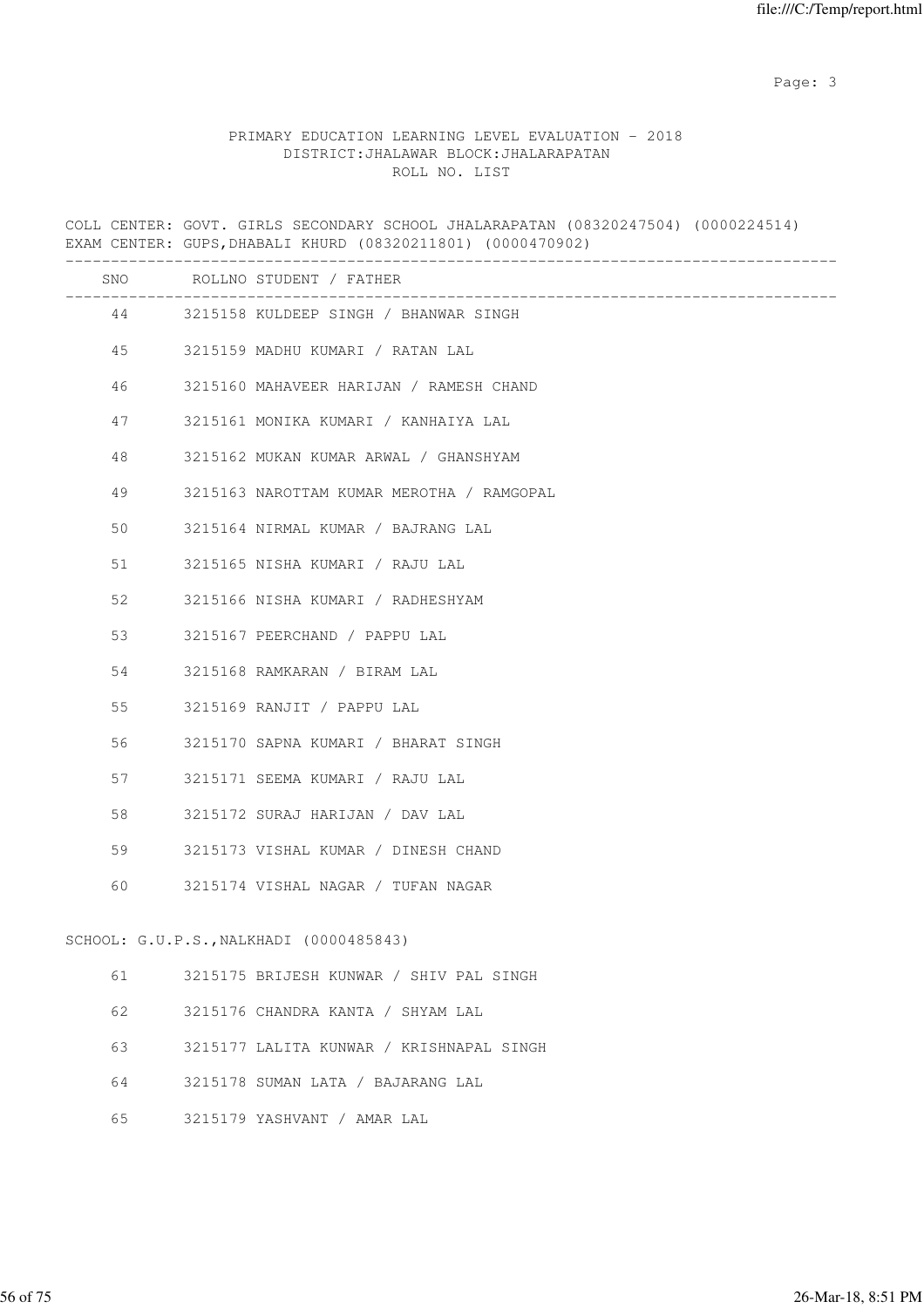PRIMARY EDUCATION LEARNING LEVEL EVALUATION - 2018
DISTRICT:JHALAWAR BLOCK:JHALARAPATAN
ROLL NO. LIST

COLL CENTER: GOVT. GIRLS SECONDARY SCHOOL JHALARAPATAN (08320247504) (0000224514)
EXAM CENTER: GUPS,DHABALI KHURD (08320211801) (0000470902)

| SNO | ROLLNO STUDENT / FATHER |
|---|---|
| 44 | 3215158 KULDEEP SINGH / BHANWAR SINGH |
| 45 | 3215159 MADHU KUMARI / RATAN LAL |
| 46 | 3215160 MAHAVEER HARIJAN / RAMESH CHAND |
| 47 | 3215161 MONIKA KUMARI / KANHAIYA LAL |
| 48 | 3215162 MUKAN KUMAR ARWAL / GHANSHYAM |
| 49 | 3215163 NAROTTAM KUMAR MEROTHA / RAMGOPAL |
| 50 | 3215164 NIRMAL KUMAR / BAJRANG LAL |
| 51 | 3215165 NISHA KUMARI / RAJU LAL |
| 52 | 3215166 NISHA KUMARI / RADHESHYAM |
| 53 | 3215167 PEERCHAND / PAPPU LAL |
| 54 | 3215168 RAMKARAN / BIRAM LAL |
| 55 | 3215169 RANJIT / PAPPU LAL |
| 56 | 3215170 SAPNA KUMARI / BHARAT SINGH |
| 57 | 3215171 SEEMA KUMARI / RAJU LAL |
| 58 | 3215172 SURAJ HARIJAN / DAV LAL |
| 59 | 3215173 VISHAL KUMAR / DINESH CHAND |
| 60 | 3215174 VISHAL NAGAR / TUFAN NAGAR |

SCHOOL: G.U.P.S.,NALKHADI (0000485843)

| SNO | ROLLNO STUDENT / FATHER |
|---|---|
| 61 | 3215175 BRIJESH KUNWAR / SHIV PAL SINGH |
| 62 | 3215176 CHANDRA KANTA / SHYAM LAL |
| 63 | 3215177 LALITA KUNWAR / KRISHNAPAL SINGH |
| 64 | 3215178 SUMAN LATA / BAJARANG LAL |
| 65 | 3215179 YASHVANT / AMAR LAL |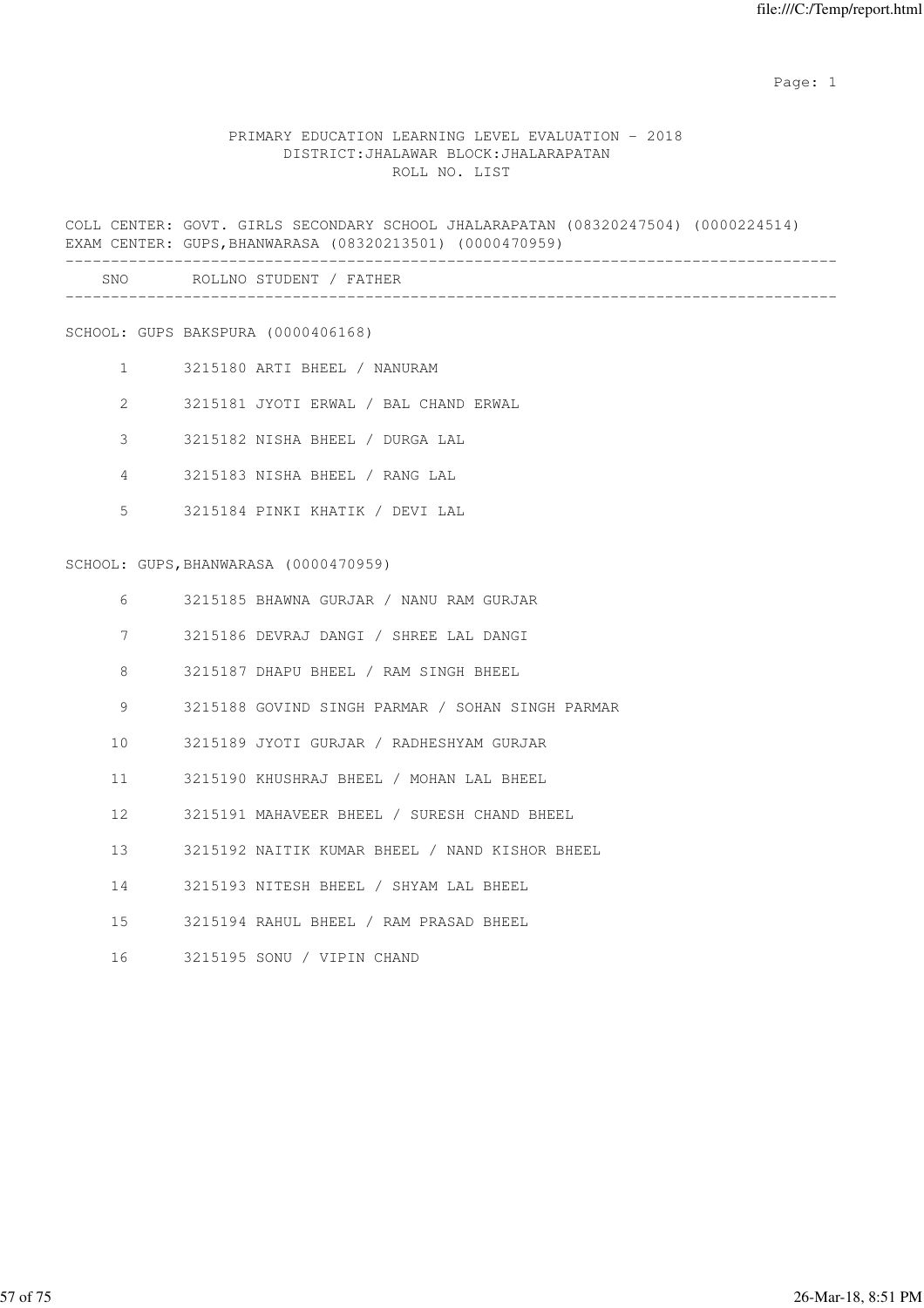PRIMARY EDUCATION LEARNING LEVEL EVALUATION - 2018
DISTRICT:JHALAWAR BLOCK:JHALARAPATAN
ROLL NO. LIST

COLL CENTER: GOVT. GIRLS SECONDARY SCHOOL JHALARAPATAN (08320247504) (0000224514)
EXAM CENTER: GUPS,BHANWARASA (08320213501) (0000470959)

| SNO | ROLLNO | STUDENT / FATHER |
|---|---|---|
| **SCHOOL: GUPS BAKSPURA (0000406168)** | | |
| 1 | 3215180 | ARTI BHEEL / NANURAM |
| 2 | 3215181 | JYOTI ERWAL / BAL CHAND ERWAL |
| 3 | 3215182 | NISHA BHEEL / DURGA LAL |
| 4 | 3215183 | NISHA BHEEL / RANG LAL |
| 5 | 3215184 | PINKI KHATIK / DEVI LAL |
| **SCHOOL: GUPS,BHANWARASA (0000470959)** | | |
| 6 | 3215185 | BHAWNA GURJAR / NANU RAM GURJAR |
| 7 | 3215186 | DEVRAJ DANGI / SHREE LAL DANGI |
| 8 | 3215187 | DHAPU BHEEL / RAM SINGH BHEEL |
| 9 | 3215188 | GOVIND SINGH PARMAR / SOHAN SINGH PARMAR |
| 10 | 3215189 | JYOTI GURJAR / RADHESHYAM GURJAR |
| 11 | 3215190 | KHUSHRAJ BHEEL / MOHAN LAL BHEEL |
| 12 | 3215191 | MAHAVEER BHEEL / SURESH CHAND BHEEL |
| 13 | 3215192 | NAITIK KUMAR BHEEL / NAND KISHOR BHEEL |
| 14 | 3215193 | NITESH BHEEL / SHYAM LAL BHEEL |
| 15 | 3215194 | RAHUL BHEEL / RAM PRASAD BHEEL |
| 16 | 3215195 | SONU / VIPIN CHAND |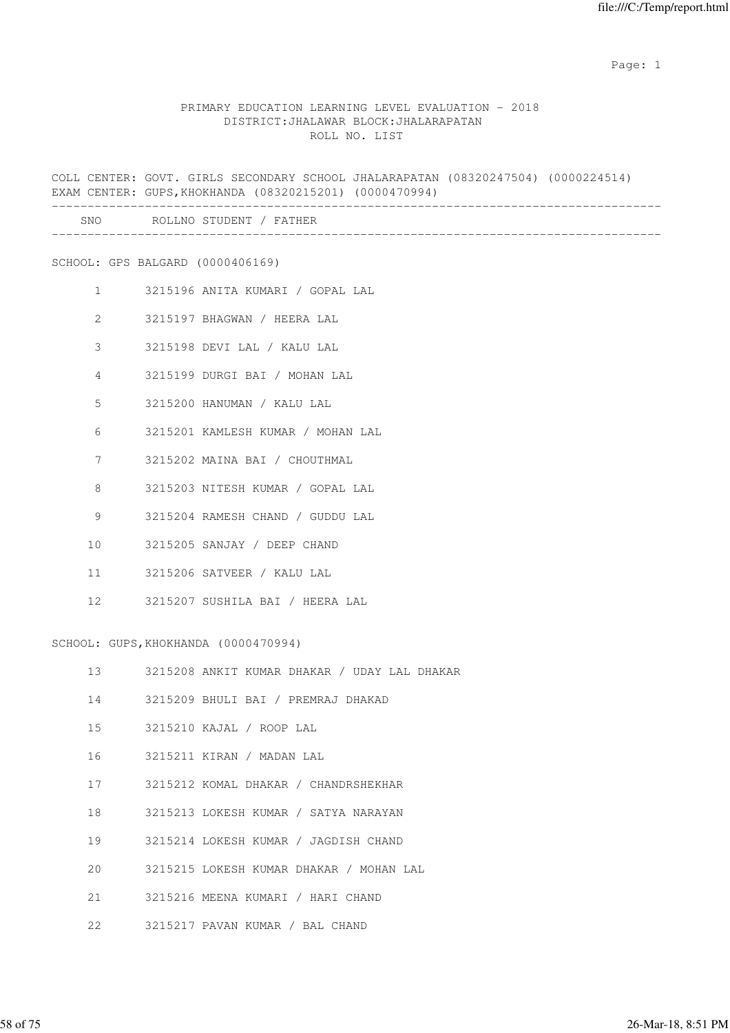PRIMARY EDUCATION LEARNING LEVEL EVALUATION - 2018
DISTRICT:JHALAWAR BLOCK:JHALARAPATAN
ROLL NO. LIST

COLL CENTER: GOVT. GIRLS SECONDARY SCHOOL JHALARAPATAN (08320247504) (0000224514)
EXAM CENTER: GUPS,KHOKHANDA (08320215201) (0000470994)

| SNO | ROLLNO | STUDENT / FATHER |
|---|---|---|

SCHOOL: GPS BALGARD (0000406169)

| SNO | ROLLNO | STUDENT / FATHER |
|---|---|---|
| 1 | 3215196 | ANITA KUMARI / GOPAL LAL |
| 2 | 3215197 | BHAGWAN / HEERA LAL |
| 3 | 3215198 | DEVI LAL / KALU LAL |
| 4 | 3215199 | DURGI BAI / MOHAN LAL |
| 5 | 3215200 | HANUMAN / KALU LAL |
| 6 | 3215201 | KAMLESH KUMAR / MOHAN LAL |
| 7 | 3215202 | MAINA BAI / CHOUTHMAL |
| 8 | 3215203 | NITESH KUMAR / GOPAL LAL |
| 9 | 3215204 | RAMESH CHAND / GUDDU LAL |
| 10 | 3215205 | SANJAY / DEEP CHAND |
| 11 | 3215206 | SATVEER / KALU LAL |
| 12 | 3215207 | SUSHILA BAI / HEERA LAL |

SCHOOL: GUPS,KHOKHANDA (0000470994)

| SNO | ROLLNO | STUDENT / FATHER |
|---|---|---|
| 13 | 3215208 | ANKIT KUMAR DHAKAR / UDAY LAL DHAKAR |
| 14 | 3215209 | BHULI BAI / PREMRAJ DHAKAD |
| 15 | 3215210 | KAJAL / ROOP LAL |
| 16 | 3215211 | KIRAN / MADAN LAL |
| 17 | 3215212 | KOMAL DHAKAR / CHANDRSHEKHAR |
| 18 | 3215213 | LOKESH KUMAR / SATYA NARAYAN |
| 19 | 3215214 | LOKESH KUMAR / JAGDISH CHAND |
| 20 | 3215215 | LOKESH KUMAR DHAKAR / MOHAN LAL |
| 21 | 3215216 | MEENA KUMARI / HARI CHAND |
| 22 | 3215217 | PAVAN KUMAR / BAL CHAND |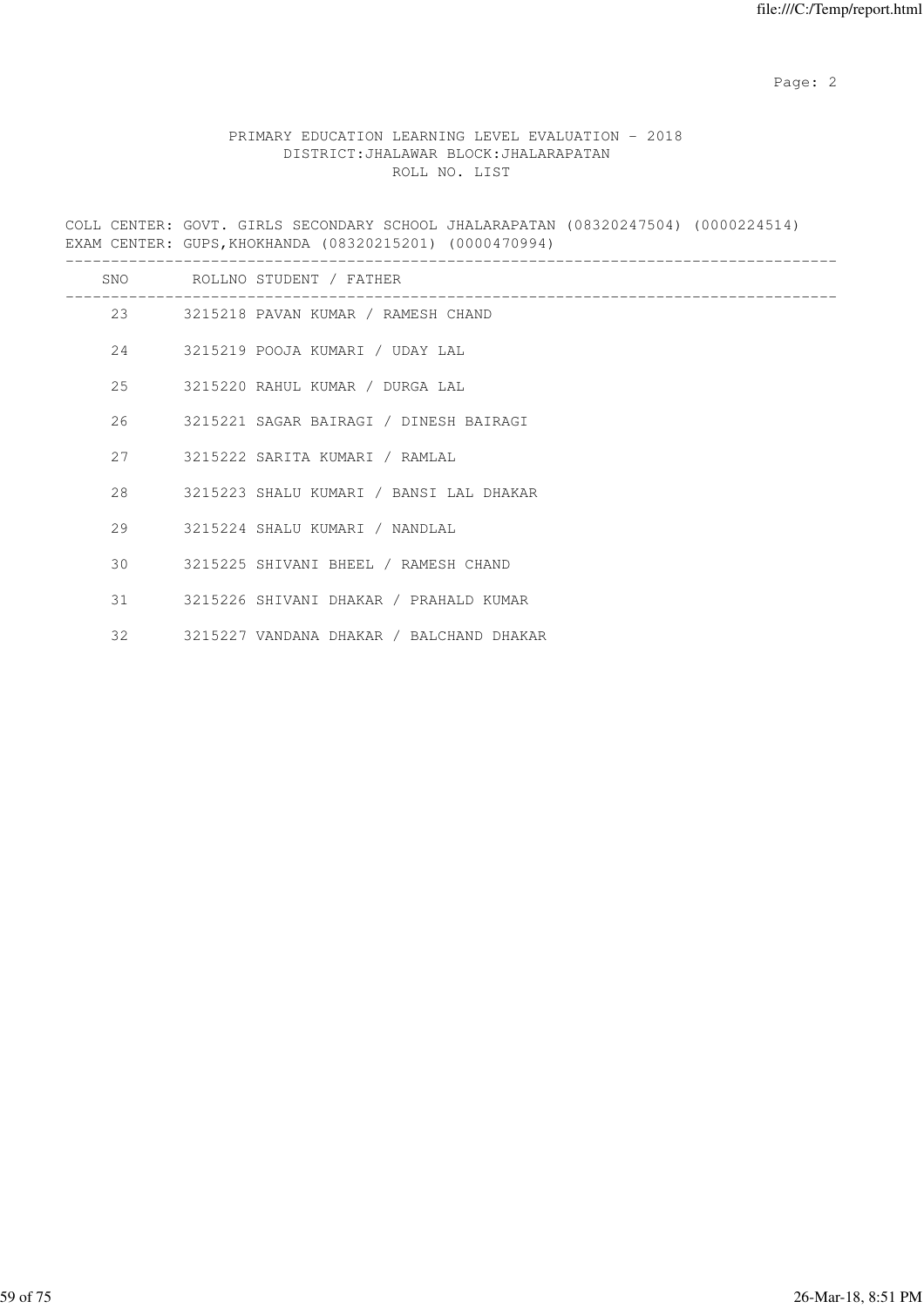PRIMARY EDUCATION LEARNING LEVEL EVALUATION - 2018
DISTRICT:JHALAWAR BLOCK:JHALARAPATAN
ROLL NO. LIST

COLL CENTER: GOVT. GIRLS SECONDARY SCHOOL JHALARAPATAN (08320247504) (0000224514)
EXAM CENTER: GUPS,KHOKHANDA (08320215201) (0000470994)

| SNO | ROLLNO | STUDENT / FATHER |
|---|---|---|
| 23 | 3215218 | PAVAN KUMAR / RAMESH CHAND |
| 24 | 3215219 | POOJA KUMARI / UDAY LAL |
| 25 | 3215220 | RAHUL KUMAR / DURGA LAL |
| 26 | 3215221 | SAGAR BAIRAGI / DINESH BAIRAGI |
| 27 | 3215222 | SARITA KUMARI / RAMLAL |
| 28 | 3215223 | SHALU KUMARI / BANSI LAL DHAKAR |
| 29 | 3215224 | SHALU KUMARI / NANDLAL |
| 30 | 3215225 | SHIVANI BHEEL / RAMESH CHAND |
| 31 | 3215226 | SHIVANI DHAKAR / PRAHALD KUMAR |
| 32 | 3215227 | VANDANA DHAKAR / BALCHAND DHAKAR |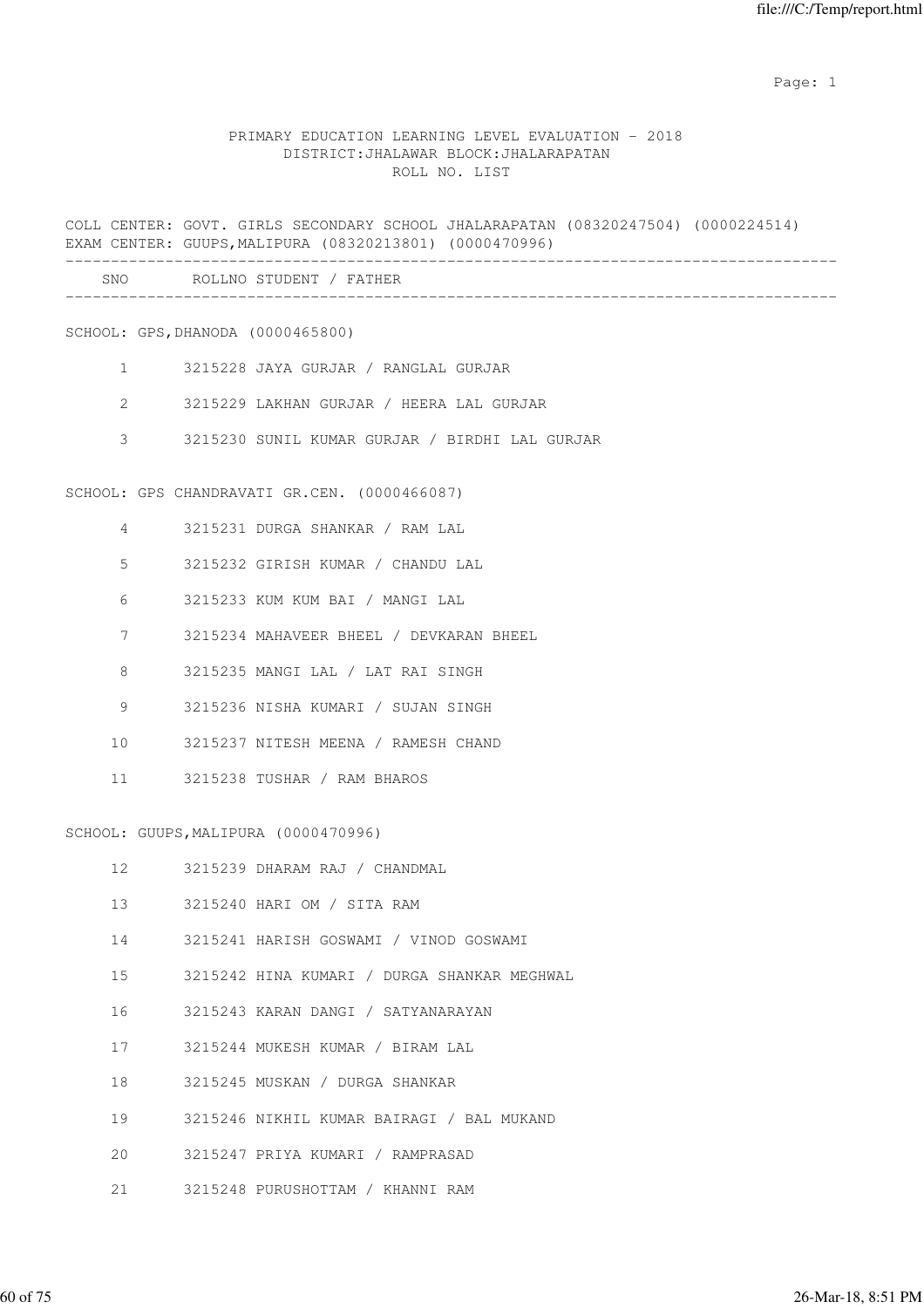PRIMARY EDUCATION LEARNING LEVEL EVALUATION - 2018
DISTRICT:JHALAWAR BLOCK:JHALARAPATAN
ROLL NO. LIST

COLL CENTER: GOVT. GIRLS SECONDARY SCHOOL JHALARAPATAN (08320247504) (0000224514)
EXAM CENTER: GUUPS,MALIPURA (08320213801) (0000470996)

| SNO | ROLLNO | STUDENT / FATHER |
|---|---|---|
| **SCHOOL: GPS,DHANODA (0000465800)** | | |
| 1 | 3215228 | JAYA GURJAR / RANGLAL GURJAR |
| 2 | 3215229 | LAKHAN GURJAR / HEERA LAL GURJAR |
| 3 | 3215230 | SUNIL KUMAR GURJAR / BIRDHI LAL GURJAR |
| **SCHOOL: GPS CHANDRAVATI GR.CEN. (0000466087)** | | |
| 4 | 3215231 | DURGA SHANKAR / RAM LAL |
| 5 | 3215232 | GIRISH KUMAR / CHANDU LAL |
| 6 | 3215233 | KUM KUM BAI / MANGI LAL |
| 7 | 3215234 | MAHAVEER BHEEL / DEVKARAN BHEEL |
| 8 | 3215235 | MANGI LAL / LAT RAI SINGH |
| 9 | 3215236 | NISHA KUMARI / SUJAN SINGH |
| 10 | 3215237 | NITESH MEENA / RAMESH CHAND |
| 11 | 3215238 | TUSHAR / RAM BHAROS |
| **SCHOOL: GUUPS,MALIPURA (0000470996)** | | |
| 12 | 3215239 | DHARAM RAJ / CHANDMAL |
| 13 | 3215240 | HARI OM / SITA RAM |
| 14 | 3215241 | HARISH GOSWAMI / VINOD GOSWAMI |
| 15 | 3215242 | HINA KUMARI / DURGA SHANKAR MEGHWAL |
| 16 | 3215243 | KARAN DANGI / SATYANARAYAN |
| 17 | 3215244 | MUKESH KUMAR / BIRAM LAL |
| 18 | 3215245 | MUSKAN / DURGA SHANKAR |
| 19 | 3215246 | NIKHIL KUMAR BAIRAGI / BAL MUKAND |
| 20 | 3215247 | PRIYA KUMARI / RAMPRASAD |
| 21 | 3215248 | PURUSHOTTAM / KHANNI RAM |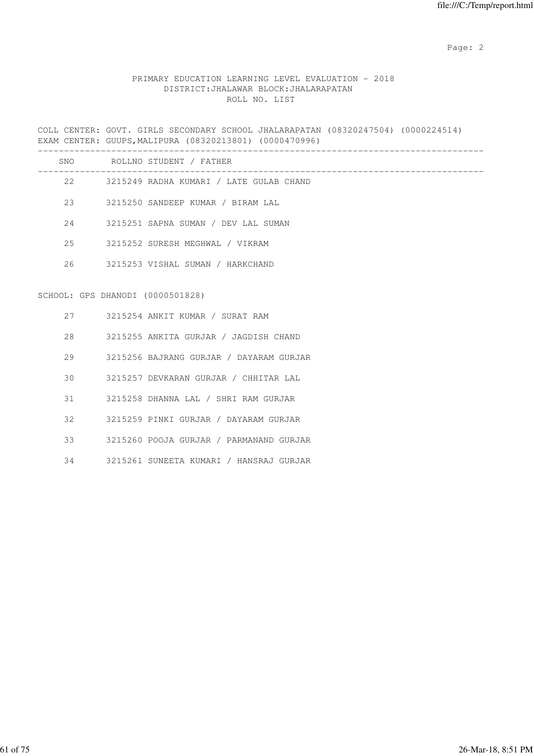PRIMARY EDUCATION LEARNING LEVEL EVALUATION - 2018
DISTRICT:JHALAWAR BLOCK:JHALARAPATAN
ROLL NO. LIST

COLL CENTER: GOVT. GIRLS SECONDARY SCHOOL JHALARAPATAN (08320247504) (0000224514)
EXAM CENTER: GUUPS,MALIPURA (08320213801) (0000470996)

| SNO | ROLLNO | STUDENT / FATHER |
|---|---|---|
| 22 | 3215249 | RADHA KUMARI / LATE GULAB CHAND |
| 23 | 3215250 | SANDEEP KUMAR / BIRAM LAL |
| 24 | 3215251 | SAPNA SUMAN / DEV LAL SUMAN |
| 25 | 3215252 | SURESH MEGHWAL / VIKRAM |
| 26 | 3215253 | VISHAL SUMAN / HARKCHAND |

SCHOOL: GPS DHANODI (0000501828)

| SNO | ROLLNO | STUDENT / FATHER |
|---|---|---|
| 27 | 3215254 | ANKIT KUMAR / SURAT RAM |
| 28 | 3215255 | ANKITA GURJAR / JAGDISH CHAND |
| 29 | 3215256 | BAJRANG GURJAR / DAYARAM GURJAR |
| 30 | 3215257 | DEVKARAN GURJAR / CHHITAR LAL |
| 31 | 3215258 | DHANNA LAL / SHRI RAM GURJAR |
| 32 | 3215259 | PINKI GURJAR / DAYARAM GURJAR |
| 33 | 3215260 | POOJA GURJAR / PARMANAND GURJAR |
| 34 | 3215261 | SUNEETA KUMARI / HANSRAJ GURJAR |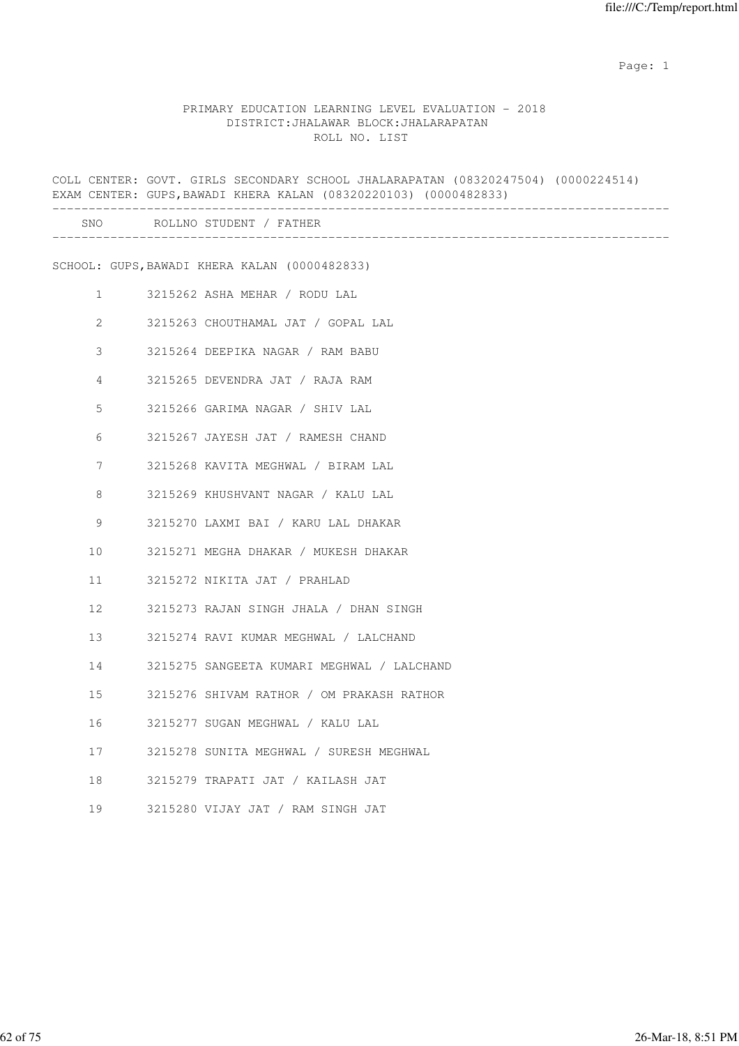PRIMARY EDUCATION LEARNING LEVEL EVALUATION - 2018
DISTRICT:JHALAWAR BLOCK:JHALARAPATAN
ROLL NO. LIST

COLL CENTER: GOVT. GIRLS SECONDARY SCHOOL JHALARAPATAN (08320247504) (0000224514)
EXAM CENTER: GUPS,BAWADI KHERA KALAN (08320220103) (0000482833)

| SNO | ROLLNO | STUDENT / FATHER |
|---|---|---|

SCHOOL: GUPS,BAWADI KHERA KALAN (0000482833)

| SNO | ROLLNO | STUDENT / FATHER |
|---|---|---|
| 1 | 3215262 | ASHA MEHAR / RODU LAL |
| 2 | 3215263 | CHOUTHAMAL JAT / GOPAL LAL |
| 3 | 3215264 | DEEPIKA NAGAR / RAM BABU |
| 4 | 3215265 | DEVENDRA JAT / RAJA RAM |
| 5 | 3215266 | GARIMA NAGAR / SHIV LAL |
| 6 | 3215267 | JAYESH JAT / RAMESH CHAND |
| 7 | 3215268 | KAVITA MEGHWAL / BIRAM LAL |
| 8 | 3215269 | KHUSHVANT NAGAR / KALU LAL |
| 9 | 3215270 | LAXMI BAI / KARU LAL DHAKAR |
| 10 | 3215271 | MEGHA DHAKAR / MUKESH DHAKAR |
| 11 | 3215272 | NIKITA JAT / PRAHLAD |
| 12 | 3215273 | RAJAN SINGH JHALA / DHAN SINGH |
| 13 | 3215274 | RAVI KUMAR MEGHWAL / LALCHAND |
| 14 | 3215275 | SANGEETA KUMARI MEGHWAL / LALCHAND |
| 15 | 3215276 | SHIVAM RATHOR / OM PRAKASH RATHOR |
| 16 | 3215277 | SUGAN MEGHWAL / KALU LAL |
| 17 | 3215278 | SUNITA MEGHWAL / SURESH MEGHWAL |
| 18 | 3215279 | TRAPATI JAT / KAILASH JAT |
| 19 | 3215280 | VIJAY JAT / RAM SINGH JAT |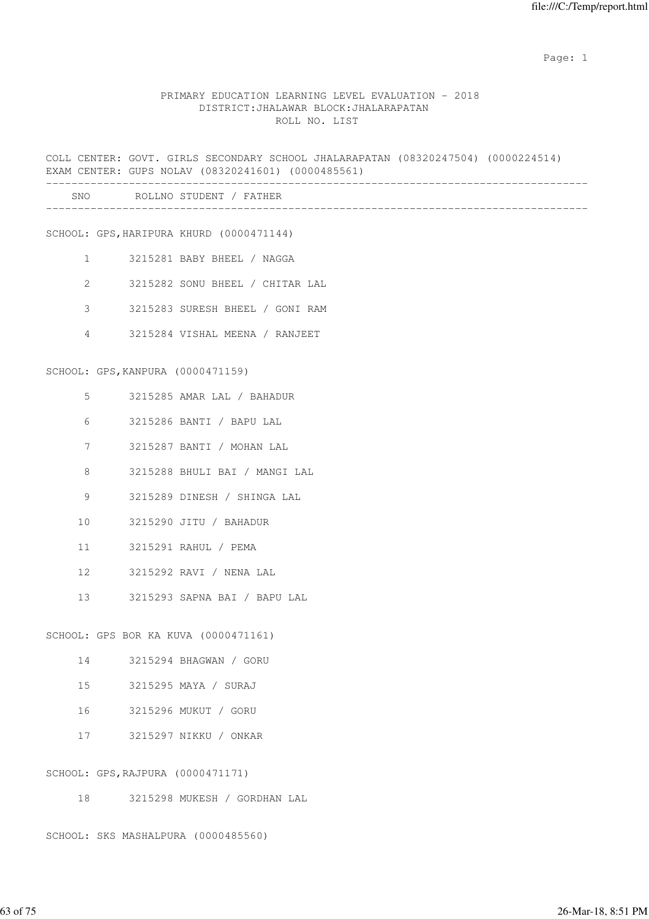PRIMARY EDUCATION LEARNING LEVEL EVALUATION - 2018
DISTRICT:JHALAWAR BLOCK:JHALARAPATAN
ROLL NO. LIST

COLL CENTER: GOVT. GIRLS SECONDARY SCHOOL JHALARAPATAN (08320247504) (0000224514)
EXAM CENTER: GUPS NOLAV (08320241601) (0000485561)

| SNO | ROLLNO | STUDENT / FATHER |
|---|---|---|

SCHOOL: GPS,HARIPURA KHURD (0000471144)

| SNO | ROLLNO | STUDENT / FATHER |
|---|---|---|
| 1 | 3215281 | BABY BHEEL / NAGGA |
| 2 | 3215282 | SONU BHEEL / CHITAR LAL |
| 3 | 3215283 | SURESH BHEEL / GONI RAM |
| 4 | 3215284 | VISHAL MEENA / RANJEET |

SCHOOL: GPS,KANPURA (0000471159)

| SNO | ROLLNO | STUDENT / FATHER |
|---|---|---|
| 5 | 3215285 | AMAR LAL / BAHADUR |
| 6 | 3215286 | BANTI / BAPU LAL |
| 7 | 3215287 | BANTI / MOHAN LAL |
| 8 | 3215288 | BHULI BAI / MANGI LAL |
| 9 | 3215289 | DINESH / SHINGA LAL |
| 10 | 3215290 | JITU / BAHADUR |
| 11 | 3215291 | RAHUL / PEMA |
| 12 | 3215292 | RAVI / NENA LAL |
| 13 | 3215293 | SAPNA BAI / BAPU LAL |

SCHOOL: GPS BOR KA KUVA (0000471161)

| SNO | ROLLNO | STUDENT / FATHER |
|---|---|---|
| 14 | 3215294 | BHAGWAN / GORU |
| 15 | 3215295 | MAYA / SURAJ |
| 16 | 3215296 | MUKUT / GORU |
| 17 | 3215297 | NIKKU / ONKAR |

SCHOOL: GPS,RAJPURA (0000471171)

| SNO | ROLLNO | STUDENT / FATHER |
|---|---|---|
| 18 | 3215298 | MUKESH / GORDHAN LAL |

SCHOOL: SKS MASHALPURA (0000485560)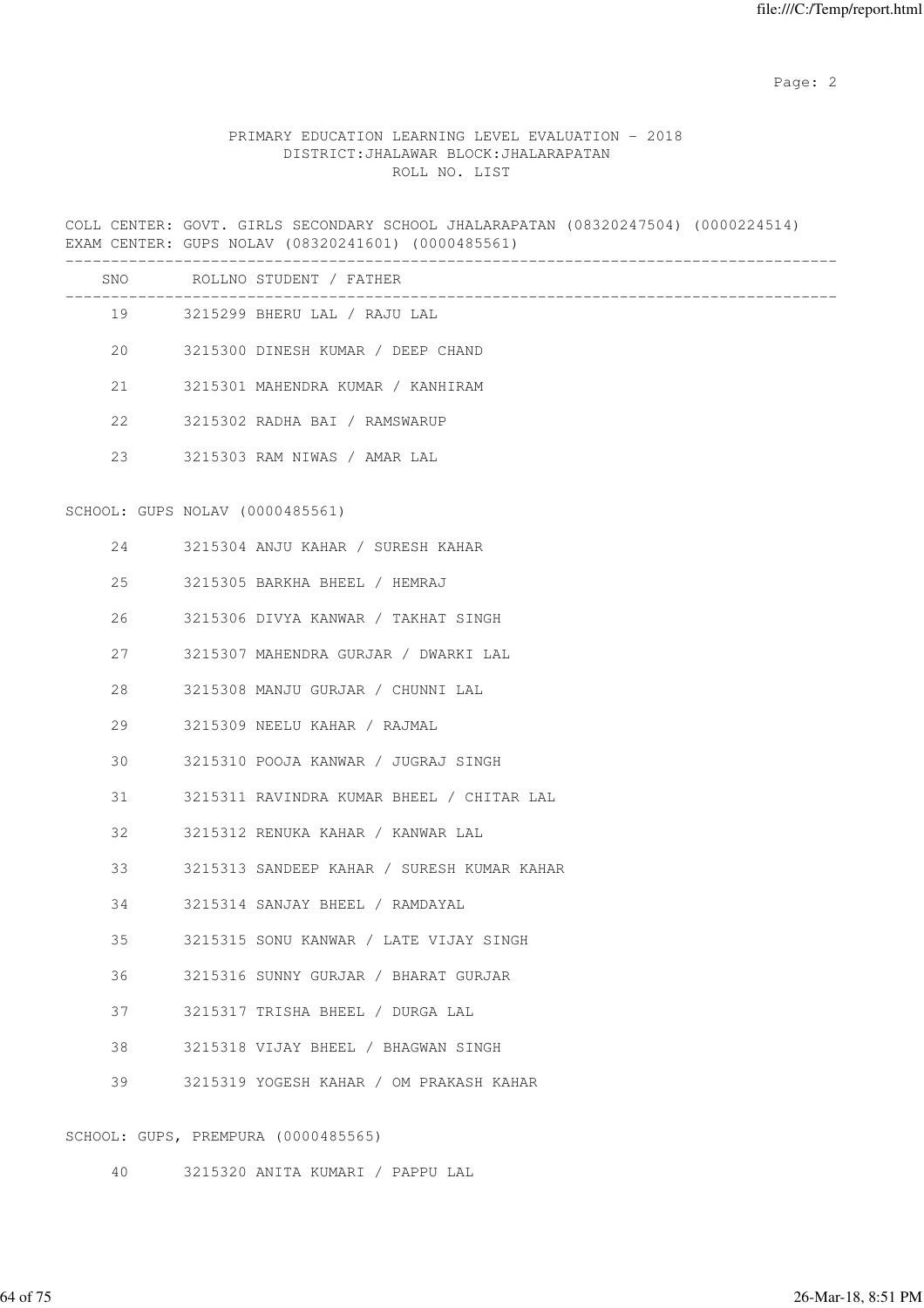PRIMARY EDUCATION LEARNING LEVEL EVALUATION - 2018
DISTRICT:JHALAWAR BLOCK:JHALARAPATAN
ROLL NO. LIST

COLL CENTER: GOVT. GIRLS SECONDARY SCHOOL JHALARAPATAN (08320247504) (0000224514)
EXAM CENTER: GUPS NOLAV (08320241601) (0000485561)

| SNO | ROLLNO | STUDENT / FATHER |
|---|---|---|
| 19 | 3215299 | BHERU LAL / RAJU LAL |
| 20 | 3215300 | DINESH KUMAR / DEEP CHAND |
| 21 | 3215301 | MAHENDRA KUMAR / KANHIRAM |
| 22 | 3215302 | RADHA BAI / RAMSWARUP |
| 23 | 3215303 | RAM NIWAS / AMAR LAL |

SCHOOL: GUPS NOLAV (0000485561)

| SNO | ROLLNO | STUDENT / FATHER |
|---|---|---|
| 24 | 3215304 | ANJU KAHAR / SURESH KAHAR |
| 25 | 3215305 | BARKHA BHEEL / HEMRAJ |
| 26 | 3215306 | DIVYA KANWAR / TAKHAT SINGH |
| 27 | 3215307 | MAHENDRA GURJAR / DWARKI LAL |
| 28 | 3215308 | MANJU GURJAR / CHUNNI LAL |
| 29 | 3215309 | NEELU KAHAR / RAJMAL |
| 30 | 3215310 | POOJA KANWAR / JUGRAJ SINGH |
| 31 | 3215311 | RAVINDRA KUMAR BHEEL / CHITAR LAL |
| 32 | 3215312 | RENUKA KAHAR / KANWAR LAL |
| 33 | 3215313 | SANDEEP KAHAR / SURESH KUMAR KAHAR |
| 34 | 3215314 | SANJAY BHEEL / RAMDAYAL |
| 35 | 3215315 | SONU KANWAR / LATE VIJAY SINGH |
| 36 | 3215316 | SUNNY GURJAR / BHARAT GURJAR |
| 37 | 3215317 | TRISHA BHEEL / DURGA LAL |
| 38 | 3215318 | VIJAY BHEEL / BHAGWAN SINGH |
| 39 | 3215319 | YOGESH KAHAR / OM PRAKASH KAHAR |

SCHOOL: GUPS, PREMPURA (0000485565)

| SNO | ROLLNO | STUDENT / FATHER |
|---|---|---|
| 40 | 3215320 | ANITA KUMARI / PAPPU LAL |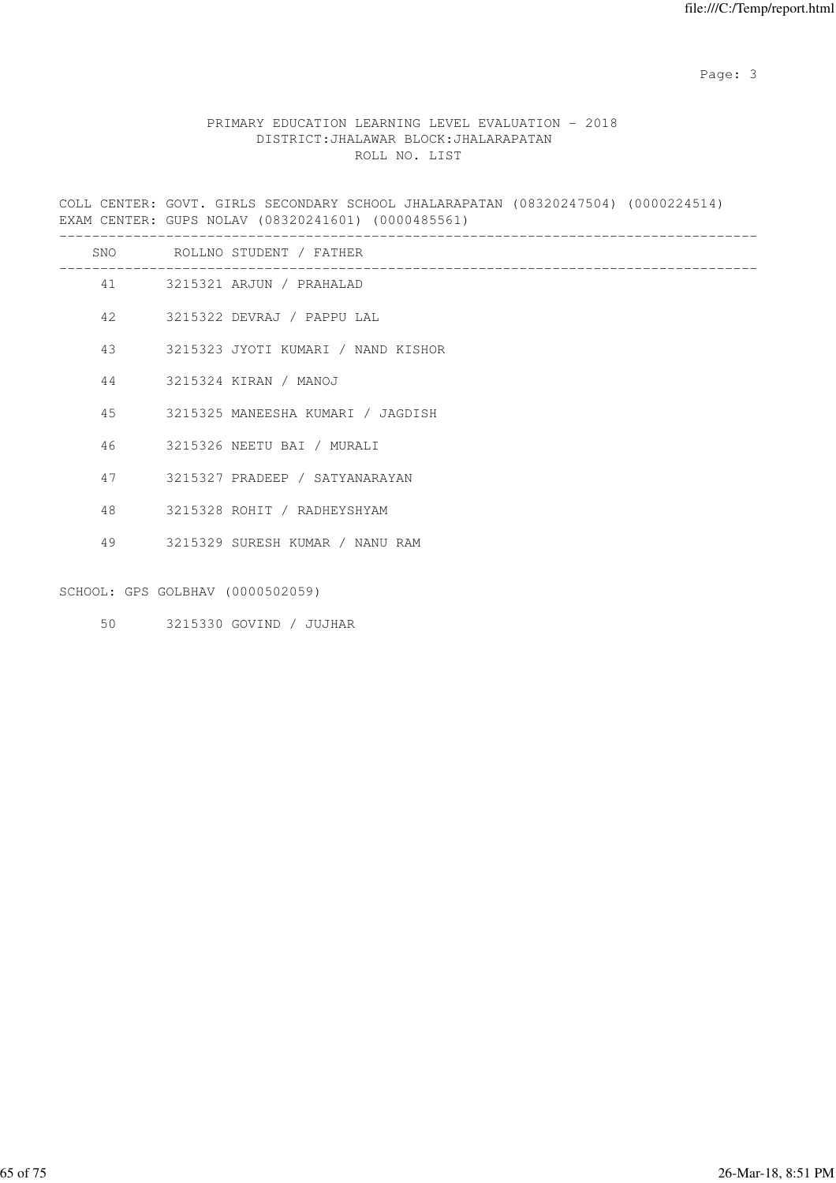PRIMARY EDUCATION LEARNING LEVEL EVALUATION - 2018
DISTRICT:JHALAWAR BLOCK:JHALARAPATAN
ROLL NO. LIST

COLL CENTER: GOVT. GIRLS SECONDARY SCHOOL JHALARAPATAN (08320247504) (0000224514)
EXAM CENTER: GUPS NOLAV (08320241601) (0000485561)

| SNO | ROLLNO | STUDENT / FATHER |
|---|---|---|
| 41 | 3215321 | ARJUN / PRAHALAD |
| 42 | 3215322 | DEVRAJ / PAPPU LAL |
| 43 | 3215323 | JYOTI KUMARI / NAND KISHOR |
| 44 | 3215324 | KIRAN / MANOJ |
| 45 | 3215325 | MANEESHA KUMARI / JAGDISH |
| 46 | 3215326 | NEETU BAI / MURALI |
| 47 | 3215327 | PRADEEP / SATYANARAYAN |
| 48 | 3215328 | ROHIT / RADHEYSHYAM |
| 49 | 3215329 | SURESH KUMAR / NANU RAM |

SCHOOL: GPS GOLBHAV (0000502059)

| SNO | ROLLNO | STUDENT / FATHER |
|---|---|---|
| 50 | 3215330 | GOVIND / JUJHAR |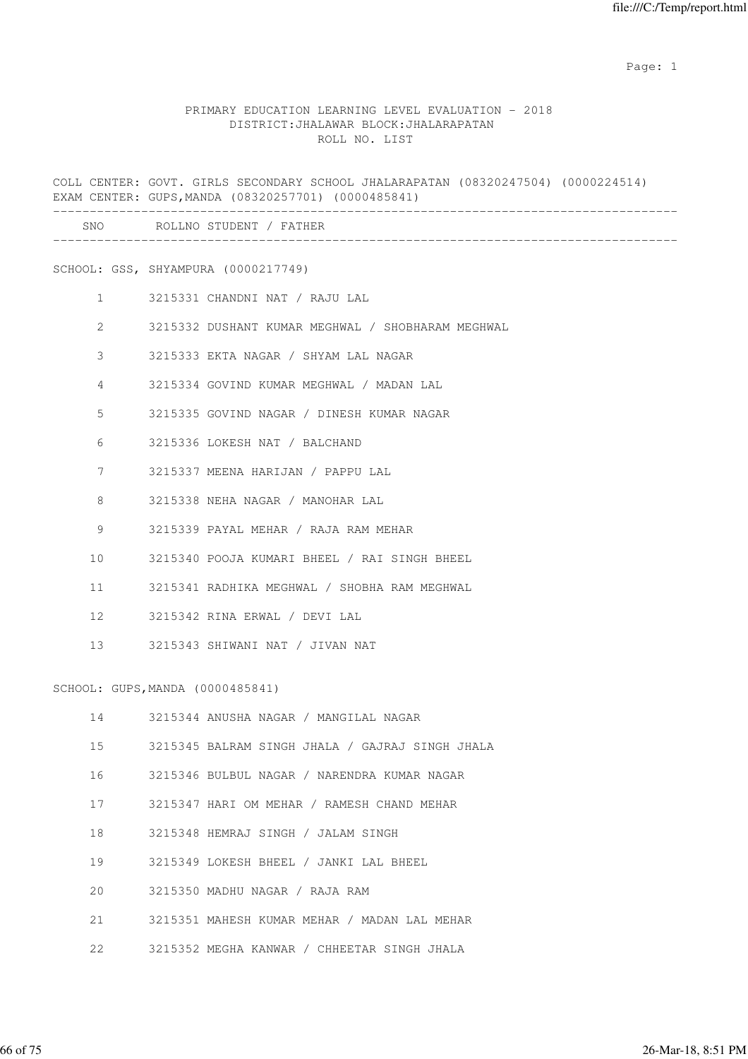PRIMARY EDUCATION LEARNING LEVEL EVALUATION - 2018
DISTRICT:JHALAWAR BLOCK:JHALARAPATAN
ROLL NO. LIST

COLL CENTER: GOVT. GIRLS SECONDARY SCHOOL JHALARAPATAN (08320247504) (0000224514)
EXAM CENTER: GUPS,MANDA (08320257701) (0000485841)

| SNO | ROLLNO | STUDENT / FATHER |
|---|---|---|

SCHOOL: GSS, SHYAMPURA (0000217749)

| SNO | ROLLNO | STUDENT / FATHER |
|---|---|---|
| 1 | 3215331 | CHANDNI NAT / RAJU LAL |
| 2 | 3215332 | DUSHANT KUMAR MEGHWAL / SHOBHARAM MEGHWAL |
| 3 | 3215333 | EKTA NAGAR / SHYAM LAL NAGAR |
| 4 | 3215334 | GOVIND KUMAR MEGHWAL / MADAN LAL |
| 5 | 3215335 | GOVIND NAGAR / DINESH KUMAR NAGAR |
| 6 | 3215336 | LOKESH NAT / BALCHAND |
| 7 | 3215337 | MEENA HARIJAN / PAPPU LAL |
| 8 | 3215338 | NEHA NAGAR / MANOHAR LAL |
| 9 | 3215339 | PAYAL MEHAR / RAJA RAM MEHAR |
| 10 | 3215340 | POOJA KUMARI BHEEL / RAI SINGH BHEEL |
| 11 | 3215341 | RADHIKA MEGHWAL / SHOBHA RAM MEGHWAL |
| 12 | 3215342 | RINA ERWAL / DEVI LAL |
| 13 | 3215343 | SHIWANI NAT / JIVAN NAT |

SCHOOL: GUPS,MANDA (0000485841)

| SNO | ROLLNO | STUDENT / FATHER |
|---|---|---|
| 14 | 3215344 | ANUSHA NAGAR / MANGILAL NAGAR |
| 15 | 3215345 | BALRAM SINGH JHALA / GAJRAJ SINGH JHALA |
| 16 | 3215346 | BULBUL NAGAR / NARENDRA KUMAR NAGAR |
| 17 | 3215347 | HARI OM MEHAR / RAMESH CHAND MEHAR |
| 18 | 3215348 | HEMRAJ SINGH / JALAM SINGH |
| 19 | 3215349 | LOKESH BHEEL / JANKI LAL BHEEL |
| 20 | 3215350 | MADHU NAGAR / RAJA RAM |
| 21 | 3215351 | MAHESH KUMAR MEHAR / MADAN LAL MEHAR |
| 22 | 3215352 | MEGHA KANWAR / CHHEETAR SINGH JHALA |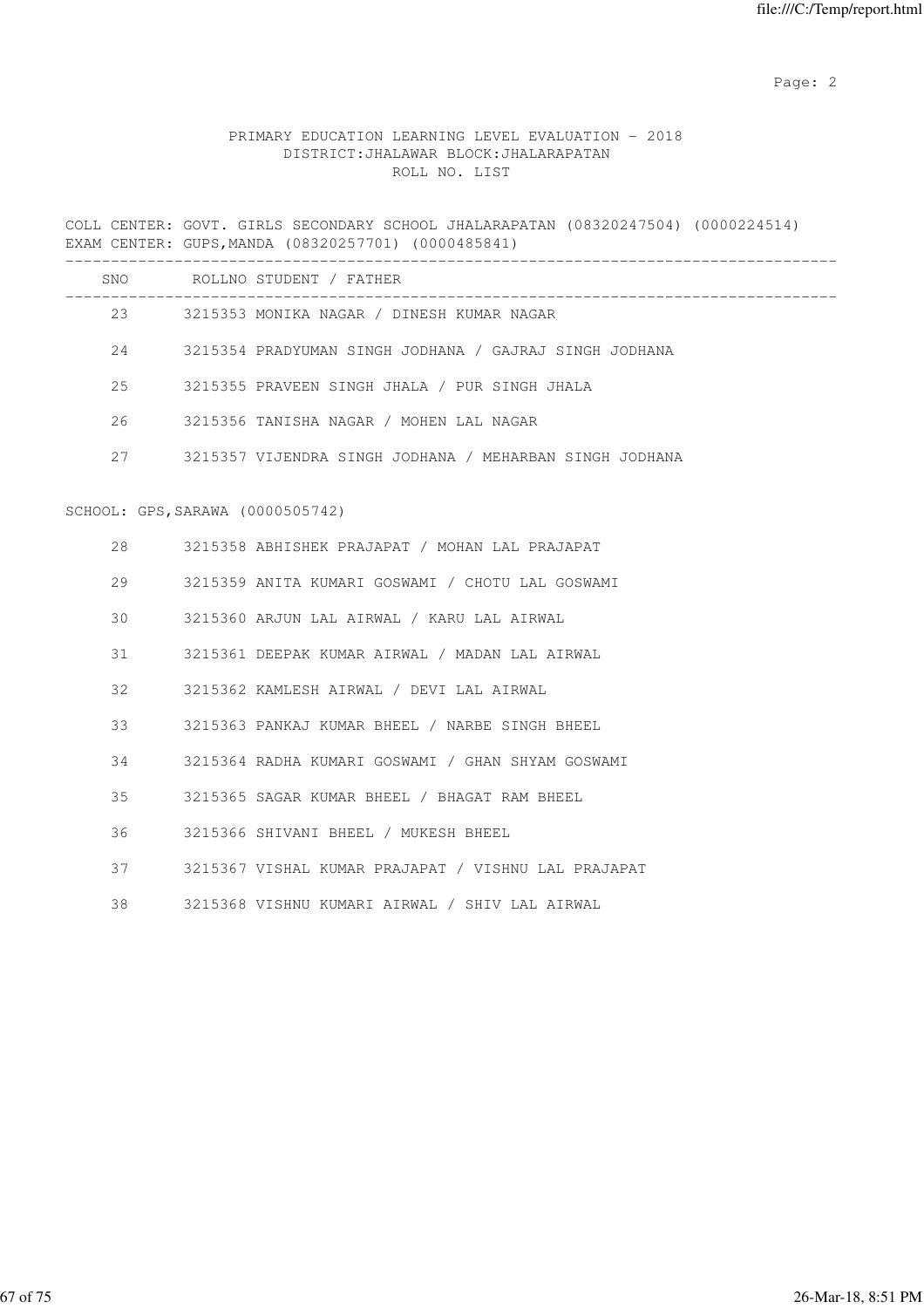PRIMARY EDUCATION LEARNING LEVEL EVALUATION - 2018
DISTRICT:JHALAWAR BLOCK:JHALARAPATAN
ROLL NO. LIST

COLL CENTER: GOVT. GIRLS SECONDARY SCHOOL JHALARAPATAN (08320247504) (0000224514)
EXAM CENTER: GUPS,MANDA (08320257701) (0000485841)

| SNO | ROLLNO | STUDENT / FATHER |
|---|---|---|
| 23 | 3215353 | MONIKA NAGAR / DINESH KUMAR NAGAR |
| 24 | 3215354 | PRADYUMAN SINGH JODHANA / GAJRAJ SINGH JODHANA |
| 25 | 3215355 | PRAVEEN SINGH JHALA / PUR SINGH JHALA |
| 26 | 3215356 | TANISHA NAGAR / MOHEN LAL NAGAR |
| 27 | 3215357 | VIJENDRA SINGH JODHANA / MEHARBAN SINGH JODHANA |

SCHOOL: GPS,SARAWA (0000505742)

| SNO | ROLLNO | STUDENT / FATHER |
|---|---|---|
| 28 | 3215358 | ABHISHEK PRAJAPAT / MOHAN LAL PRAJAPAT |
| 29 | 3215359 | ANITA KUMARI GOSWAMI / CHOTU LAL GOSWAMI |
| 30 | 3215360 | ARJUN LAL AIRWAL / KARU LAL AIRWAL |
| 31 | 3215361 | DEEPAK KUMAR AIRWAL / MADAN LAL AIRWAL |
| 32 | 3215362 | KAMLESH AIRWAL / DEVI LAL AIRWAL |
| 33 | 3215363 | PANKAJ KUMAR BHEEL / NARBE SINGH BHEEL |
| 34 | 3215364 | RADHA KUMARI GOSWAMI / GHAN SHYAM GOSWAMI |
| 35 | 3215365 | SAGAR KUMAR BHEEL / BHAGAT RAM BHEEL |
| 36 | 3215366 | SHIVANI BHEEL / MUKESH BHEEL |
| 37 | 3215367 | VISHAL KUMAR PRAJAPAT / VISHNU LAL PRAJAPAT |
| 38 | 3215368 | VISHNU KUMARI AIRWAL / SHIV LAL AIRWAL |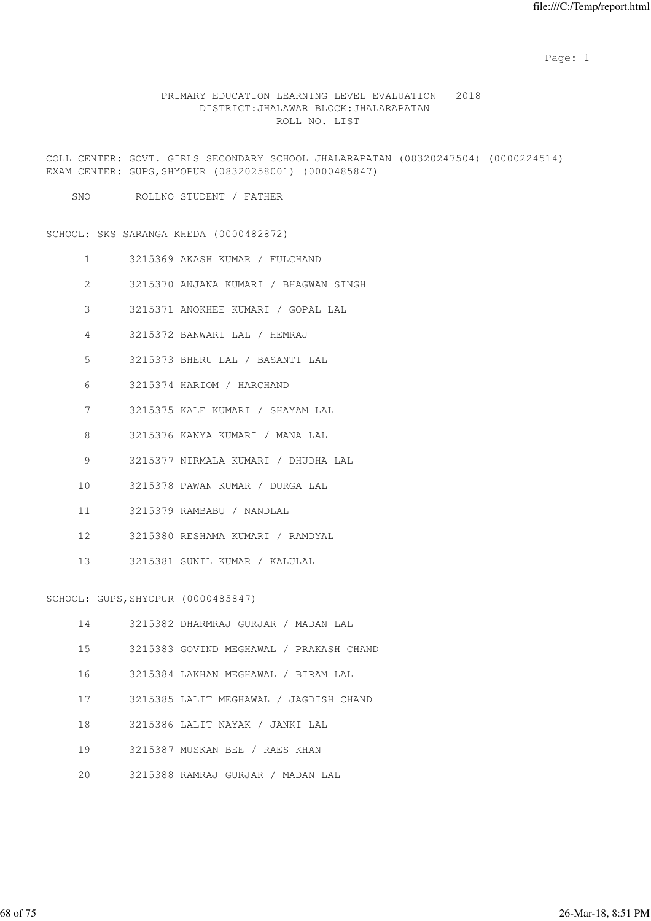# PRIMARY EDUCATION LEARNING LEVEL EVALUATION - 2018

## DISTRICT:JHALAWAR BLOCK:JHALARAPATAN

### ROLL NO. LIST

COLL CENTER: GOVT. GIRLS SECONDARY SCHOOL JHALARAPATAN (08320247504) (0000224514)
EXAM CENTER: GUPS,SHYOPUR (08320258001) (0000485847)

| SNO | ROLLNO | STUDENT / FATHER |
|---|---|---|
| **SCHOOL: SKS SARANGA KHEDA (0000482872)** | | |
| 1 | 3215369 | AKASH KUMAR / FULCHAND |
| 2 | 3215370 | ANJANA KUMARI / BHAGWAN SINGH |
| 3 | 3215371 | ANOKHEE KUMARI / GOPAL LAL |
| 4 | 3215372 | BANWARI LAL / HEMRAJ |
| 5 | 3215373 | BHERU LAL / BASANTI LAL |
| 6 | 3215374 | HARIOM / HARCHAND |
| 7 | 3215375 | KALE KUMARI / SHAYAM LAL |
| 8 | 3215376 | KANYA KUMARI / MANA LAL |
| 9 | 3215377 | NIRMALA KUMARI / DHUDHA LAL |
| 10 | 3215378 | PAWAN KUMAR / DURGA LAL |
| 11 | 3215379 | RAMBABU / NANDLAL |
| 12 | 3215380 | RESHAMA KUMARI / RAMDYAL |
| 13 | 3215381 | SUNIL KUMAR / KALULAL |
| **SCHOOL: GUPS,SHYOPUR (0000485847)** | | |
| 14 | 3215382 | DHARMRAJ GURJAR / MADAN LAL |
| 15 | 3215383 | GOVIND MEGHAWAL / PRAKASH CHAND |
| 16 | 3215384 | LAKHAN MEGHAWAL / BIRAM LAL |
| 17 | 3215385 | LALIT MEGHAWAL / JAGDISH CHAND |
| 18 | 3215386 | LALIT NAYAK / JANKI LAL |
| 19 | 3215387 | MUSKAN BEE / RAES KHAN |
| 20 | 3215388 | RAMRAJ GURJAR / MADAN LAL |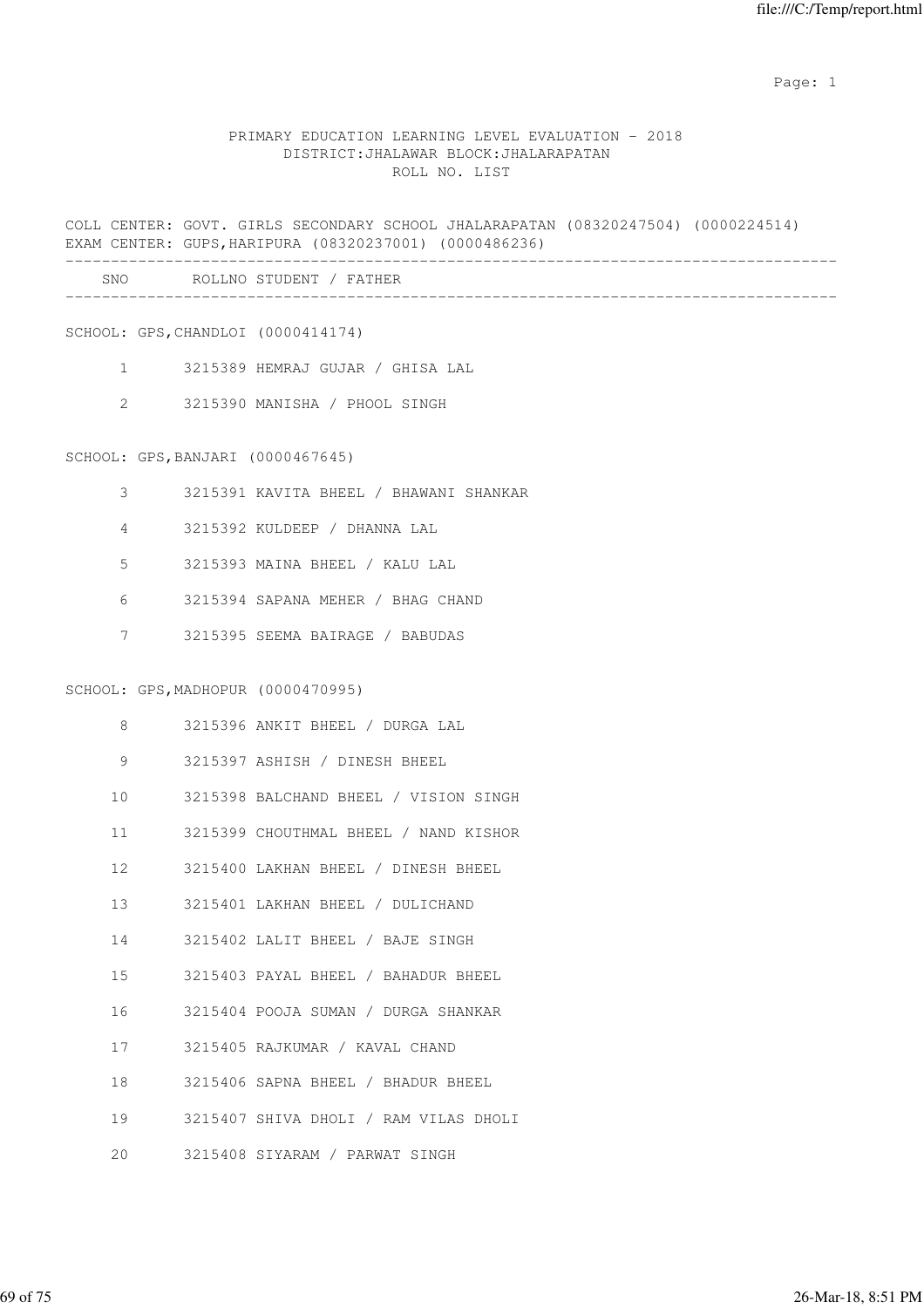PRIMARY EDUCATION LEARNING LEVEL EVALUATION - 2018
DISTRICT:JHALAWAR BLOCK:JHALARAPATAN
ROLL NO. LIST

COLL CENTER: GOVT. GIRLS SECONDARY SCHOOL JHALARAPATAN (08320247504) (0000224514)
EXAM CENTER: GUPS,HARIPURA (08320237001) (0000486236)

| SNO | ROLLNO | STUDENT / FATHER |
|---|---|---|
| **SCHOOL: GPS,CHANDLOI (0000414174)** | | |
| 1 | 3215389 | HEMRAJ GUJAR / GHISA LAL |
| 2 | 3215390 | MANISHA / PHOOL SINGH |
| **SCHOOL: GPS,BANJARI (0000467645)** | | |
| 3 | 3215391 | KAVITA BHEEL / BHAWANI SHANKAR |
| 4 | 3215392 | KULDEEP / DHANNA LAL |
| 5 | 3215393 | MAINA BHEEL / KALU LAL |
| 6 | 3215394 | SAPANA MEHER / BHAG CHAND |
| 7 | 3215395 | SEEMA BAIRAGE / BABUDAS |
| **SCHOOL: GPS,MADHOPUR (0000470995)** | | |
| 8 | 3215396 | ANKIT BHEEL / DURGA LAL |
| 9 | 3215397 | ASHISH / DINESH BHEEL |
| 10 | 3215398 | BALCHAND BHEEL / VISION SINGH |
| 11 | 3215399 | CHOUTHMAL BHEEL / NAND KISHOR |
| 12 | 3215400 | LAKHAN BHEEL / DINESH BHEEL |
| 13 | 3215401 | LAKHAN BHEEL / DULICHAND |
| 14 | 3215402 | LALIT BHEEL / BAJE SINGH |
| 15 | 3215403 | PAYAL BHEEL / BAHADUR BHEEL |
| 16 | 3215404 | POOJA SUMAN / DURGA SHANKAR |
| 17 | 3215405 | RAJKUMAR / KAVAL CHAND |
| 18 | 3215406 | SAPNA BHEEL / BHADUR BHEEL |
| 19 | 3215407 | SHIVA DHOLI / RAM VILAS DHOLI |
| 20 | 3215408 | SIYARAM / PARWAT SINGH |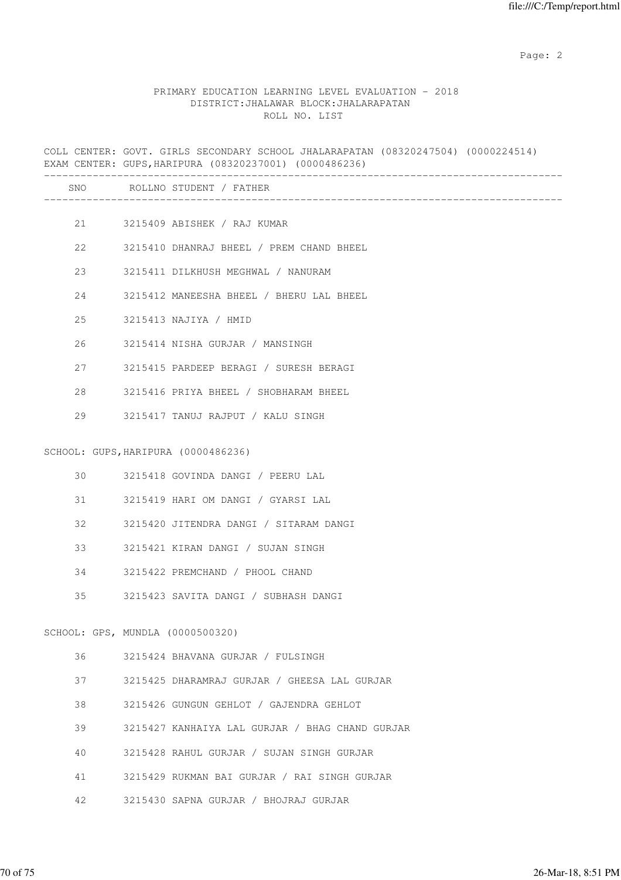PRIMARY EDUCATION LEARNING LEVEL EVALUATION - 2018
DISTRICT:JHALAWAR BLOCK:JHALARAPATAN
ROLL NO. LIST

COLL CENTER: GOVT. GIRLS SECONDARY SCHOOL JHALARAPATAN (08320247504) (0000224514)
EXAM CENTER: GUPS,HARIPURA (08320237001) (0000486236)

| SNO | ROLLNO | STUDENT / FATHER |
|---|---|---|
| 21 | 3215409 | ABISHEK / RAJ KUMAR |
| 22 | 3215410 | DHANRAJ BHEEL / PREM CHAND BHEEL |
| 23 | 3215411 | DILKHUSH MEGHWAL / NANURAM |
| 24 | 3215412 | MANEESHA BHEEL / BHERU LAL BHEEL |
| 25 | 3215413 | NAJIYA / HMID |
| 26 | 3215414 | NISHA GURJAR / MANSINGH |
| 27 | 3215415 | PARDEEP BERAGI / SURESH BERAGI |
| 28 | 3215416 | PRIYA BHEEL / SHOBHARAM BHEEL |
| 29 | 3215417 | TANUJ RAJPUT / KALU SINGH |

SCHOOL: GUPS,HARIPURA (0000486236)

| SNO | ROLLNO | STUDENT / FATHER |
|---|---|---|
| 30 | 3215418 | GOVINDA DANGI / PEERU LAL |
| 31 | 3215419 | HARI OM DANGI / GYARSI LAL |
| 32 | 3215420 | JITENDRA DANGI / SITARAM DANGI |
| 33 | 3215421 | KIRAN DANGI / SUJAN SINGH |
| 34 | 3215422 | PREMCHAND / PHOOL CHAND |
| 35 | 3215423 | SAVITA DANGI / SUBHASH DANGI |

SCHOOL: GPS, MUNDLA (0000500320)

| SNO | ROLLNO | STUDENT / FATHER |
|---|---|---|
| 36 | 3215424 | BHAVANA GURJAR / FULSINGH |
| 37 | 3215425 | DHARAMRAJ GURJAR / GHEESA LAL GURJAR |
| 38 | 3215426 | GUNGUN GEHLOT / GAJENDRA GEHLOT |
| 39 | 3215427 | KANHAIYA LAL GURJAR / BHAG CHAND GURJAR |
| 40 | 3215428 | RAHUL GURJAR / SUJAN SINGH GURJAR |
| 41 | 3215429 | RUKMAN BAI GURJAR / RAI SINGH GURJAR |
| 42 | 3215430 | SAPNA GURJAR / BHOJRAJ GURJAR |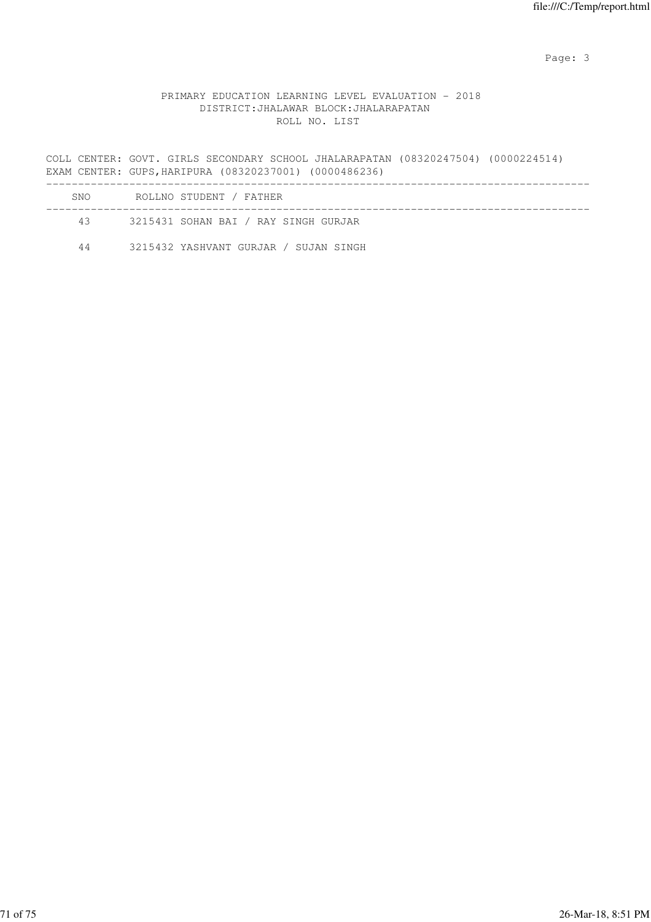PRIMARY EDUCATION LEARNING LEVEL EVALUATION - 2018
DISTRICT:JHALAWAR BLOCK:JHALARAPATAN
ROLL NO. LIST

COLL CENTER: GOVT. GIRLS SECONDARY SCHOOL JHALARAPATAN (08320247504) (0000224514)
EXAM CENTER: GUPS,HARIPURA (08320237001) (0000486236)

| SNO | ROLLNO | STUDENT / FATHER |
|---|---|---|
| 43 | 3215431 | SOHAN BAI / RAY SINGH GURJAR |
| 44 | 3215432 | YASHVANT GURJAR / SUJAN SINGH |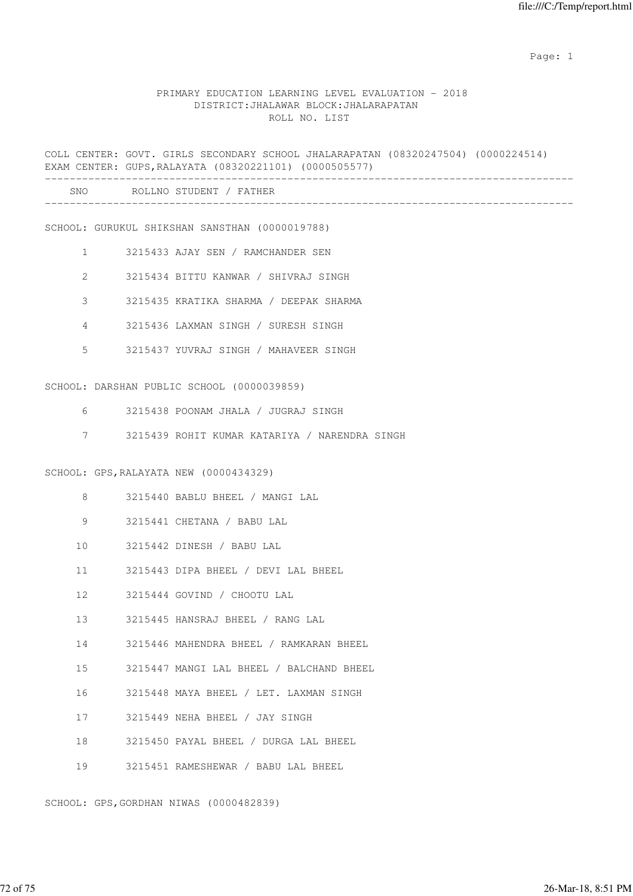PRIMARY EDUCATION LEARNING LEVEL EVALUATION - 2018
DISTRICT:JHALAWAR BLOCK:JHALARAPATAN
ROLL NO. LIST

COLL CENTER: GOVT. GIRLS SECONDARY SCHOOL JHALARAPATAN (08320247504) (0000224514)
EXAM CENTER: GUPS,RALAYATA (08320221101) (0000505577)

| SNO | ROLLNO | STUDENT / FATHER |
|---|---|---|

SCHOOL: GURUKUL SHIKSHAN SANSTHAN (0000019788)

| SNO | ROLLNO | STUDENT / FATHER |
|---|---|---|
| 1 | 3215433 | AJAY SEN / RAMCHANDER SEN |
| 2 | 3215434 | BITTU KANWAR / SHIVRAJ SINGH |
| 3 | 3215435 | KRATIKA SHARMA / DEEPAK SHARMA |
| 4 | 3215436 | LAXMAN SINGH / SURESH SINGH |
| 5 | 3215437 | YUVRAJ SINGH / MAHAVEER SINGH |

SCHOOL: DARSHAN PUBLIC SCHOOL (0000039859)

| SNO | ROLLNO | STUDENT / FATHER |
|---|---|---|
| 6 | 3215438 | POONAM JHALA / JUGRAJ SINGH |
| 7 | 3215439 | ROHIT KUMAR KATARIYA / NARENDRA SINGH |

SCHOOL: GPS,RALAYATA NEW (0000434329)

| SNO | ROLLNO | STUDENT / FATHER |
|---|---|---|
| 8 | 3215440 | BABLU BHEEL / MANGI LAL |
| 9 | 3215441 | CHETANA / BABU LAL |
| 10 | 3215442 | DINESH / BABU LAL |
| 11 | 3215443 | DIPA BHEEL / DEVI LAL BHEEL |
| 12 | 3215444 | GOVIND / CHOOTU LAL |
| 13 | 3215445 | HANSRAJ BHEEL / RANG LAL |
| 14 | 3215446 | MAHENDRA BHEEL / RAMKARAN BHEEL |
| 15 | 3215447 | MANGI LAL BHEEL / BALCHAND BHEEL |
| 16 | 3215448 | MAYA BHEEL / LET. LAXMAN SINGH |
| 17 | 3215449 | NEHA BHEEL / JAY SINGH |
| 18 | 3215450 | PAYAL BHEEL / DURGA LAL BHEEL |
| 19 | 3215451 | RAMESHEWAR / BABU LAL BHEEL |

SCHOOL: GPS,GORDHAN NIWAS (0000482839)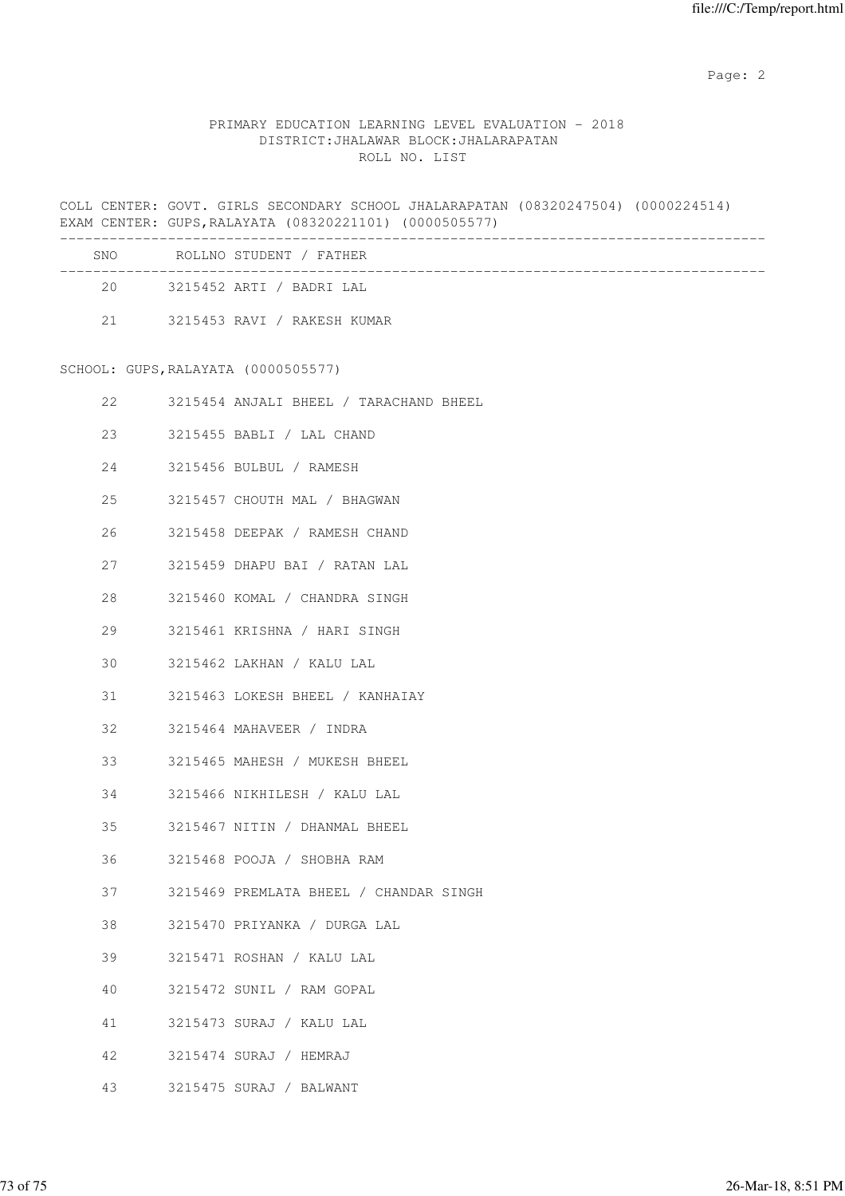PRIMARY EDUCATION LEARNING LEVEL EVALUATION - 2018
DISTRICT:JHALAWAR BLOCK:JHALARAPATAN
ROLL NO. LIST

COLL CENTER: GOVT. GIRLS SECONDARY SCHOOL JHALARAPATAN (08320247504) (0000224514)
EXAM CENTER: GUPS,RALAYATA (08320221101) (0000505577)

| SNO | ROLLNO | STUDENT / FATHER |
|---|---|---|
| 20 | 3215452 | ARTI / BADRI LAL |
| 21 | 3215453 | RAVI / RAKESH KUMAR |

SCHOOL: GUPS,RALAYATA (0000505577)

| SNO | ROLLNO | STUDENT / FATHER |
|---|---|---|
| 22 | 3215454 | ANJALI BHEEL / TARACHAND BHEEL |
| 23 | 3215455 | BABLI / LAL CHAND |
| 24 | 3215456 | BULBUL / RAMESH |
| 25 | 3215457 | CHOUTH MAL / BHAGWAN |
| 26 | 3215458 | DEEPAK / RAMESH CHAND |
| 27 | 3215459 | DHAPU BAI / RATAN LAL |
| 28 | 3215460 | KOMAL / CHANDRA SINGH |
| 29 | 3215461 | KRISHNA / HARI SINGH |
| 30 | 3215462 | LAKHAN / KALU LAL |
| 31 | 3215463 | LOKESH BHEEL / KANHAIAY |
| 32 | 3215464 | MAHAVEER / INDRA |
| 33 | 3215465 | MAHESH / MUKESH BHEEL |
| 34 | 3215466 | NIKHILESH / KALU LAL |
| 35 | 3215467 | NITIN / DHANMAL BHEEL |
| 36 | 3215468 | POOJA / SHOBHA RAM |
| 37 | 3215469 | PREMLATA BHEEL / CHANDAR SINGH |
| 38 | 3215470 | PRIYANKA / DURGA LAL |
| 39 | 3215471 | ROSHAN / KALU LAL |
| 40 | 3215472 | SUNIL / RAM GOPAL |
| 41 | 3215473 | SURAJ / KALU LAL |
| 42 | 3215474 | SURAJ / HEMRAJ |
| 43 | 3215475 | SURAJ / BALWANT |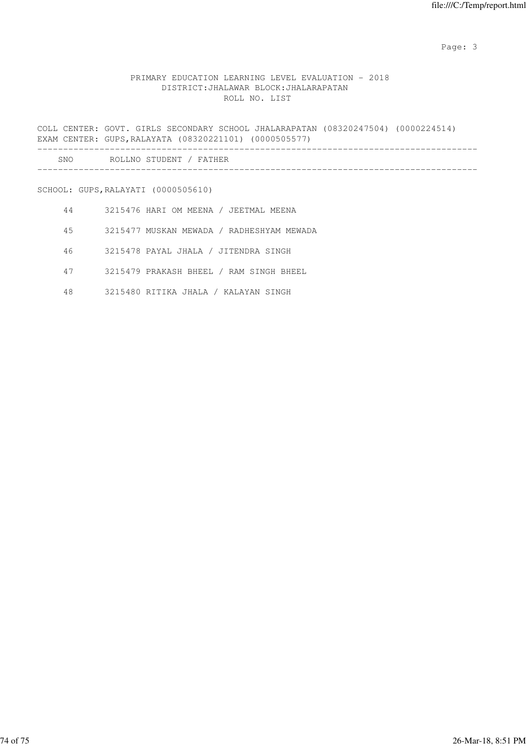PRIMARY EDUCATION LEARNING LEVEL EVALUATION - 2018
DISTRICT:JHALAWAR BLOCK:JHALARAPATAN
ROLL NO. LIST

COLL CENTER: GOVT. GIRLS SECONDARY SCHOOL JHALARAPATAN (08320247504) (0000224514)
EXAM CENTER: GUPS,RALAYATA (08320221101) (0000505577)

| SNO | ROLLNO | STUDENT / FATHER |
|---|---|---|

SCHOOL: GUPS,RALAYATI (0000505610)

| SNO | ROLLNO | STUDENT / FATHER |
|---|---|---|
| 44 | 3215476 | HARI OM MEENA / JEETMAL MEENA |
| 45 | 3215477 | MUSKAN MEWADA / RADHESHYAM MEWADA |
| 46 | 3215478 | PAYAL JHALA / JITENDRA SINGH |
| 47 | 3215479 | PRAKASH BHEEL / RAM SINGH BHEEL |
| 48 | 3215480 | RITIKA JHALA / KALAYAN SINGH |